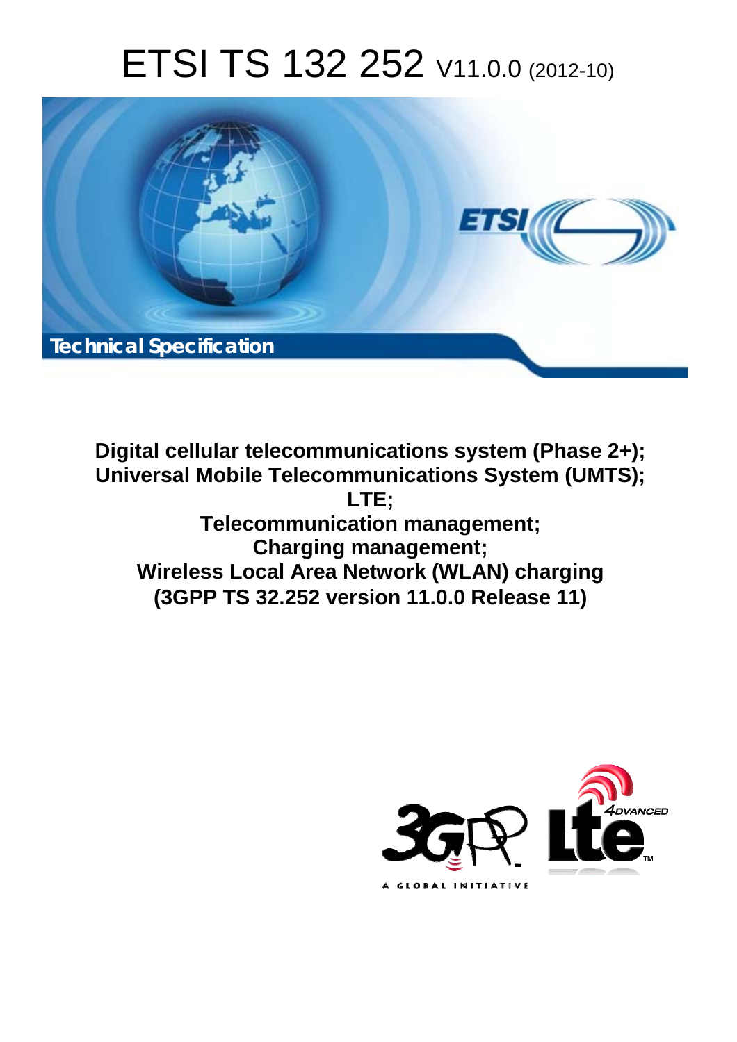# ETSI TS 132 252 V11.0.0 (2012-10)

**Technical Specification**

**Digital cellular telecommunications system (Phase 2+);**
**Universal Mobile Telecommunications System (UMTS);**
**LTE;**
**Telecommunication management;**
**Charging management;**
**Wireless Local Area Network (WLAN) charging**
**(3GPP TS 32.252 version 11.0.0 Release 11)**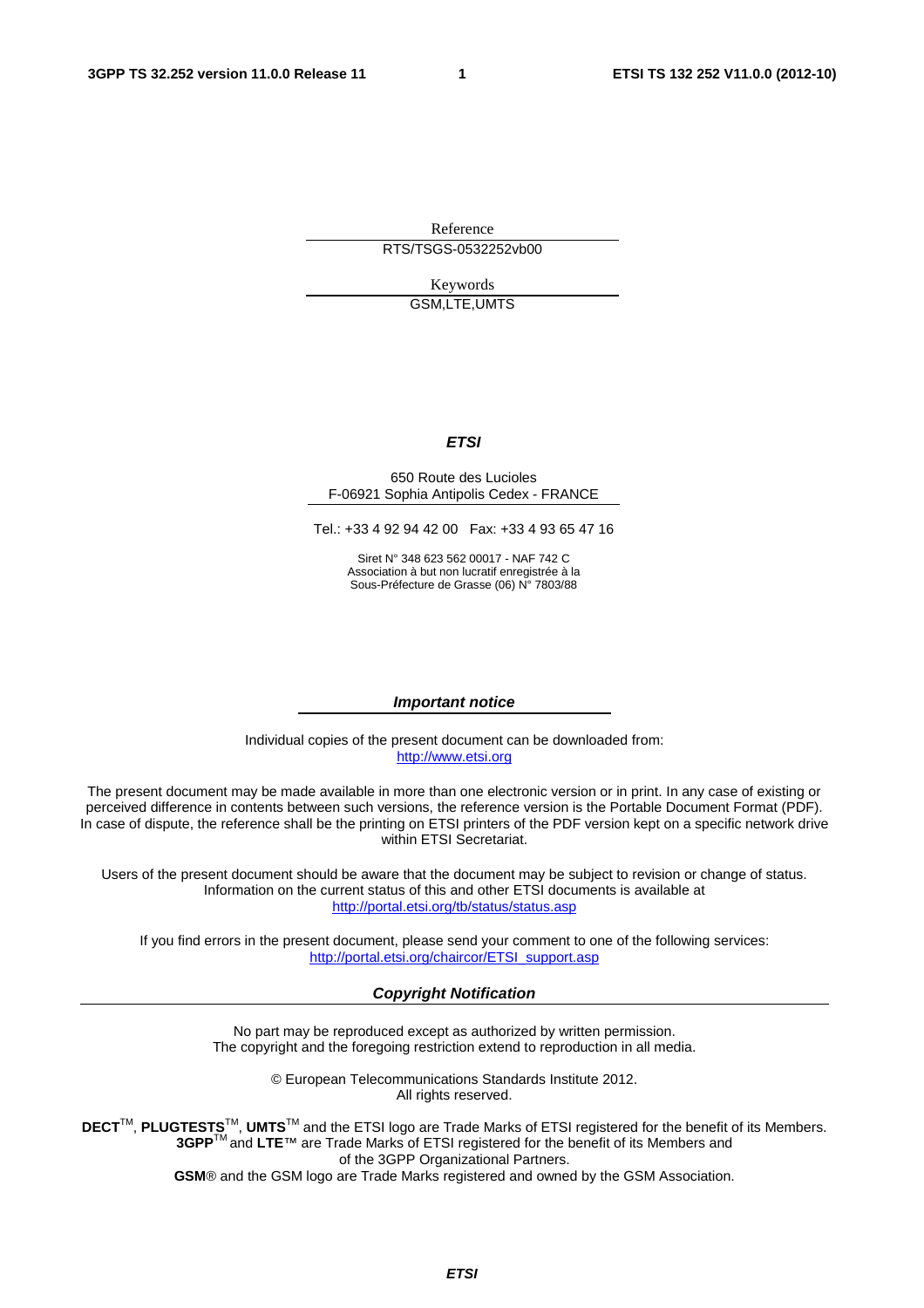Reference

RTS/TSGS-0532252vb00

Keywords

GSM,LTE,UMTS

***ETSI***

650 Route des Lucioles
F-06921 Sophia Antipolis Cedex - FRANCE

Tel.: +33 4 92 94 42 00 Fax: +33 4 93 65 47 16

Siret N° 348 623 562 00017 - NAF 742 C
Association à but non lucratif enregistrée à la
Sous-Préfecture de Grasse (06) N° 7803/88

***Important notice***

Individual copies of the present document can be downloaded from:
http://www.etsi.org

The present document may be made available in more than one electronic version or in print. In any case of existing or perceived difference in contents between such versions, the reference version is the Portable Document Format (PDF). In case of dispute, the reference shall be the printing on ETSI printers of the PDF version kept on a specific network drive within ETSI Secretariat.

Users of the present document should be aware that the document may be subject to revision or change of status. Information on the current status of this and other ETSI documents is available at
http://portal.etsi.org/tb/status/status.asp

If you find errors in the present document, please send your comment to one of the following services:
http://portal.etsi.org/chaircor/ETSI_support.asp

***Copyright Notification***

No part may be reproduced except as authorized by written permission.
The copyright and the foregoing restriction extend to reproduction in all media.

© European Telecommunications Standards Institute 2012.
All rights reserved.

**DECT**™, **PLUGTESTS**™, **UMTS**™ and the ETSI logo are Trade Marks of ETSI registered for the benefit of its Members.
**3GPP**™ and **LTE**™ are Trade Marks of ETSI registered for the benefit of its Members and of the 3GPP Organizational Partners.
**GSM**® and the GSM logo are Trade Marks registered and owned by the GSM Association.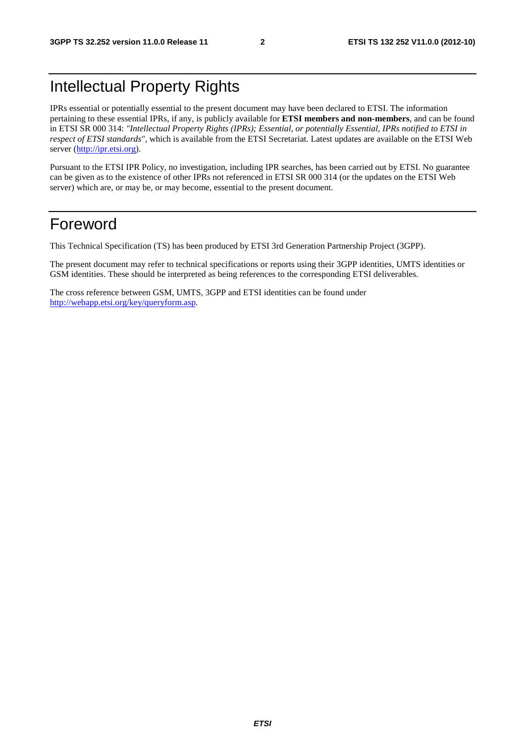# Intellectual Property Rights

IPRs essential or potentially essential to the present document may have been declared to ETSI. The information pertaining to these essential IPRs, if any, is publicly available for **ETSI members and non-members**, and can be found in ETSI SR 000 314: *"Intellectual Property Rights (IPRs); Essential, or potentially Essential, IPRs notified to ETSI in respect of ETSI standards"*, which is available from the ETSI Secretariat. Latest updates are available on the ETSI Web server (http://ipr.etsi.org).

Pursuant to the ETSI IPR Policy, no investigation, including IPR searches, has been carried out by ETSI. No guarantee can be given as to the existence of other IPRs not referenced in ETSI SR 000 314 (or the updates on the ETSI Web server) which are, or may be, or may become, essential to the present document.

# Foreword

This Technical Specification (TS) has been produced by ETSI 3rd Generation Partnership Project (3GPP).

The present document may refer to technical specifications or reports using their 3GPP identities, UMTS identities or GSM identities. These should be interpreted as being references to the corresponding ETSI deliverables.

The cross reference between GSM, UMTS, 3GPP and ETSI identities can be found under http://webapp.etsi.org/key/queryform.asp.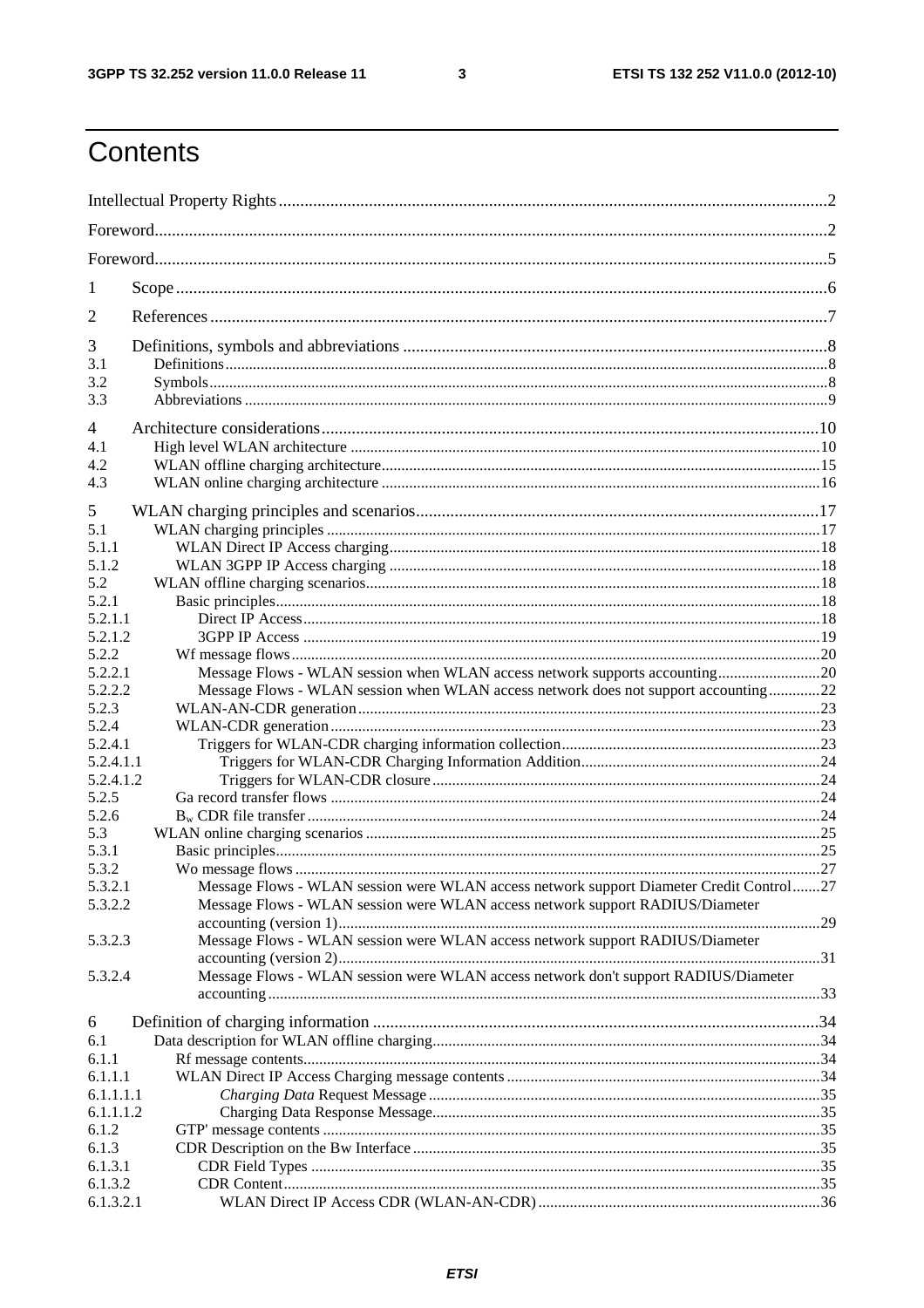# Contents

Intellectual Property Rights....................................................2

Foreword....................................................2

Foreword....................................................5

1 Scope....................................................6

2 References....................................................7

3 Definitions, symbols and abbreviations....................................................8

3.1 Definitions....................................................8

3.2 Symbols....................................................8

3.3 Abbreviations....................................................9

4 Architecture considerations....................................................10

4.1 High level WLAN architecture....................................................10

4.2 WLAN offline charging architecture....................................................15

4.3 WLAN online charging architecture....................................................16

5 WLAN charging principles and scenarios....................................................17

5.1 WLAN charging principles....................................................17

5.1.1 WLAN Direct IP Access charging....................................................18

5.1.2 WLAN 3GPP IP Access charging....................................................18

5.2 WLAN offline charging scenarios....................................................18

5.2.1 Basic principles....................................................18

5.2.1.1 Direct IP Access....................................................18

5.2.1.2 3GPP IP Access....................................................19

5.2.2 Wf message flows....................................................20

5.2.2.1 Message Flows - WLAN session when WLAN access network supports accounting....................................................20

5.2.2.2 Message Flows - WLAN session when WLAN access network does not support accounting....................................................22

5.2.3 WLAN-AN-CDR generation....................................................23

5.2.4 WLAN-CDR generation....................................................23

5.2.4.1 Triggers for WLAN-CDR charging information collection....................................................23

5.2.4.1.1 Triggers for WLAN-CDR Charging Information Addition....................................................24

5.2.4.1.2 Triggers for WLAN-CDR closure....................................................24

5.2.5 Ga record transfer flows....................................................24

5.2.6 $B_w$ CDR file transfer....................................................24

5.3 WLAN online charging scenarios....................................................25

5.3.1 Basic principles....................................................25

5.3.2 Wo message flows....................................................27

5.3.2.1 Message Flows - WLAN session were WLAN access network support Diameter Credit Control.......27

5.3.2.2 Message Flows - WLAN session were WLAN access network support RADIUS/Diameter accounting (version 1)....................................................29

5.3.2.3 Message Flows - WLAN session were WLAN access network support RADIUS/Diameter accounting (version 2)....................................................31

5.3.2.4 Message Flows - WLAN session were WLAN access network don't support RADIUS/Diameter accounting....................................................33

6 Definition of charging information....................................................34

6.1 Data description for WLAN offline charging....................................................34

6.1.1 Rf message contents....................................................34

6.1.1.1 WLAN Direct IP Access Charging message contents....................................................34

6.1.1.1.1 *Charging Data* Request Message....................................................35

6.1.1.1.2 Charging Data Response Message....................................................35

6.1.2 GTP' message contents....................................................35

6.1.3 CDR Description on the Bw Interface....................................................35

6.1.3.1 CDR Field Types....................................................35

6.1.3.2 CDR Content....................................................35

6.1.3.2.1 WLAN Direct IP Access CDR (WLAN-AN-CDR)....................................................36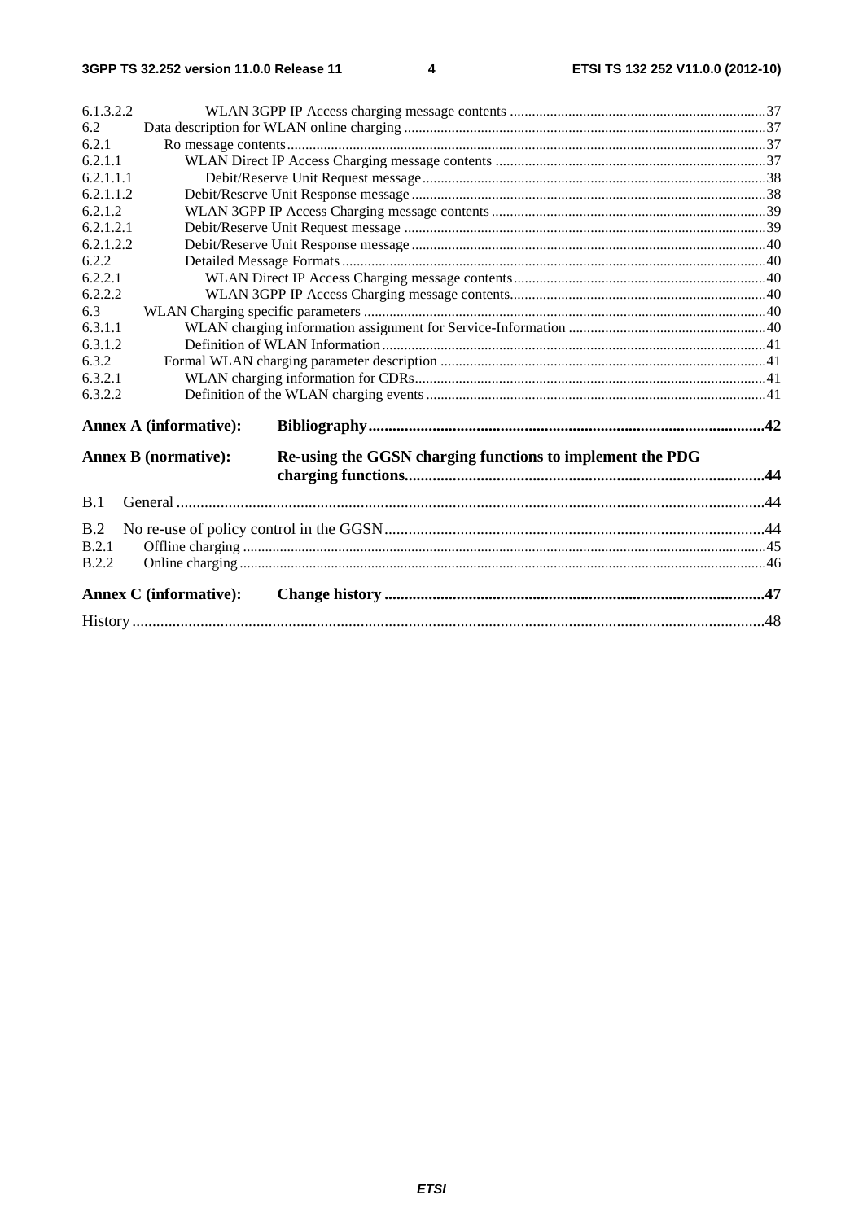6.1.3.2.2 WLAN 3GPP IP Access charging message contents ....................................................................37
6.2 Data description for WLAN online charging .................................................................................................37
6.2.1 Ro message contents.................................................................................................................................37
6.2.1.1 WLAN Direct IP Access Charging message contents ........................................................................37
6.2.1.1.1 Debit/Reserve Unit Request message............................................................................................38
6.2.1.1.2 Debit/Reserve Unit Response message ...............................................................................................38
6.2.1.2 WLAN 3GPP IP Access Charging message contents ..........................................................................39
6.2.1.2.1 Debit/Reserve Unit Request message .................................................................................................39
6.2.1.2.2 Debit/Reserve Unit Response message ...............................................................................................40
6.2.2 Detailed Message Formats .................................................................................................................40
6.2.2.1 WLAN Direct IP Access Charging message contents....................................................................40
6.2.2.2 WLAN 3GPP IP Access Charging message contents....................................................................40
6.3 WLAN Charging specific parameters ............................................................................................................40
6.3.1.1 WLAN charging information assignment for Service-Information .....................................................40
6.3.1.2 Definition of WLAN Information.......................................................................................................41
6.3.2 Formal WLAN charging parameter description .......................................................................................41
6.3.2.1 WLAN charging information for CDRs..............................................................................................41
6.3.2.2 Definition of the WLAN charging events ...........................................................................................41

**Annex A (informative): Bibliography.................................................................................................42**

**Annex B (normative): Re-using the GGSN charging functions to implement the PDG charging functions.........................................................................................44**

B.1 General ..................................................................................................................................................44

B.2 No re-use of policy control in the GGSN...............................................................................................44
B.2.1 Offline charging ............................................................................................................................................45
B.2.2 Online charging .............................................................................................................................................46

**Annex C (informative): Change history .............................................................................................47**

History ............................................................................................................................................................48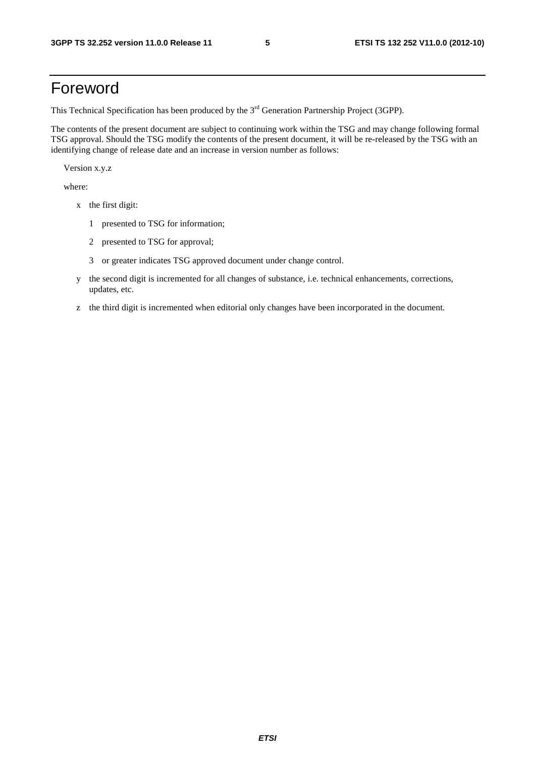# Foreword

This Technical Specification has been produced by the 3rd Generation Partnership Project (3GPP).

The contents of the present document are subject to continuing work within the TSG and may change following formal TSG approval. Should the TSG modify the contents of the present document, it will be re-released by the TSG with an identifying change of release date and an increase in version number as follows:

Version x.y.z

where:

- x the first digit:
  - 1 presented to TSG for information;
  - 2 presented to TSG for approval;
  - 3 or greater indicates TSG approved document under change control.
- y the second digit is incremented for all changes of substance, i.e. technical enhancements, corrections, updates, etc.
- z the third digit is incremented when editorial only changes have been incorporated in the document.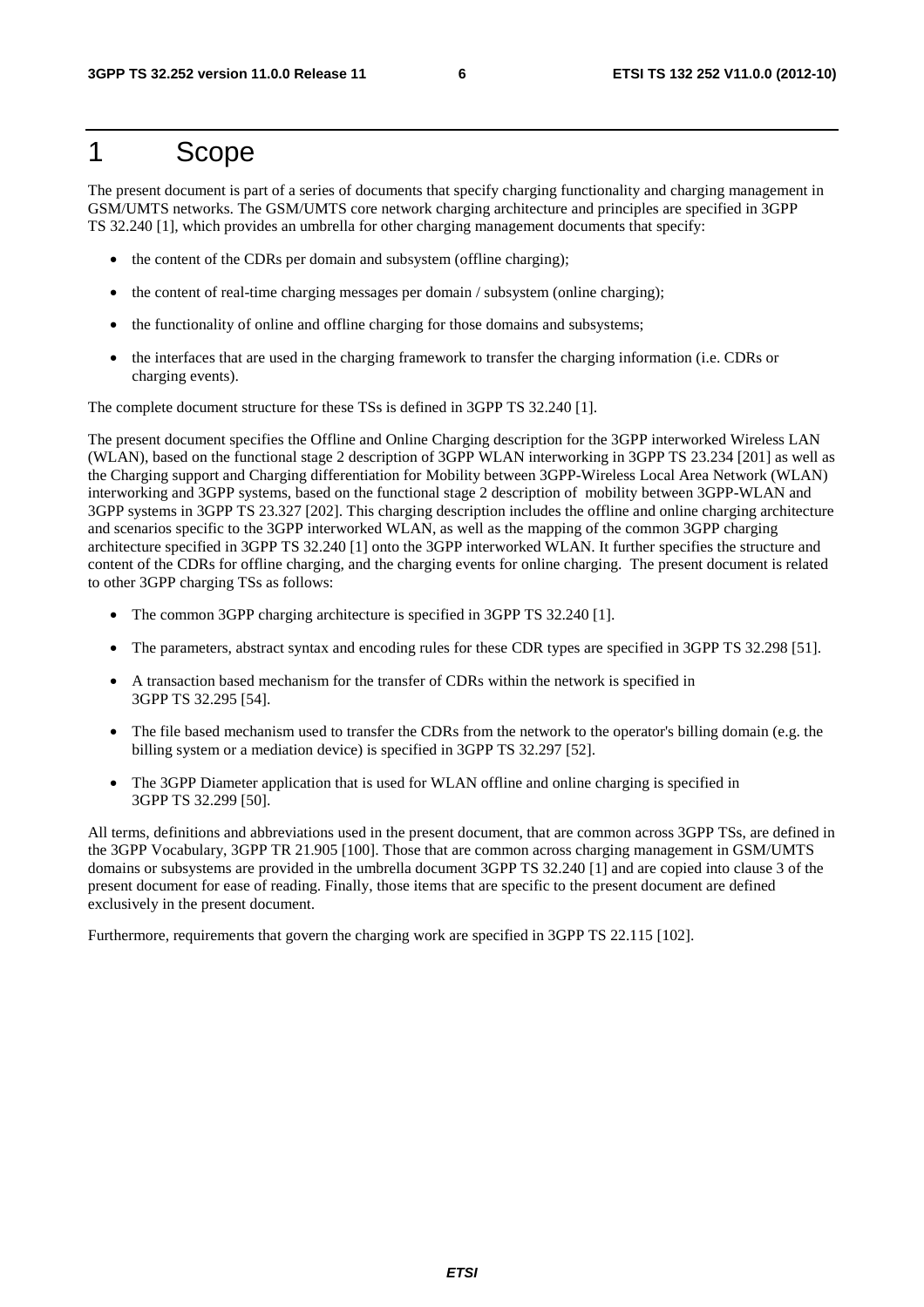# 1 Scope

The present document is part of a series of documents that specify charging functionality and charging management in GSM/UMTS networks. The GSM/UMTS core network charging architecture and principles are specified in 3GPP TS 32.240 [1], which provides an umbrella for other charging management documents that specify:

- the content of the CDRs per domain and subsystem (offline charging);
- the content of real-time charging messages per domain / subsystem (online charging);
- the functionality of online and offline charging for those domains and subsystems;
- the interfaces that are used in the charging framework to transfer the charging information (i.e. CDRs or charging events).

The complete document structure for these TSs is defined in 3GPP TS 32.240 [1].

The present document specifies the Offline and Online Charging description for the 3GPP interworked Wireless LAN (WLAN), based on the functional stage 2 description of 3GPP WLAN interworking in 3GPP TS 23.234 [201] as well as the Charging support and Charging differentiation for Mobility between 3GPP-Wireless Local Area Network (WLAN) interworking and 3GPP systems, based on the functional stage 2 description of mobility between 3GPP-WLAN and 3GPP systems in 3GPP TS 23.327 [202]. This charging description includes the offline and online charging architecture and scenarios specific to the 3GPP interworked WLAN, as well as the mapping of the common 3GPP charging architecture specified in 3GPP TS 32.240 [1] onto the 3GPP interworked WLAN. It further specifies the structure and content of the CDRs for offline charging, and the charging events for online charging. The present document is related to other 3GPP charging TSs as follows:

- The common 3GPP charging architecture is specified in 3GPP TS 32.240 [1].
- The parameters, abstract syntax and encoding rules for these CDR types are specified in 3GPP TS 32.298 [51].
- A transaction based mechanism for the transfer of CDRs within the network is specified in 3GPP TS 32.295 [54].
- The file based mechanism used to transfer the CDRs from the network to the operator's billing domain (e.g. the billing system or a mediation device) is specified in 3GPP TS 32.297 [52].
- The 3GPP Diameter application that is used for WLAN offline and online charging is specified in 3GPP TS 32.299 [50].

All terms, definitions and abbreviations used in the present document, that are common across 3GPP TSs, are defined in the 3GPP Vocabulary, 3GPP TR 21.905 [100]. Those that are common across charging management in GSM/UMTS domains or subsystems are provided in the umbrella document 3GPP TS 32.240 [1] and are copied into clause 3 of the present document for ease of reading. Finally, those items that are specific to the present document are defined exclusively in the present document.

Furthermore, requirements that govern the charging work are specified in 3GPP TS 22.115 [102].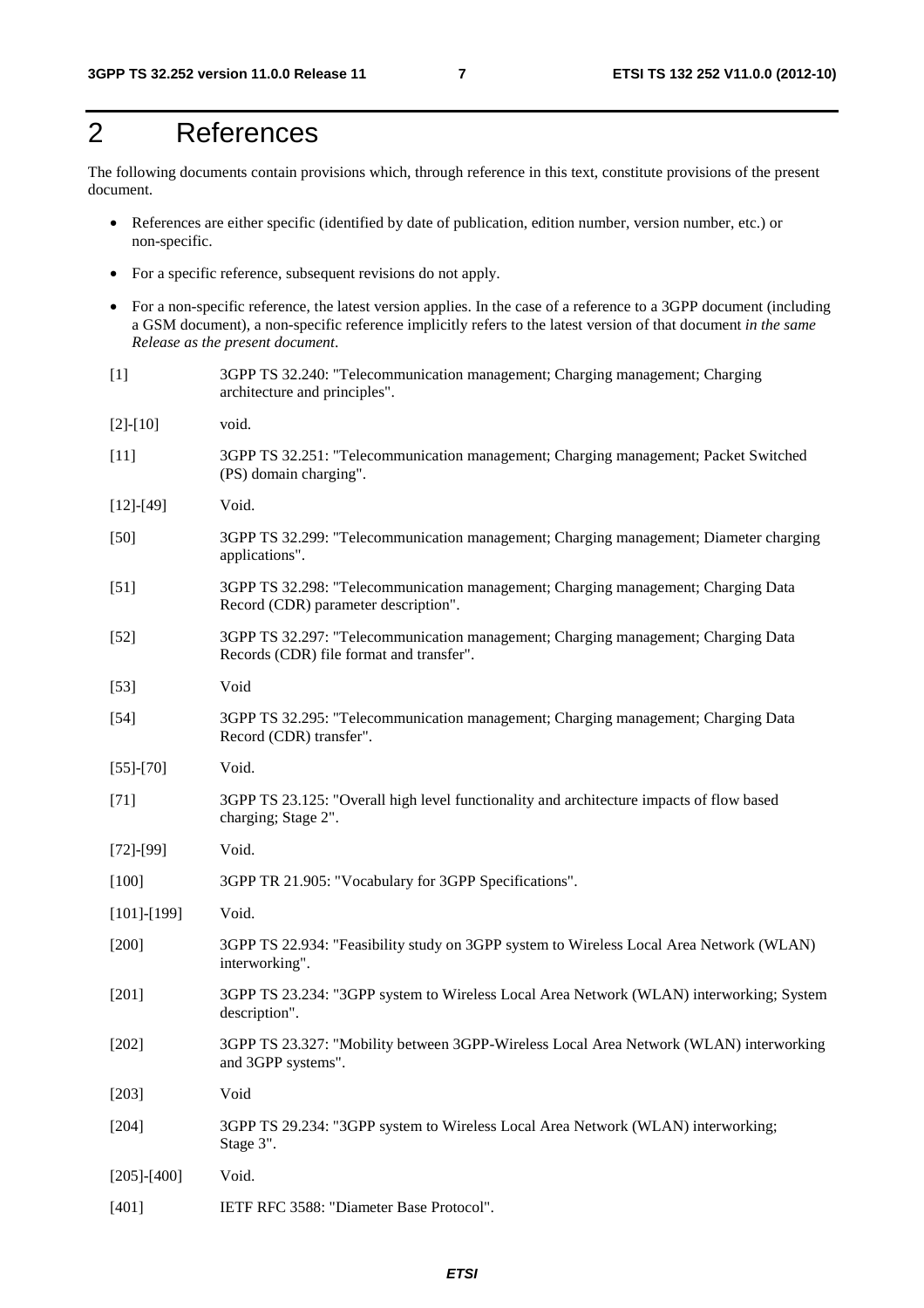# 2 References

The following documents contain provisions which, through reference in this text, constitute provisions of the present document.

- References are either specific (identified by date of publication, edition number, version number, etc.) or non-specific.
- For a specific reference, subsequent revisions do not apply.
- For a non-specific reference, the latest version applies. In the case of a reference to a 3GPP document (including a GSM document), a non-specific reference implicitly refers to the latest version of that document *in the same Release as the present document*.

[1] 3GPP TS 32.240: "Telecommunication management; Charging management; Charging architecture and principles".

[2]-[10] void.

[11] 3GPP TS 32.251: "Telecommunication management; Charging management; Packet Switched (PS) domain charging".

[12]-[49] Void.

[50] 3GPP TS 32.299: "Telecommunication management; Charging management; Diameter charging applications".

[51] 3GPP TS 32.298: "Telecommunication management; Charging management; Charging Data Record (CDR) parameter description".

[52] 3GPP TS 32.297: "Telecommunication management; Charging management; Charging Data Records (CDR) file format and transfer".

[53] Void

[54] 3GPP TS 32.295: "Telecommunication management; Charging management; Charging Data Record (CDR) transfer".

[55]-[70] Void.

[71] 3GPP TS 23.125: "Overall high level functionality and architecture impacts of flow based charging; Stage 2".

[72]-[99] Void.

[100] 3GPP TR 21.905: "Vocabulary for 3GPP Specifications".

[101]-[199] Void.

[200] 3GPP TS 22.934: "Feasibility study on 3GPP system to Wireless Local Area Network (WLAN) interworking".

[201] 3GPP TS 23.234: "3GPP system to Wireless Local Area Network (WLAN) interworking; System description".

[202] 3GPP TS 23.327: "Mobility between 3GPP-Wireless Local Area Network (WLAN) interworking and 3GPP systems".

[203] Void

[204] 3GPP TS 29.234: "3GPP system to Wireless Local Area Network (WLAN) interworking; Stage 3".

[205]-[400] Void.

[401] IETF RFC 3588: "Diameter Base Protocol".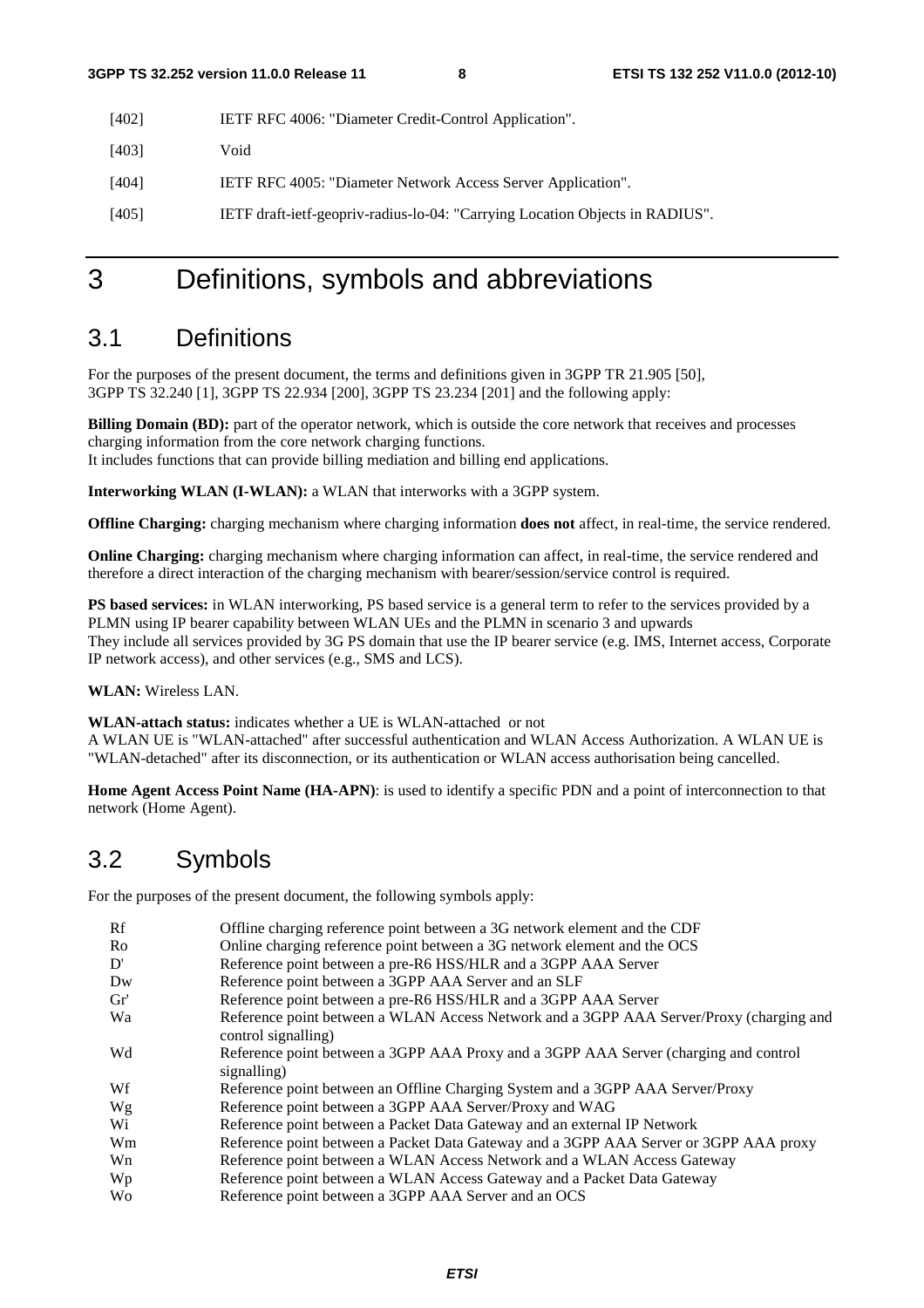[402] IETF RFC 4006: "Diameter Credit-Control Application".

[403] Void

[404] IETF RFC 4005: "Diameter Network Access Server Application".

[405] IETF draft-ietf-geopriv-radius-lo-04: "Carrying Location Objects in RADIUS".

# 3 Definitions, symbols and abbreviations

## 3.1 Definitions

For the purposes of the present document, the terms and definitions given in 3GPP TR 21.905 [50], 3GPP TS 32.240 [1], 3GPP TS 22.934 [200], 3GPP TS 23.234 [201] and the following apply:

**Billing Domain (BD):** part of the operator network, which is outside the core network that receives and processes charging information from the core network charging functions.
It includes functions that can provide billing mediation and billing end applications.

**Interworking WLAN (I-WLAN):** a WLAN that interworks with a 3GPP system.

**Offline Charging:** charging mechanism where charging information **does not** affect, in real-time, the service rendered.

**Online Charging:** charging mechanism where charging information can affect, in real-time, the service rendered and therefore a direct interaction of the charging mechanism with bearer/session/service control is required.

**PS based services:** in WLAN interworking, PS based service is a general term to refer to the services provided by a PLMN using IP bearer capability between WLAN UEs and the PLMN in scenario 3 and upwards
They include all services provided by 3G PS domain that use the IP bearer service (e.g. IMS, Internet access, Corporate IP network access), and other services (e.g., SMS and LCS).

**WLAN:** Wireless LAN.

**WLAN-attach status:** indicates whether a UE is WLAN-attached or not
A WLAN UE is "WLAN-attached" after successful authentication and WLAN Access Authorization. A WLAN UE is "WLAN-detached" after its disconnection, or its authentication or WLAN access authorisation being cancelled.

**Home Agent Access Point Name (HA-APN)**: is used to identify a specific PDN and a point of interconnection to that network (Home Agent).

## 3.2 Symbols

For the purposes of the present document, the following symbols apply:

Rf Offline charging reference point between a 3G network element and the CDF
Ro Online charging reference point between a 3G network element and the OCS
D' Reference point between a pre-R6 HSS/HLR and a 3GPP AAA Server
Dw Reference point between a 3GPP AAA Server and an SLF
Gr' Reference point between a pre-R6 HSS/HLR and a 3GPP AAA Server
Wa Reference point between a WLAN Access Network and a 3GPP AAA Server/Proxy (charging and control signalling)
Wd Reference point between a 3GPP AAA Proxy and a 3GPP AAA Server (charging and control signalling)
Wf Reference point between an Offline Charging System and a 3GPP AAA Server/Proxy
Wg Reference point between a 3GPP AAA Server/Proxy and WAG
Wi Reference point between a Packet Data Gateway and an external IP Network
Wm Reference point between a Packet Data Gateway and a 3GPP AAA Server or 3GPP AAA proxy
Wn Reference point between a WLAN Access Network and a WLAN Access Gateway
Wp Reference point between a WLAN Access Gateway and a Packet Data Gateway
Wo Reference point between a 3GPP AAA Server and an OCS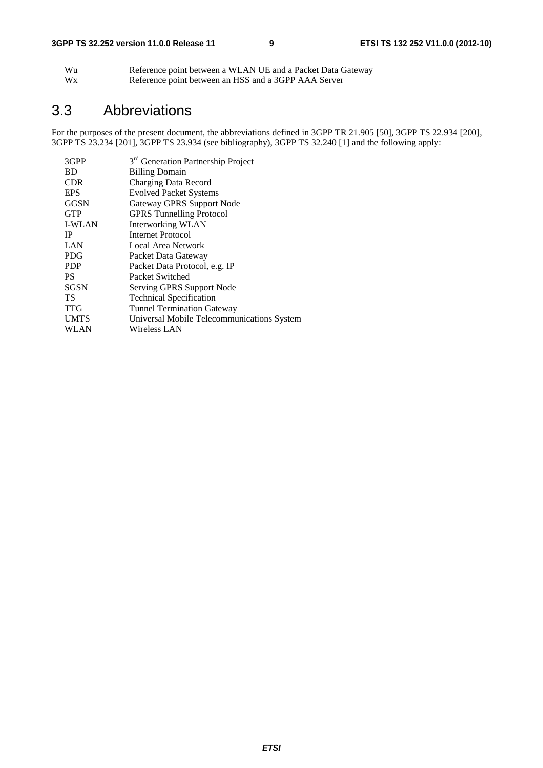| | |
|---|---|
| Wu | Reference point between a WLAN UE and a Packet Data Gateway |
| Wx | Reference point between an HSS and a 3GPP AAA Server |

## 3.3 Abbreviations

For the purposes of the present document, the abbreviations defined in 3GPP TR 21.905 [50], 3GPP TS 22.934 [200], 3GPP TS 23.234 [201], 3GPP TS 23.934 (see bibliography), 3GPP TS 32.240 [1] and the following apply:

| | |
|---|---|
| 3GPP | 3rd Generation Partnership Project |
| BD | Billing Domain |
| CDR | Charging Data Record |
| EPS | Evolved Packet Systems |
| GGSN | Gateway GPRS Support Node |
| GTP | GPRS Tunnelling Protocol |
| I-WLAN | Interworking WLAN |
| IP | Internet Protocol |
| LAN | Local Area Network |
| PDG | Packet Data Gateway |
| PDP | Packet Data Protocol, e.g. IP |
| PS | Packet Switched |
| SGSN | Serving GPRS Support Node |
| TS | Technical Specification |
| TTG | Tunnel Termination Gateway |
| UMTS | Universal Mobile Telecommunications System |
| WLAN | Wireless LAN |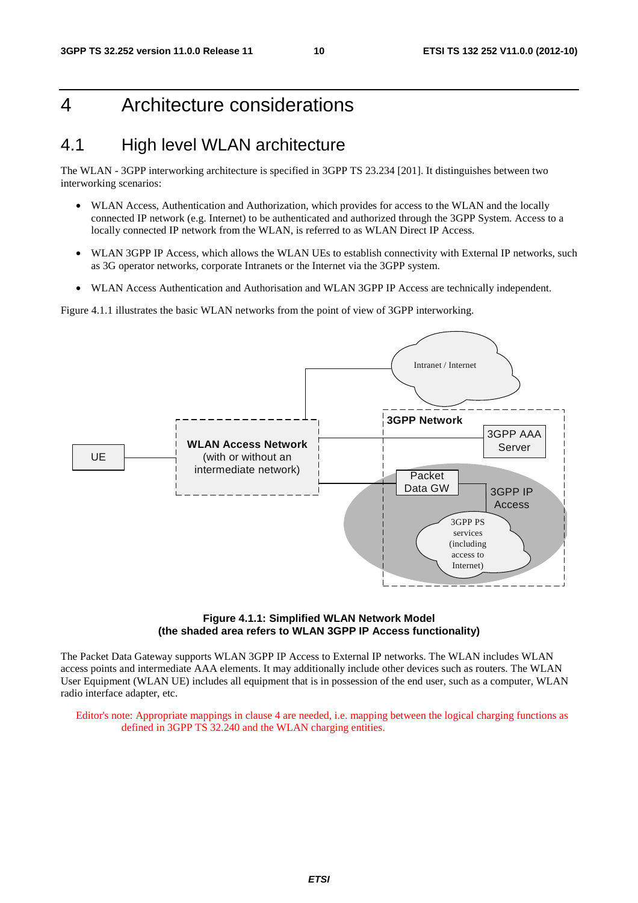# 4 Architecture considerations

## 4.1 High level WLAN architecture

The WLAN - 3GPP interworking architecture is specified in 3GPP TS 23.234 [201]. It distinguishes between two interworking scenarios:

- WLAN Access, Authentication and Authorization, which provides for access to the WLAN and the locally connected IP network (e.g. Internet) to be authenticated and authorized through the 3GPP System. Access to a locally connected IP network from the WLAN, is referred to as WLAN Direct IP Access.
- WLAN 3GPP IP Access, which allows the WLAN UEs to establish connectivity with External IP networks, such as 3G operator networks, corporate Intranets or the Internet via the 3GPP system.
- WLAN Access Authentication and Authorisation and WLAN 3GPP IP Access are technically independent.

Figure 4.1.1 illustrates the basic WLAN networks from the point of view of 3GPP interworking.

**Figure 4.1.1: Simplified WLAN Network Model (the shaded area refers to WLAN 3GPP IP Access functionality)**

The Packet Data Gateway supports WLAN 3GPP IP Access to External IP networks. The WLAN includes WLAN access points and intermediate AAA elements. It may additionally include other devices such as routers. The WLAN User Equipment (WLAN UE) includes all equipment that is in possession of the end user, such as a computer, WLAN radio interface adapter, etc.

Editor's note: Appropriate mappings in clause 4 are needed, i.e. mapping between the logical charging functions as defined in 3GPP TS 32.240 and the WLAN charging entities.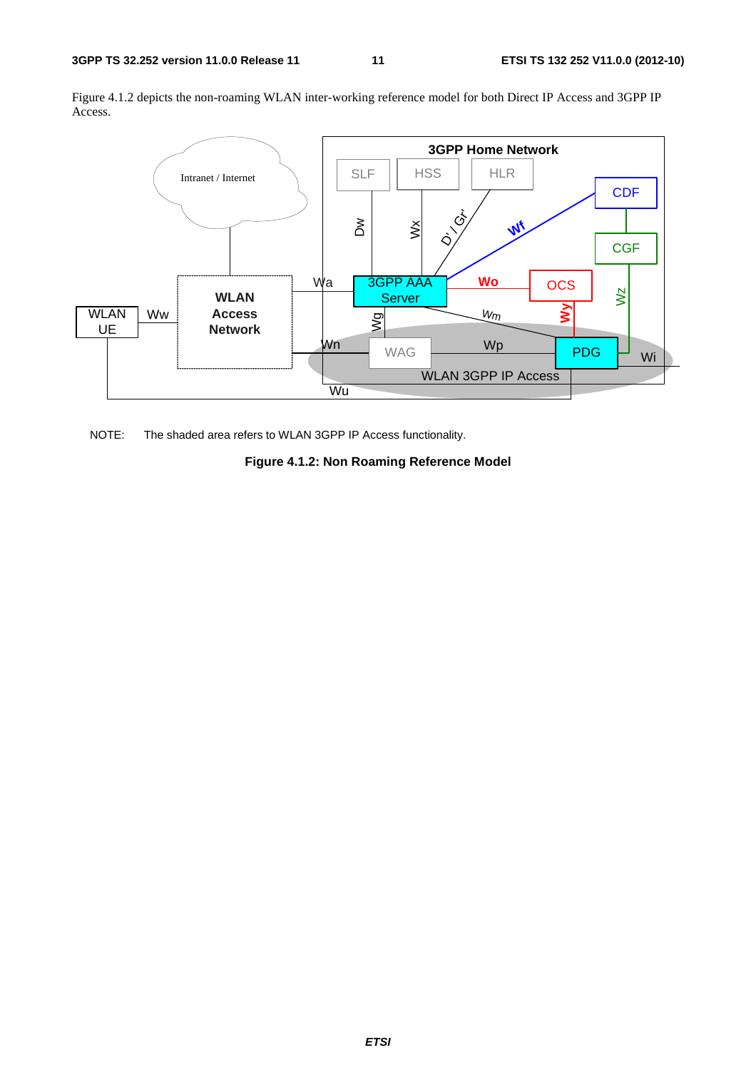Figure 4.1.2 depicts the non-roaming WLAN inter-working reference model for both Direct IP Access and 3GPP IP Access.

NOTE: The shaded area refers to WLAN 3GPP IP Access functionality.

**Figure 4.1.2: Non Roaming Reference Model**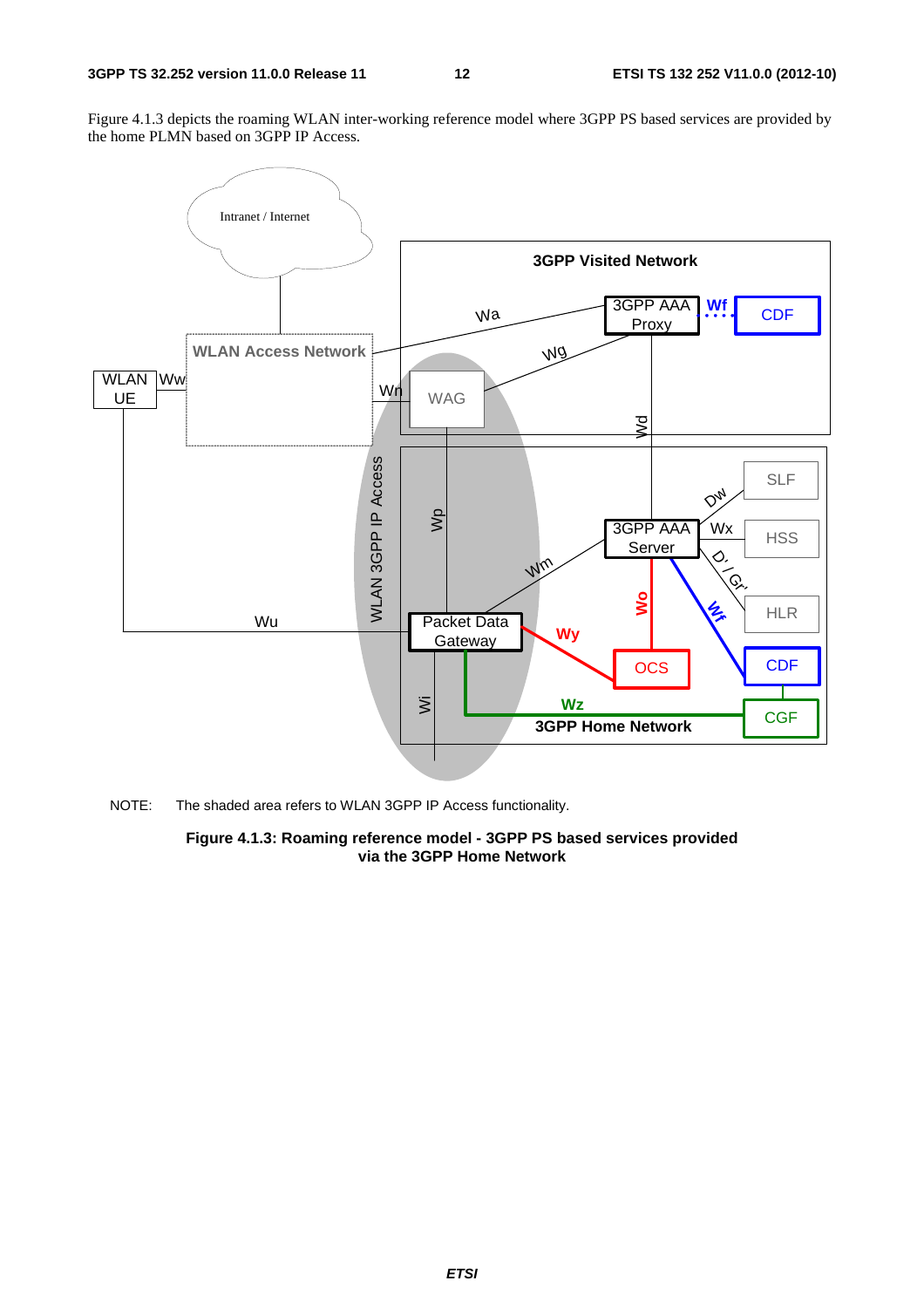Figure 4.1.3 depicts the roaming WLAN inter-working reference model where 3GPP PS based services are provided by the home PLMN based on 3GPP IP Access.

NOTE: The shaded area refers to WLAN 3GPP IP Access functionality.

**Figure 4.1.3: Roaming reference model - 3GPP PS based services provided via the 3GPP Home Network**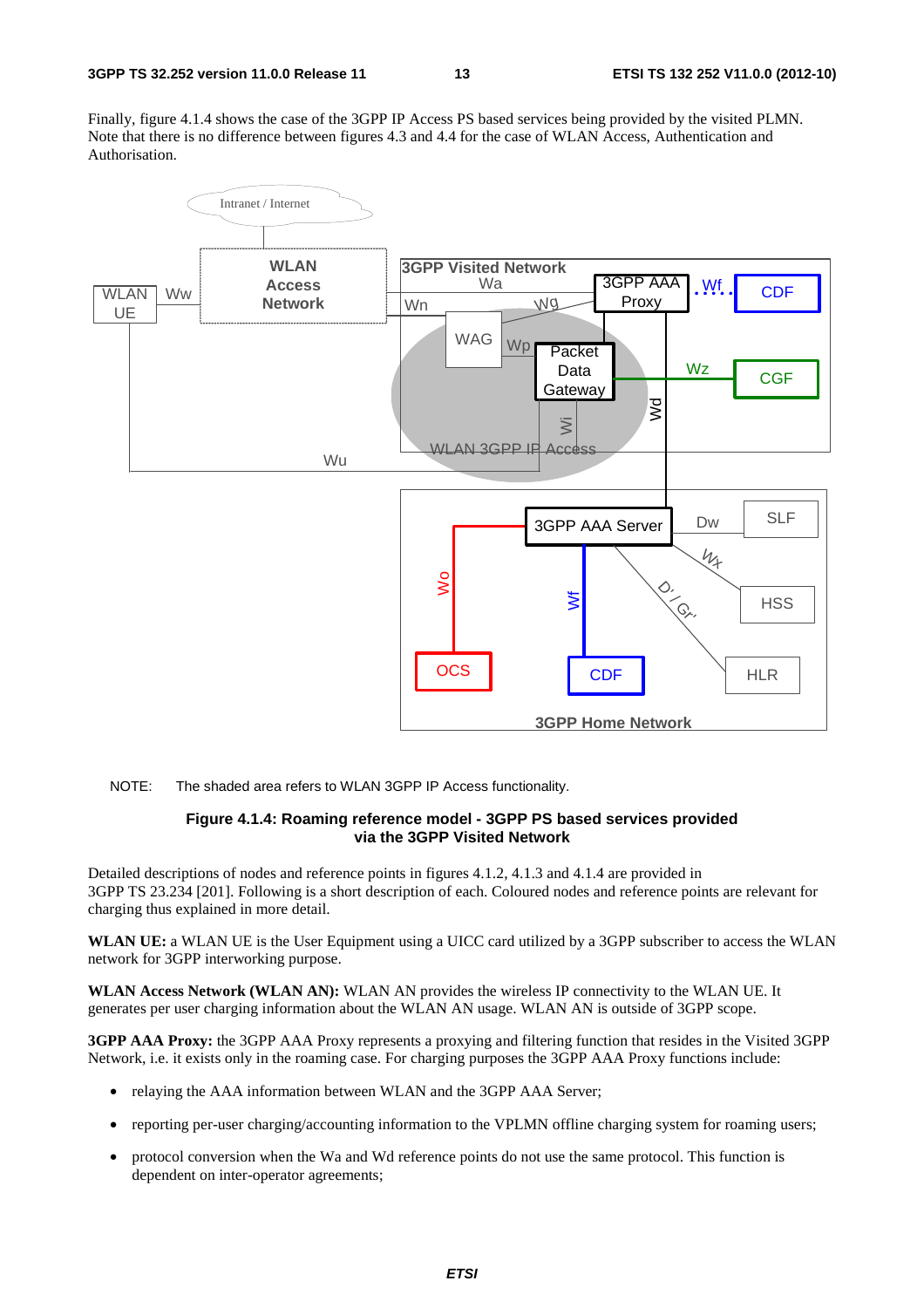Finally, figure 4.1.4 shows the case of the 3GPP IP Access PS based services being provided by the visited PLMN. Note that there is no difference between figures 4.3 and 4.4 for the case of WLAN Access, Authentication and Authorisation.

NOTE: The shaded area refers to WLAN 3GPP IP Access functionality.

**Figure 4.1.4: Roaming reference model - 3GPP PS based services provided via the 3GPP Visited Network**

Detailed descriptions of nodes and reference points in figures 4.1.2, 4.1.3 and 4.1.4 are provided in 3GPP TS 23.234 [201]. Following is a short description of each. Coloured nodes and reference points are relevant for charging thus explained in more detail.

**WLAN UE:** a WLAN UE is the User Equipment using a UICC card utilized by a 3GPP subscriber to access the WLAN network for 3GPP interworking purpose.

**WLAN Access Network (WLAN AN):** WLAN AN provides the wireless IP connectivity to the WLAN UE. It generates per user charging information about the WLAN AN usage. WLAN AN is outside of 3GPP scope.

**3GPP AAA Proxy:** the 3GPP AAA Proxy represents a proxying and filtering function that resides in the Visited 3GPP Network, i.e. it exists only in the roaming case. For charging purposes the 3GPP AAA Proxy functions include:

- relaying the AAA information between WLAN and the 3GPP AAA Server;
- reporting per-user charging/accounting information to the VPLMN offline charging system for roaming users;
- protocol conversion when the Wa and Wd reference points do not use the same protocol. This function is dependent on inter-operator agreements;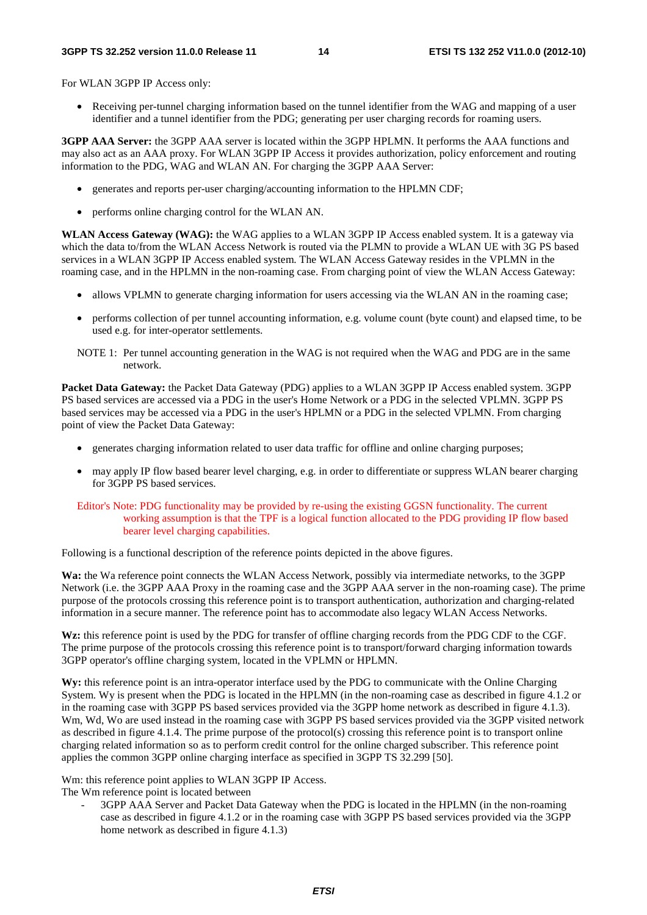For WLAN 3GPP IP Access only:

- Receiving per-tunnel charging information based on the tunnel identifier from the WAG and mapping of a user identifier and a tunnel identifier from the PDG; generating per user charging records for roaming users.

**3GPP AAA Server:** the 3GPP AAA server is located within the 3GPP HPLMN. It performs the AAA functions and may also act as an AAA proxy. For WLAN 3GPP IP Access it provides authorization, policy enforcement and routing information to the PDG, WAG and WLAN AN. For charging the 3GPP AAA Server:

- generates and reports per-user charging/accounting information to the HPLMN CDF;
- performs online charging control for the WLAN AN.

**WLAN Access Gateway (WAG):** the WAG applies to a WLAN 3GPP IP Access enabled system. It is a gateway via which the data to/from the WLAN Access Network is routed via the PLMN to provide a WLAN UE with 3G PS based services in a WLAN 3GPP IP Access enabled system. The WLAN Access Gateway resides in the VPLMN in the roaming case, and in the HPLMN in the non-roaming case. From charging point of view the WLAN Access Gateway:

- allows VPLMN to generate charging information for users accessing via the WLAN AN in the roaming case;
- performs collection of per tunnel accounting information, e.g. volume count (byte count) and elapsed time, to be used e.g. for inter-operator settlements.

NOTE 1: Per tunnel accounting generation in the WAG is not required when the WAG and PDG are in the same network.

**Packet Data Gateway:** the Packet Data Gateway (PDG) applies to a WLAN 3GPP IP Access enabled system. 3GPP PS based services are accessed via a PDG in the user's Home Network or a PDG in the selected VPLMN. 3GPP PS based services may be accessed via a PDG in the user's HPLMN or a PDG in the selected VPLMN. From charging point of view the Packet Data Gateway:

- generates charging information related to user data traffic for offline and online charging purposes;
- may apply IP flow based bearer level charging, e.g. in order to differentiate or suppress WLAN bearer charging for 3GPP PS based services.

Editor's Note: PDG functionality may be provided by re-using the existing GGSN functionality. The current working assumption is that the TPF is a logical function allocated to the PDG providing IP flow based bearer level charging capabilities.

Following is a functional description of the reference points depicted in the above figures.

**Wa:** the Wa reference point connects the WLAN Access Network, possibly via intermediate networks, to the 3GPP Network (i.e. the 3GPP AAA Proxy in the roaming case and the 3GPP AAA server in the non-roaming case). The prime purpose of the protocols crossing this reference point is to transport authentication, authorization and charging-related information in a secure manner. The reference point has to accommodate also legacy WLAN Access Networks.

**Wz:** this reference point is used by the PDG for transfer of offline charging records from the PDG CDF to the CGF. The prime purpose of the protocols crossing this reference point is to transport/forward charging information towards 3GPP operator's offline charging system, located in the VPLMN or HPLMN.

**Wy:** this reference point is an intra-operator interface used by the PDG to communicate with the Online Charging System. Wy is present when the PDG is located in the HPLMN (in the non-roaming case as described in figure 4.1.2 or in the roaming case with 3GPP PS based services provided via the 3GPP home network as described in figure 4.1.3). Wm, Wd, Wo are used instead in the roaming case with 3GPP PS based services provided via the 3GPP visited network as described in figure 4.1.4. The prime purpose of the protocol(s) crossing this reference point is to transport online charging related information so as to perform credit control for the online charged subscriber. This reference point applies the common 3GPP online charging interface as specified in 3GPP TS 32.299 [50].

Wm: this reference point applies to WLAN 3GPP IP Access.
The Wm reference point is located between

- 3GPP AAA Server and Packet Data Gateway when the PDG is located in the HPLMN (in the non-roaming case as described in figure 4.1.2 or in the roaming case with 3GPP PS based services provided via the 3GPP home network as described in figure 4.1.3)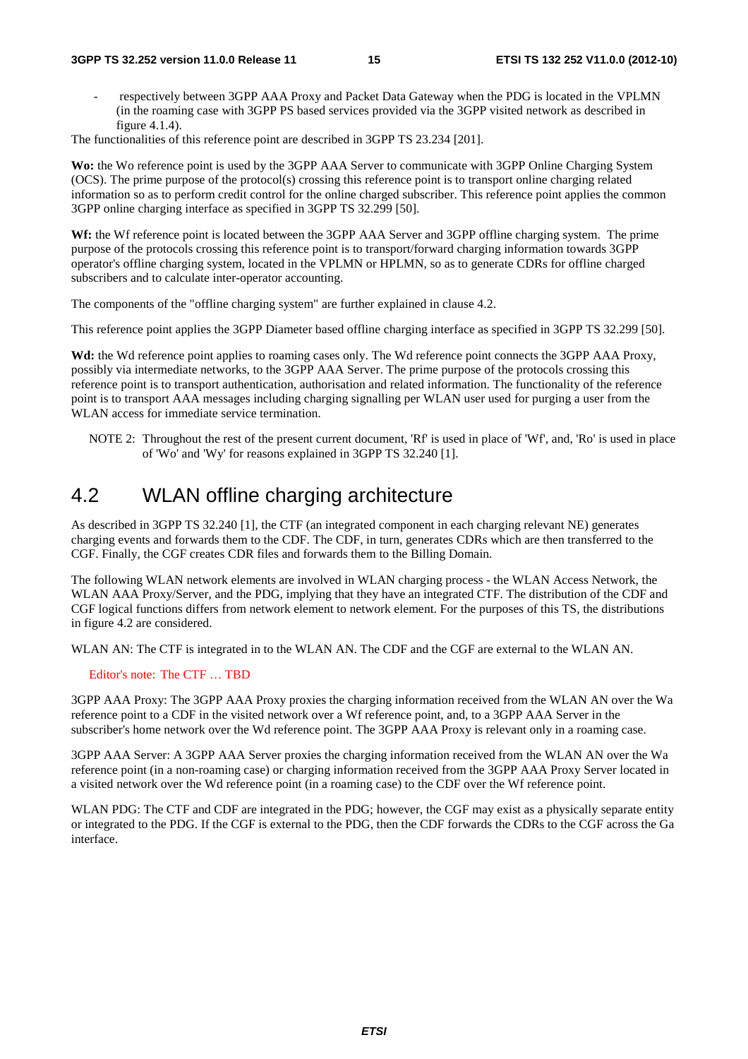- respectively between 3GPP AAA Proxy and Packet Data Gateway when the PDG is located in the VPLMN (in the roaming case with 3GPP PS based services provided via the 3GPP visited network as described in figure 4.1.4).

The functionalities of this reference point are described in 3GPP TS 23.234 [201].

**Wo:** the Wo reference point is used by the 3GPP AAA Server to communicate with 3GPP Online Charging System (OCS). The prime purpose of the protocol(s) crossing this reference point is to transport online charging related information so as to perform credit control for the online charged subscriber. This reference point applies the common 3GPP online charging interface as specified in 3GPP TS 32.299 [50].

**Wf:** the Wf reference point is located between the 3GPP AAA Server and 3GPP offline charging system. The prime purpose of the protocols crossing this reference point is to transport/forward charging information towards 3GPP operator's offline charging system, located in the VPLMN or HPLMN, so as to generate CDRs for offline charged subscribers and to calculate inter-operator accounting.

The components of the "offline charging system" are further explained in clause 4.2.

This reference point applies the 3GPP Diameter based offline charging interface as specified in 3GPP TS 32.299 [50].

**Wd:** the Wd reference point applies to roaming cases only. The Wd reference point connects the 3GPP AAA Proxy, possibly via intermediate networks, to the 3GPP AAA Server. The prime purpose of the protocols crossing this reference point is to transport authentication, authorisation and related information. The functionality of the reference point is to transport AAA messages including charging signalling per WLAN user used for purging a user from the WLAN access for immediate service termination.

NOTE 2: Throughout the rest of the present current document, 'Rf' is used in place of 'Wf', and, 'Ro' is used in place of 'Wo' and 'Wy' for reasons explained in 3GPP TS 32.240 [1].

## 4.2 WLAN offline charging architecture

As described in 3GPP TS 32.240 [1], the CTF (an integrated component in each charging relevant NE) generates charging events and forwards them to the CDF. The CDF, in turn, generates CDRs which are then transferred to the CGF. Finally, the CGF creates CDR files and forwards them to the Billing Domain.

The following WLAN network elements are involved in WLAN charging process - the WLAN Access Network, the WLAN AAA Proxy/Server, and the PDG, implying that they have an integrated CTF. The distribution of the CDF and CGF logical functions differs from network element to network element. For the purposes of this TS, the distributions in figure 4.2 are considered.

WLAN AN: The CTF is integrated in to the WLAN AN. The CDF and the CGF are external to the WLAN AN.

Editor's note: The CTF … TBD

3GPP AAA Proxy: The 3GPP AAA Proxy proxies the charging information received from the WLAN AN over the Wa reference point to a CDF in the visited network over a Wf reference point, and, to a 3GPP AAA Server in the subscriber's home network over the Wd reference point. The 3GPP AAA Proxy is relevant only in a roaming case.

3GPP AAA Server: A 3GPP AAA Server proxies the charging information received from the WLAN AN over the Wa reference point (in a non-roaming case) or charging information received from the 3GPP AAA Proxy Server located in a visited network over the Wd reference point (in a roaming case) to the CDF over the Wf reference point.

WLAN PDG: The CTF and CDF are integrated in the PDG; however, the CGF may exist as a physically separate entity or integrated to the PDG. If the CGF is external to the PDG, then the CDF forwards the CDRs to the CGF across the Ga interface.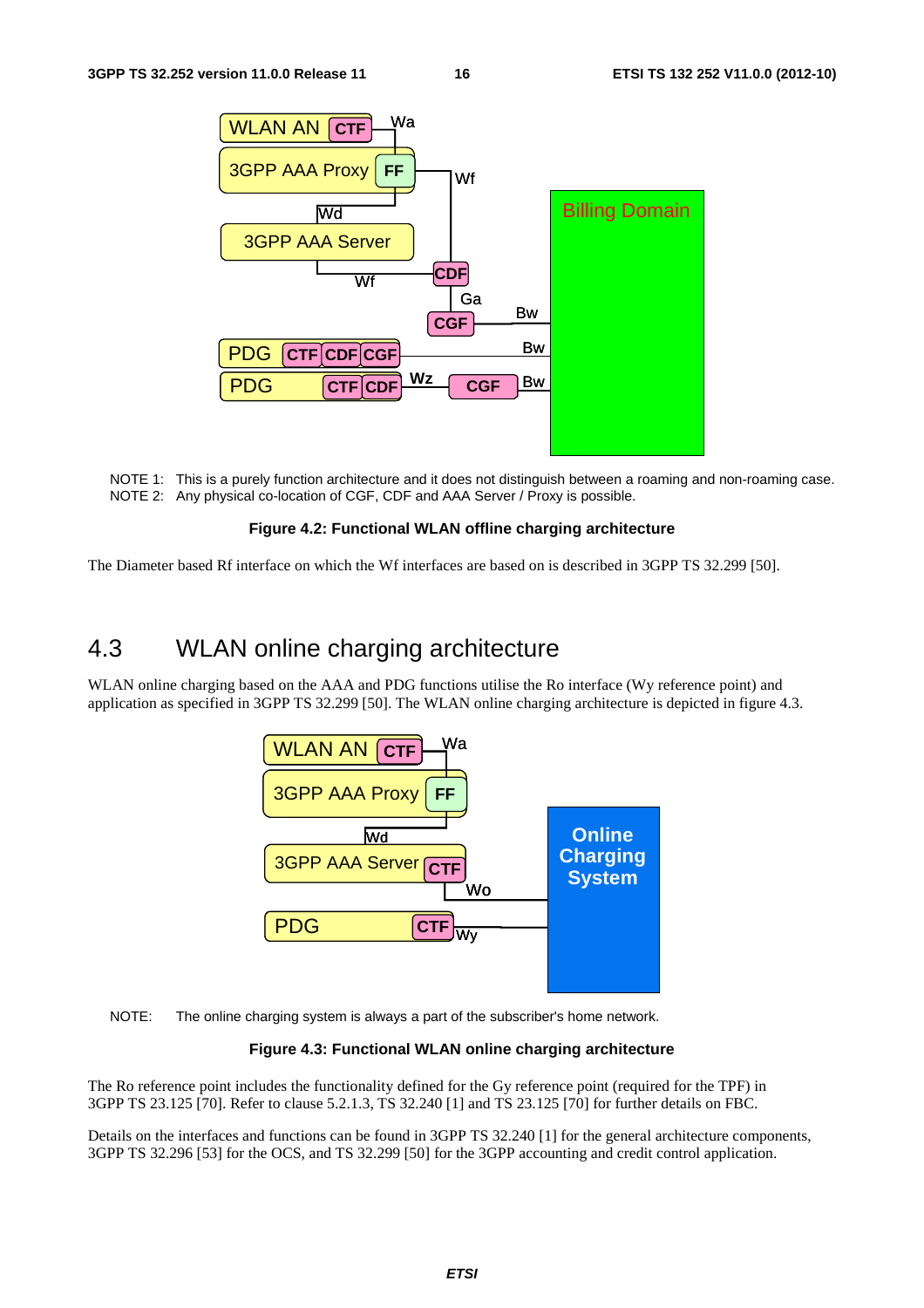NOTE 1: This is a purely function architecture and it does not distinguish between a roaming and non-roaming case.
NOTE 2: Any physical co-location of CGF, CDF and AAA Server / Proxy is possible.

**Figure 4.2: Functional WLAN offline charging architecture**

The Diameter based Rf interface on which the Wf interfaces are based on is described in 3GPP TS 32.299 [50].

## 4.3 WLAN online charging architecture

WLAN online charging based on the AAA and PDG functions utilise the Ro interface (Wy reference point) and application as specified in 3GPP TS 32.299 [50]. The WLAN online charging architecture is depicted in figure 4.3.

NOTE: The online charging system is always a part of the subscriber's home network.

**Figure 4.3: Functional WLAN online charging architecture**

The Ro reference point includes the functionality defined for the Gy reference point (required for the TPF) in 3GPP TS 23.125 [70]. Refer to clause 5.2.1.3, TS 32.240 [1] and TS 23.125 [70] for further details on FBC.

Details on the interfaces and functions can be found in 3GPP TS 32.240 [1] for the general architecture components, 3GPP TS 32.296 [53] for the OCS, and TS 32.299 [50] for the 3GPP accounting and credit control application.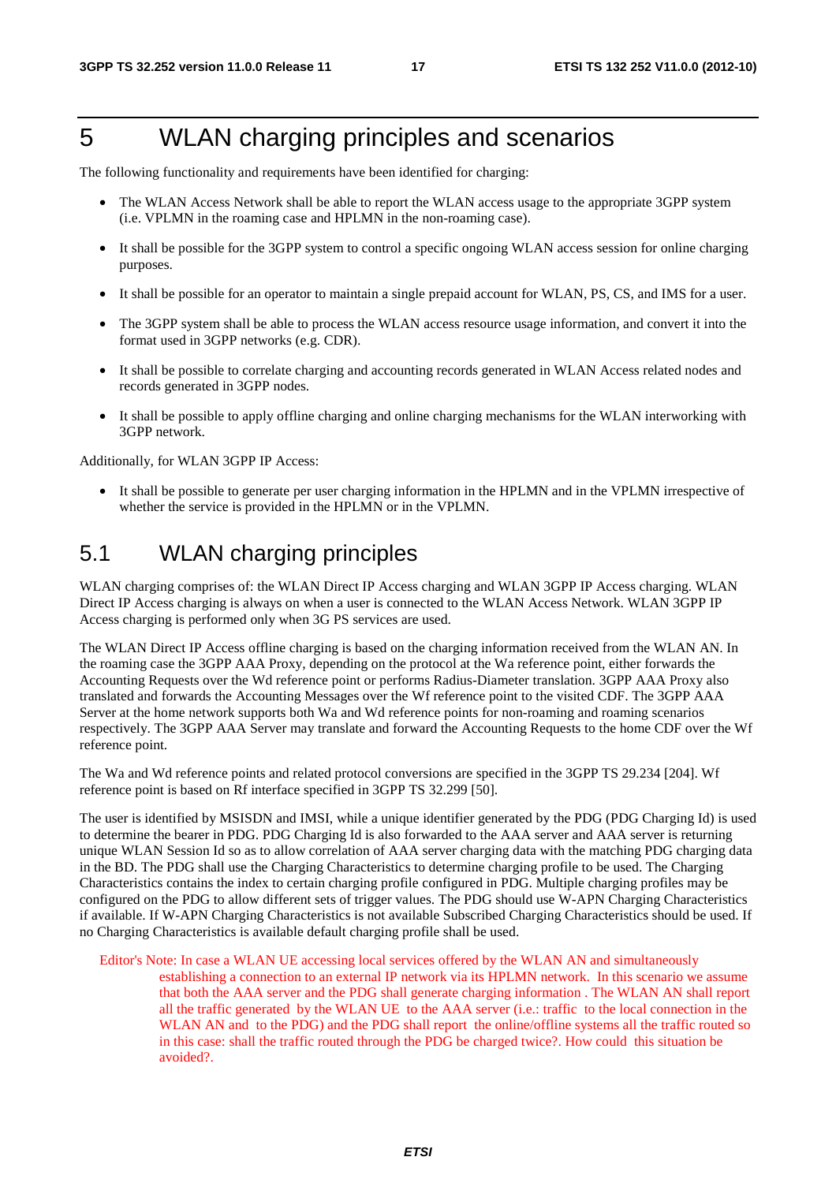# 5 WLAN charging principles and scenarios

The following functionality and requirements have been identified for charging:

- The WLAN Access Network shall be able to report the WLAN access usage to the appropriate 3GPP system (i.e. VPLMN in the roaming case and HPLMN in the non-roaming case).
- It shall be possible for the 3GPP system to control a specific ongoing WLAN access session for online charging purposes.
- It shall be possible for an operator to maintain a single prepaid account for WLAN, PS, CS, and IMS for a user.
- The 3GPP system shall be able to process the WLAN access resource usage information, and convert it into the format used in 3GPP networks (e.g. CDR).
- It shall be possible to correlate charging and accounting records generated in WLAN Access related nodes and records generated in 3GPP nodes.
- It shall be possible to apply offline charging and online charging mechanisms for the WLAN interworking with 3GPP network.

Additionally, for WLAN 3GPP IP Access:

- It shall be possible to generate per user charging information in the HPLMN and in the VPLMN irrespective of whether the service is provided in the HPLMN or in the VPLMN.

## 5.1 WLAN charging principles

WLAN charging comprises of: the WLAN Direct IP Access charging and WLAN 3GPP IP Access charging. WLAN Direct IP Access charging is always on when a user is connected to the WLAN Access Network. WLAN 3GPP IP Access charging is performed only when 3G PS services are used.

The WLAN Direct IP Access offline charging is based on the charging information received from the WLAN AN. In the roaming case the 3GPP AAA Proxy, depending on the protocol at the Wa reference point, either forwards the Accounting Requests over the Wd reference point or performs Radius-Diameter translation. 3GPP AAA Proxy also translated and forwards the Accounting Messages over the Wf reference point to the visited CDF. The 3GPP AAA Server at the home network supports both Wa and Wd reference points for non-roaming and roaming scenarios respectively. The 3GPP AAA Server may translate and forward the Accounting Requests to the home CDF over the Wf reference point.

The Wa and Wd reference points and related protocol conversions are specified in the 3GPP TS 29.234 [204]. Wf reference point is based on Rf interface specified in 3GPP TS 32.299 [50].

The user is identified by MSISDN and IMSI, while a unique identifier generated by the PDG (PDG Charging Id) is used to determine the bearer in PDG. PDG Charging Id is also forwarded to the AAA server and AAA server is returning unique WLAN Session Id so as to allow correlation of AAA server charging data with the matching PDG charging data in the BD. The PDG shall use the Charging Characteristics to determine charging profile to be used. The Charging Characteristics contains the index to certain charging profile configured in PDG. Multiple charging profiles may be configured on the PDG to allow different sets of trigger values. The PDG should use W-APN Charging Characteristics if available. If W-APN Charging Characteristics is not available Subscribed Charging Characteristics should be used. If no Charging Characteristics is available default charging profile shall be used.

Editor's Note: In case a WLAN UE accessing local services offered by the WLAN AN and simultaneously establishing a connection to an external IP network via its HPLMN network. In this scenario we assume that both the AAA server and the PDG shall generate charging information . The WLAN AN shall report all the traffic generated by the WLAN UE to the AAA server (i.e.: traffic to the local connection in the WLAN AN and to the PDG) and the PDG shall report the online/offline systems all the traffic routed so in this case: shall the traffic routed through the PDG be charged twice?. How could this situation be avoided?.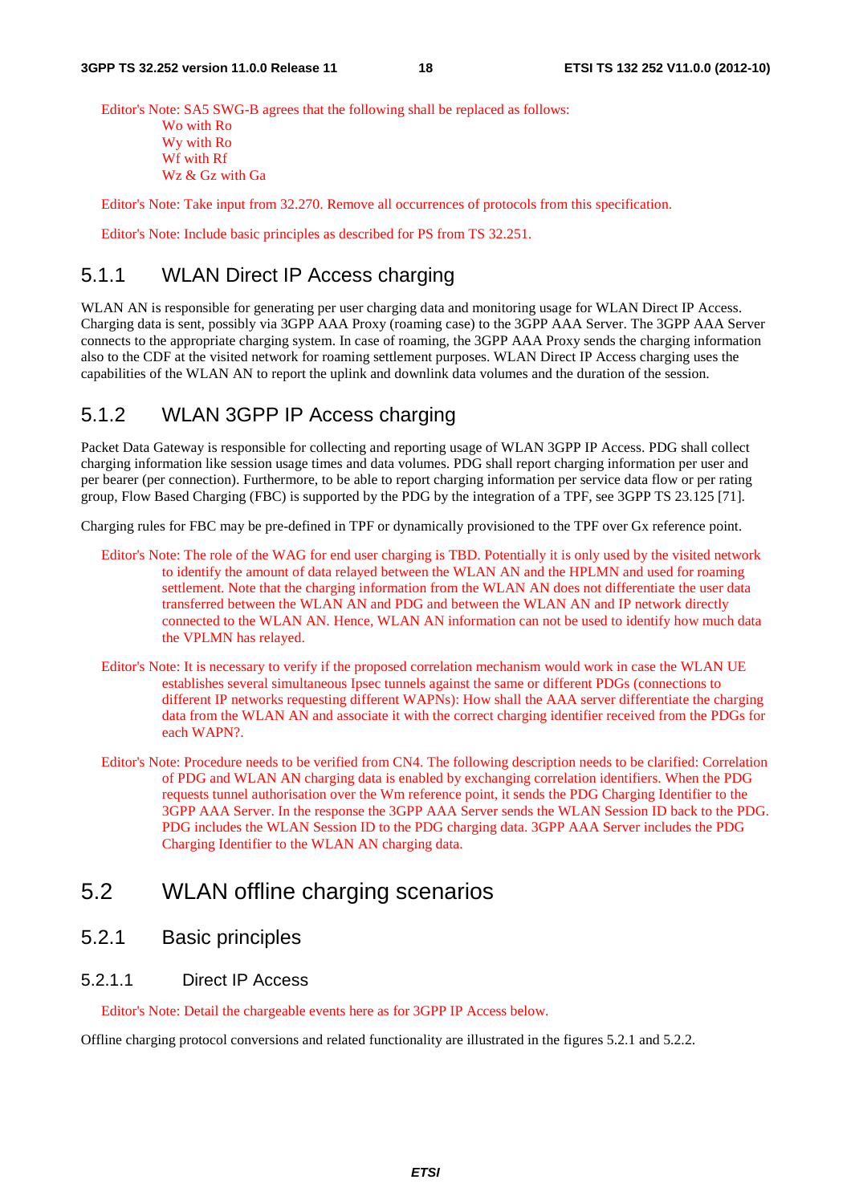Editor's Note: SA5 SWG-B agrees that the following shall be replaced as follows:
Wo with Ro
Wy with Ro
Wf with Rf
Wz & Gz with Ga

Editor's Note: Take input from 32.270. Remove all occurrences of protocols from this specification.

Editor's Note: Include basic principles as described for PS from TS 32.251.

### 5.1.1 WLAN Direct IP Access charging

WLAN AN is responsible for generating per user charging data and monitoring usage for WLAN Direct IP Access. Charging data is sent, possibly via 3GPP AAA Proxy (roaming case) to the 3GPP AAA Server. The 3GPP AAA Server connects to the appropriate charging system. In case of roaming, the 3GPP AAA Proxy sends the charging information also to the CDF at the visited network for roaming settlement purposes. WLAN Direct IP Access charging uses the capabilities of the WLAN AN to report the uplink and downlink data volumes and the duration of the session.

### 5.1.2 WLAN 3GPP IP Access charging

Packet Data Gateway is responsible for collecting and reporting usage of WLAN 3GPP IP Access. PDG shall collect charging information like session usage times and data volumes. PDG shall report charging information per user and per bearer (per connection). Furthermore, to be able to report charging information per service data flow or per rating group, Flow Based Charging (FBC) is supported by the PDG by the integration of a TPF, see 3GPP TS 23.125 [71].

Charging rules for FBC may be pre-defined in TPF or dynamically provisioned to the TPF over Gx reference point.

Editor's Note: The role of the WAG for end user charging is TBD. Potentially it is only used by the visited network to identify the amount of data relayed between the WLAN AN and the HPLMN and used for roaming settlement. Note that the charging information from the WLAN AN does not differentiate the user data transferred between the WLAN AN and PDG and between the WLAN AN and IP network directly connected to the WLAN AN. Hence, WLAN AN information can not be used to identify how much data the VPLMN has relayed.

Editor's Note: It is necessary to verify if the proposed correlation mechanism would work in case the WLAN UE establishes several simultaneous Ipsec tunnels against the same or different PDGs (connections to different IP networks requesting different WAPNs): How shall the AAA server differentiate the charging data from the WLAN AN and associate it with the correct charging identifier received from the PDGs for each WAPN?.

Editor's Note: Procedure needs to be verified from CN4. The following description needs to be clarified: Correlation of PDG and WLAN AN charging data is enabled by exchanging correlation identifiers. When the PDG requests tunnel authorisation over the Wm reference point, it sends the PDG Charging Identifier to the 3GPP AAA Server. In the response the 3GPP AAA Server sends the WLAN Session ID back to the PDG. PDG includes the WLAN Session ID to the PDG charging data. 3GPP AAA Server includes the PDG Charging Identifier to the WLAN AN charging data.

## 5.2 WLAN offline charging scenarios

### 5.2.1 Basic principles

#### 5.2.1.1 Direct IP Access

Editor's Note: Detail the chargeable events here as for 3GPP IP Access below.

Offline charging protocol conversions and related functionality are illustrated in the figures 5.2.1 and 5.2.2.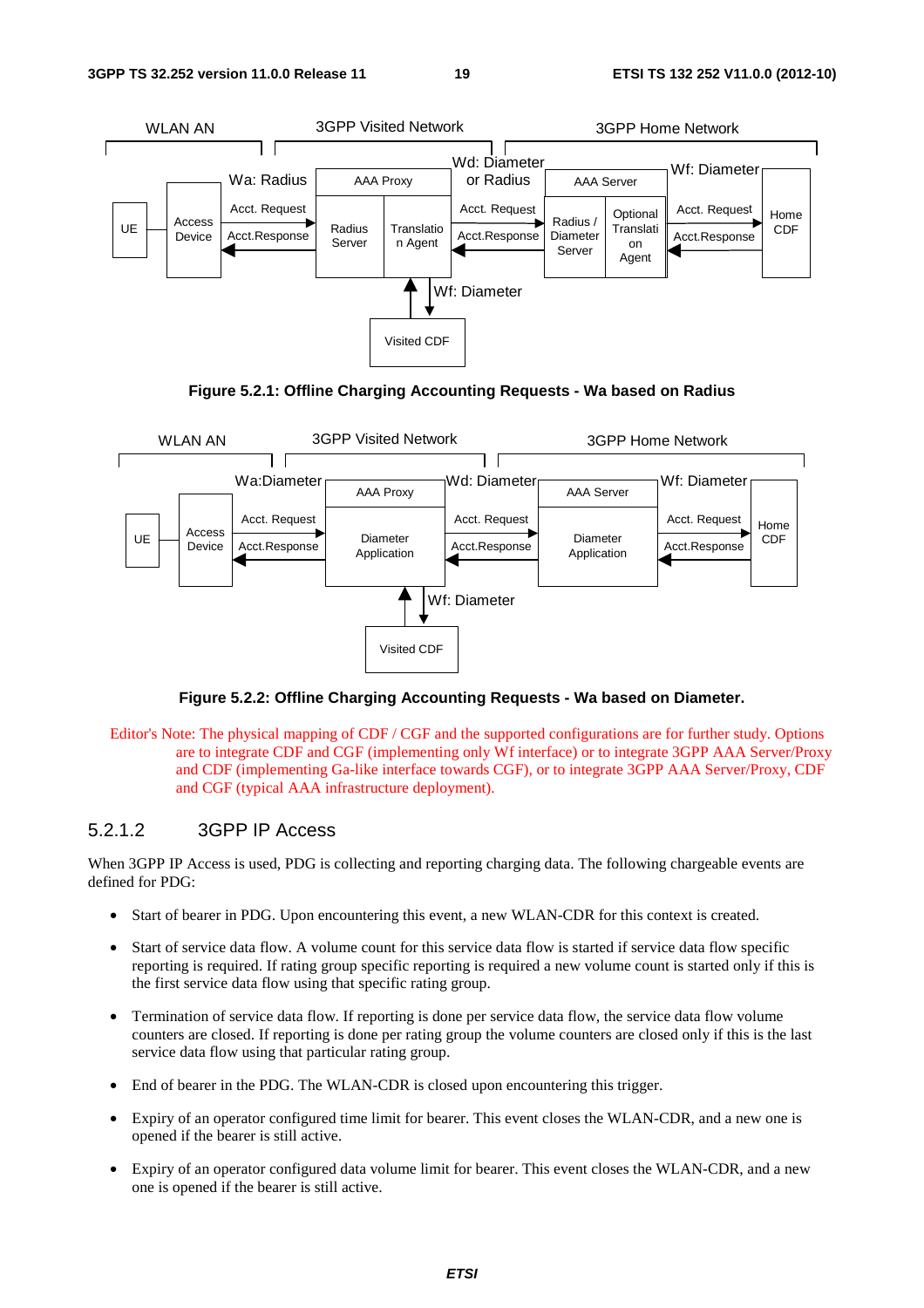**Figure 5.2.1: Offline Charging Accounting Requests - Wa based on Radius**

**Figure 5.2.2: Offline Charging Accounting Requests - Wa based on Diameter.**

Editor's Note: The physical mapping of CDF / CGF and the supported configurations are for further study. Options are to integrate CDF and CGF (implementing only Wf interface) or to integrate 3GPP AAA Server/Proxy and CDF (implementing Ga-like interface towards CGF), or to integrate 3GPP AAA Server/Proxy, CDF and CGF (typical AAA infrastructure deployment).

#### 5.2.1.2 3GPP IP Access

When 3GPP IP Access is used, PDG is collecting and reporting charging data. The following chargeable events are defined for PDG:

- Start of bearer in PDG. Upon encountering this event, a new WLAN-CDR for this context is created.
- Start of service data flow. A volume count for this service data flow is started if service data flow specific reporting is required. If rating group specific reporting is required a new volume count is started only if this is the first service data flow using that specific rating group.
- Termination of service data flow. If reporting is done per service data flow, the service data flow volume counters are closed. If reporting is done per rating group the volume counters are closed only if this is the last service data flow using that particular rating group.
- End of bearer in the PDG. The WLAN-CDR is closed upon encountering this trigger.
- Expiry of an operator configured time limit for bearer. This event closes the WLAN-CDR, and a new one is opened if the bearer is still active.
- Expiry of an operator configured data volume limit for bearer. This event closes the WLAN-CDR, and a new one is opened if the bearer is still active.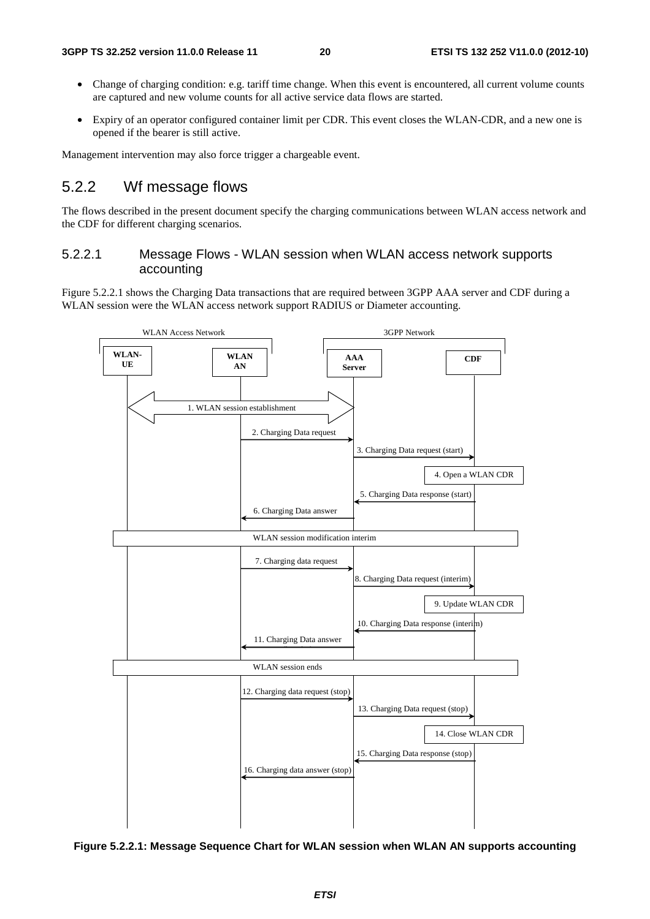- Change of charging condition: e.g. tariff time change. When this event is encountered, all current volume counts are captured and new volume counts for all active service data flows are started.
- Expiry of an operator configured container limit per CDR. This event closes the WLAN-CDR, and a new one is opened if the bearer is still active.

Management intervention may also force trigger a chargeable event.

## 5.2.2 Wf message flows

The flows described in the present document specify the charging communications between WLAN access network and the CDF for different charging scenarios.

### 5.2.2.1 Message Flows - WLAN session when WLAN access network supports accounting

Figure 5.2.2.1 shows the Charging Data transactions that are required between 3GPP AAA server and CDF during a WLAN session were the WLAN access network support RADIUS or Diameter accounting.

WLAN Access Network | 3GPP Network

WLAN-UE | WLAN AN | AAA Server | CDF

1. WLAN session establishment
2. Charging Data request
3. Charging Data request (start)
4. Open a WLAN CDR
5. Charging Data response (start)
6. Charging Data answer

WLAN session modification interim

7. Charging data request
8. Charging Data request (interim)
9. Update WLAN CDR
10. Charging Data response (interim)
11. Charging Data answer

WLAN session ends

12. Charging data request (stop)
13. Charging Data request (stop)
14. Close WLAN CDR
15. Charging Data response (stop)
16. Charging data answer (stop)

**Figure 5.2.2.1: Message Sequence Chart for WLAN session when WLAN AN supports accounting**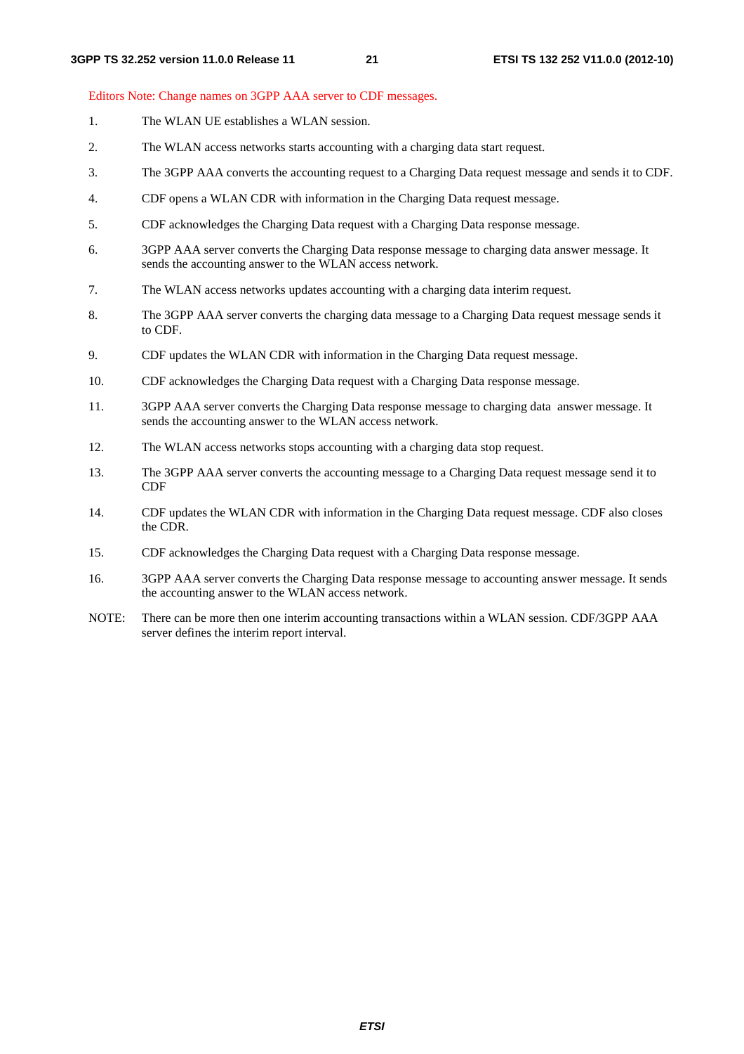Editors Note: Change names on 3GPP AAA server to CDF messages.

1. The WLAN UE establishes a WLAN session.
2. The WLAN access networks starts accounting with a charging data start request.
3. The 3GPP AAA converts the accounting request to a Charging Data request message and sends it to CDF.
4. CDF opens a WLAN CDR with information in the Charging Data request message.
5. CDF acknowledges the Charging Data request with a Charging Data response message.
6. 3GPP AAA server converts the Charging Data response message to charging data answer message. It sends the accounting answer to the WLAN access network.
7. The WLAN access networks updates accounting with a charging data interim request.
8. The 3GPP AAA server converts the charging data message to a Charging Data request message sends it to CDF.
9. CDF updates the WLAN CDR with information in the Charging Data request message.
10. CDF acknowledges the Charging Data request with a Charging Data response message.
11. 3GPP AAA server converts the Charging Data response message to charging data answer message. It sends the accounting answer to the WLAN access network.
12. The WLAN access networks stops accounting with a charging data stop request.
13. The 3GPP AAA server converts the accounting message to a Charging Data request message send it to CDF
14. CDF updates the WLAN CDR with information in the Charging Data request message. CDF also closes the CDR.
15. CDF acknowledges the Charging Data request with a Charging Data response message.
16. 3GPP AAA server converts the Charging Data response message to accounting answer message. It sends the accounting answer to the WLAN access network.

NOTE: There can be more then one interim accounting transactions within a WLAN session. CDF/3GPP AAA server defines the interim report interval.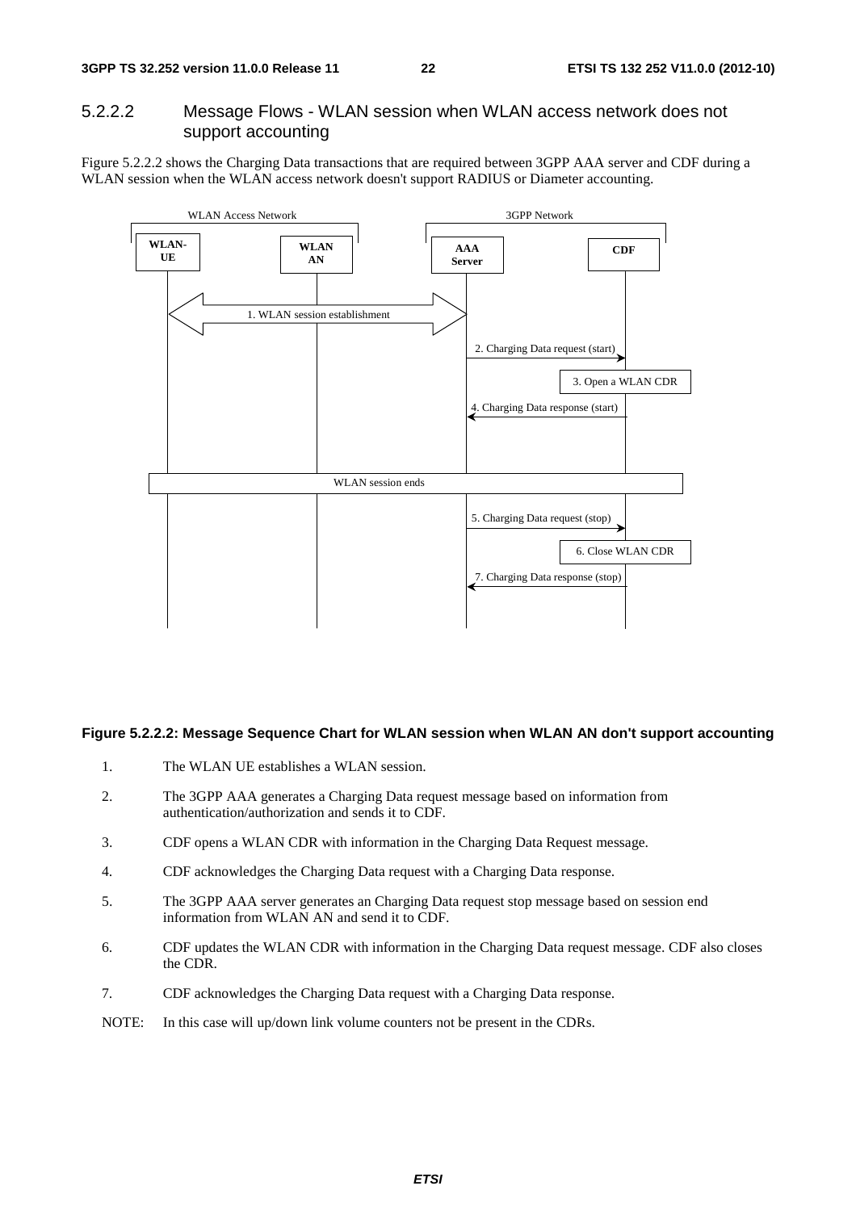### 5.2.2.2 Message Flows - WLAN session when WLAN access network does not support accounting

Figure 5.2.2.2 shows the Charging Data transactions that are required between 3GPP AAA server and CDF during a WLAN session when the WLAN access network doesn't support RADIUS or Diameter accounting.

**Figure 5.2.2.2: Message Sequence Chart for WLAN session when WLAN AN don't support accounting**

1. The WLAN UE establishes a WLAN session.
2. The 3GPP AAA generates a Charging Data request message based on information from authentication/authorization and sends it to CDF.
3. CDF opens a WLAN CDR with information in the Charging Data Request message.
4. CDF acknowledges the Charging Data request with a Charging Data response.
5. The 3GPP AAA server generates an Charging Data request stop message based on session end information from WLAN AN and send it to CDF.
6. CDF updates the WLAN CDR with information in the Charging Data request message. CDF also closes the CDR.
7. CDF acknowledges the Charging Data request with a Charging Data response.

NOTE: In this case will up/down link volume counters not be present in the CDRs.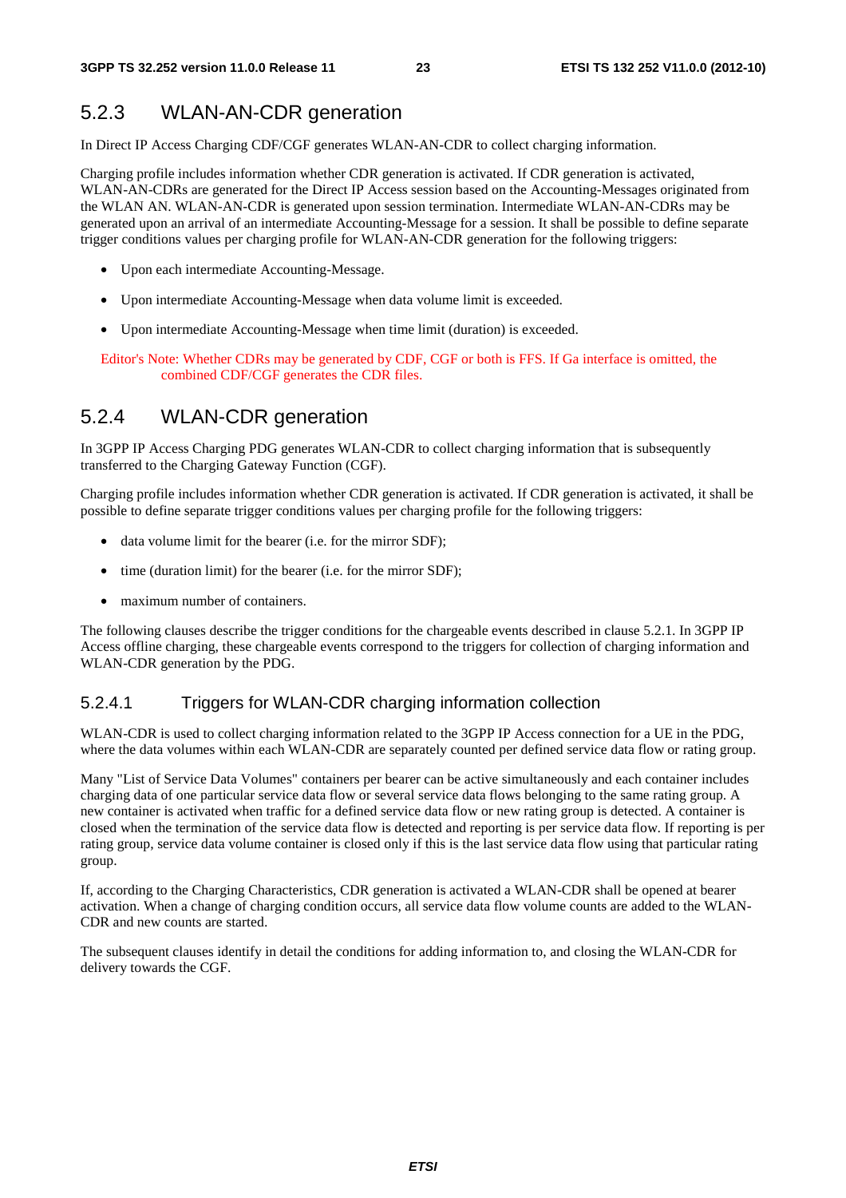### 5.2.3 WLAN-AN-CDR generation

In Direct IP Access Charging CDF/CGF generates WLAN-AN-CDR to collect charging information.

Charging profile includes information whether CDR generation is activated. If CDR generation is activated, WLAN-AN-CDRs are generated for the Direct IP Access session based on the Accounting-Messages originated from the WLAN AN. WLAN-AN-CDR is generated upon session termination. Intermediate WLAN-AN-CDRs may be generated upon an arrival of an intermediate Accounting-Message for a session. It shall be possible to define separate trigger conditions values per charging profile for WLAN-AN-CDR generation for the following triggers:

- Upon each intermediate Accounting-Message.
- Upon intermediate Accounting-Message when data volume limit is exceeded.
- Upon intermediate Accounting-Message when time limit (duration) is exceeded.

Editor's Note: Whether CDRs may be generated by CDF, CGF or both is FFS. If Ga interface is omitted, the combined CDF/CGF generates the CDR files.

### 5.2.4 WLAN-CDR generation

In 3GPP IP Access Charging PDG generates WLAN-CDR to collect charging information that is subsequently transferred to the Charging Gateway Function (CGF).

Charging profile includes information whether CDR generation is activated. If CDR generation is activated, it shall be possible to define separate trigger conditions values per charging profile for the following triggers:

- data volume limit for the bearer (i.e. for the mirror SDF);
- time (duration limit) for the bearer (i.e. for the mirror SDF);
- maximum number of containers.

The following clauses describe the trigger conditions for the chargeable events described in clause 5.2.1. In 3GPP IP Access offline charging, these chargeable events correspond to the triggers for collection of charging information and WLAN-CDR generation by the PDG.

#### 5.2.4.1 Triggers for WLAN-CDR charging information collection

WLAN-CDR is used to collect charging information related to the 3GPP IP Access connection for a UE in the PDG, where the data volumes within each WLAN-CDR are separately counted per defined service data flow or rating group.

Many "List of Service Data Volumes" containers per bearer can be active simultaneously and each container includes charging data of one particular service data flow or several service data flows belonging to the same rating group. A new container is activated when traffic for a defined service data flow or new rating group is detected. A container is closed when the termination of the service data flow is detected and reporting is per service data flow. If reporting is per rating group, service data volume container is closed only if this is the last service data flow using that particular rating group.

If, according to the Charging Characteristics, CDR generation is activated a WLAN-CDR shall be opened at bearer activation. When a change of charging condition occurs, all service data flow volume counts are added to the WLAN-CDR and new counts are started.

The subsequent clauses identify in detail the conditions for adding information to, and closing the WLAN-CDR for delivery towards the CGF.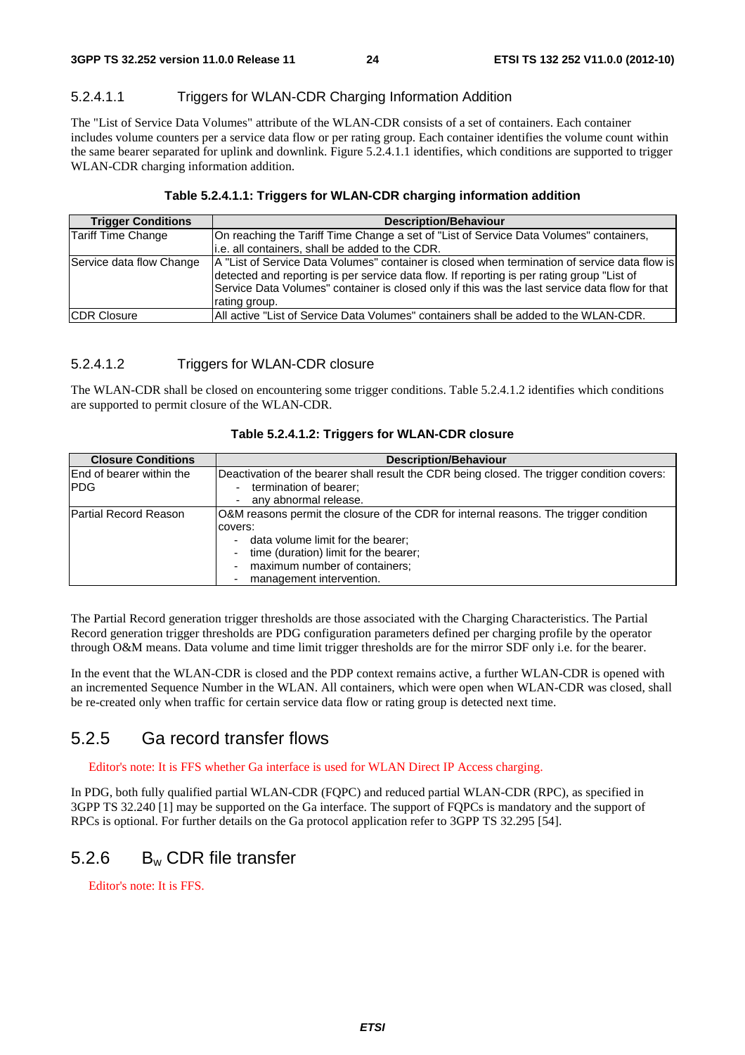#### 5.2.4.1.1 Triggers for WLAN-CDR Charging Information Addition

The "List of Service Data Volumes" attribute of the WLAN-CDR consists of a set of containers. Each container includes volume counters per a service data flow or per rating group. Each container identifies the volume count within the same bearer separated for uplink and downlink. Figure 5.2.4.1.1 identifies, which conditions are supported to trigger WLAN-CDR charging information addition.

**Table 5.2.4.1.1: Triggers for WLAN-CDR charging information addition**

| Trigger Conditions | Description/Behaviour |
|---|---|
| Tariff Time Change | On reaching the Tariff Time Change a set of "List of Service Data Volumes" containers, i.e. all containers, shall be added to the CDR. |
| Service data flow Change | A "List of Service Data Volumes" container is closed when termination of service data flow is detected and reporting is per service data flow. If reporting is per rating group "List of Service Data Volumes" container is closed only if this was the last service data flow for that rating group. |
| CDR Closure | All active "List of Service Data Volumes" containers shall be added to the WLAN-CDR. |

#### 5.2.4.1.2 Triggers for WLAN-CDR closure

The WLAN-CDR shall be closed on encountering some trigger conditions. Table 5.2.4.1.2 identifies which conditions are supported to permit closure of the WLAN-CDR.

**Table 5.2.4.1.2: Triggers for WLAN-CDR closure**

| Closure Conditions | Description/Behaviour |
|---|---|
| End of bearer within the PDG | Deactivation of the bearer shall result the CDR being closed. The trigger condition covers:<br>- termination of bearer;<br>- any abnormal release. |
| Partial Record Reason | O&M reasons permit the closure of the CDR for internal reasons. The trigger condition covers:<br>- data volume limit for the bearer;<br>- time (duration) limit for the bearer;<br>- maximum number of containers;<br>- management intervention. |

The Partial Record generation trigger thresholds are those associated with the Charging Characteristics. The Partial Record generation trigger thresholds are PDG configuration parameters defined per charging profile by the operator through O&M means. Data volume and time limit trigger thresholds are for the mirror SDF only i.e. for the bearer.

In the event that the WLAN-CDR is closed and the PDP context remains active, a further WLAN-CDR is opened with an incremented Sequence Number in the WLAN. All containers, which were open when WLAN-CDR was closed, shall be re-created only when traffic for certain service data flow or rating group is detected next time.

## 5.2.5 Ga record transfer flows

Editor's note: It is FFS whether Ga interface is used for WLAN Direct IP Access charging.

In PDG, both fully qualified partial WLAN-CDR (FQPC) and reduced partial WLAN-CDR (RPC), as specified in 3GPP TS 32.240 [1] may be supported on the Ga interface. The support of FQPCs is mandatory and the support of RPCs is optional. For further details on the Ga protocol application refer to 3GPP TS 32.295 [54].

## 5.2.6 $B_w$ CDR file transfer

Editor's note: It is FFS.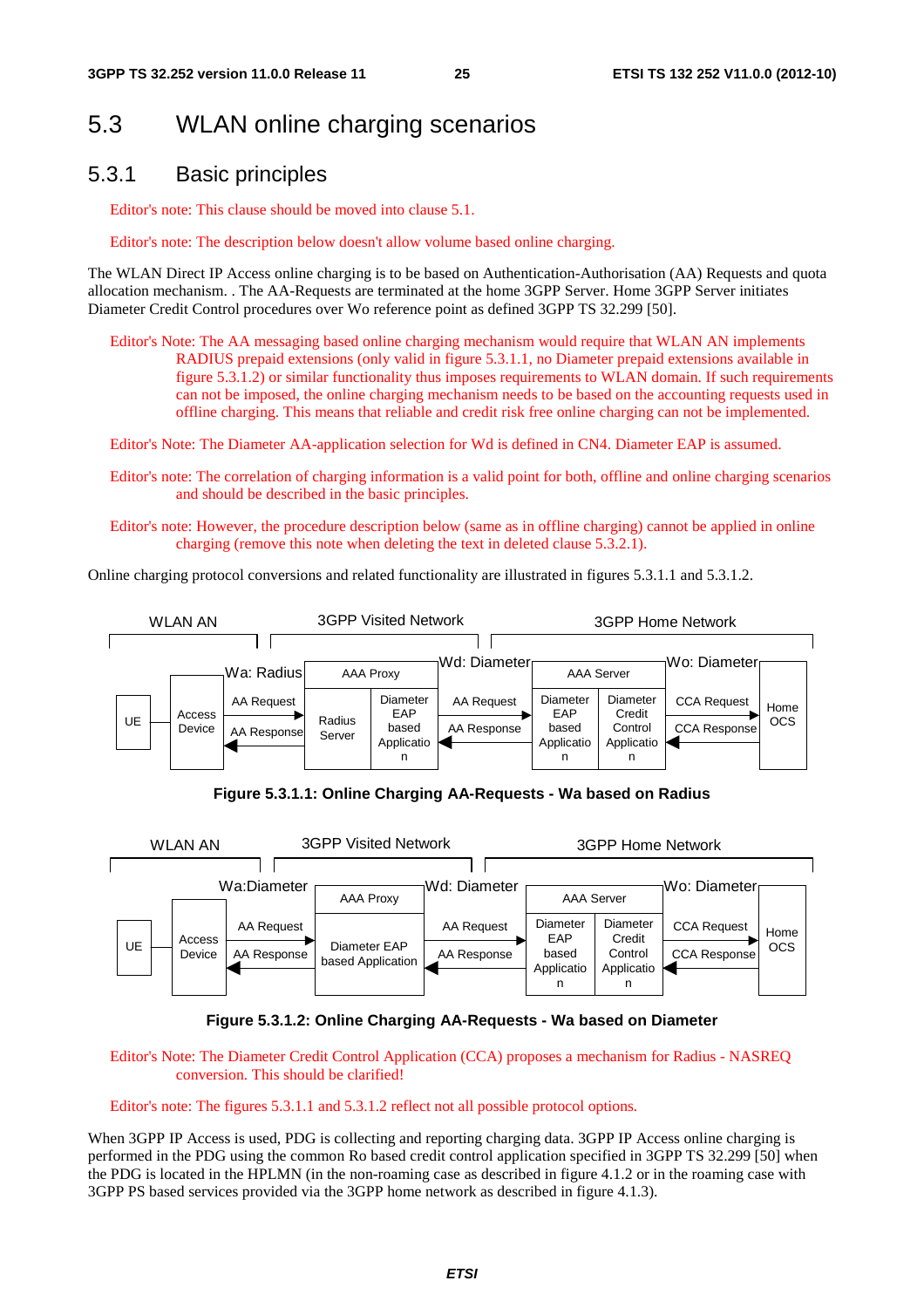## 5.3 WLAN online charging scenarios

### 5.3.1 Basic principles

Editor's note: This clause should be moved into clause 5.1.

Editor's note: The description below doesn't allow volume based online charging.

The WLAN Direct IP Access online charging is to be based on Authentication-Authorisation (AA) Requests and quota allocation mechanism. . The AA-Requests are terminated at the home 3GPP Server. Home 3GPP Server initiates Diameter Credit Control procedures over Wo reference point as defined 3GPP TS 32.299 [50].

Editor's Note: The AA messaging based online charging mechanism would require that WLAN AN implements RADIUS prepaid extensions (only valid in figure 5.3.1.1, no Diameter prepaid extensions available in figure 5.3.1.2) or similar functionality thus imposes requirements to WLAN domain. If such requirements can not be imposed, the online charging mechanism needs to be based on the accounting requests used in offline charging. This means that reliable and credit risk free online charging can not be implemented.

Editor's Note: The Diameter AA-application selection for Wd is defined in CN4. Diameter EAP is assumed.

Editor's note: The correlation of charging information is a valid point for both, offline and online charging scenarios and should be described in the basic principles.

Editor's note: However, the procedure description below (same as in offline charging) cannot be applied in online charging (remove this note when deleting the text in deleted clause 5.3.2.1).

Online charging protocol conversions and related functionality are illustrated in figures 5.3.1.1 and 5.3.1.2.

**Figure 5.3.1.1: Online Charging AA-Requests - Wa based on Radius**

**Figure 5.3.1.2: Online Charging AA-Requests - Wa based on Diameter**

Editor's Note: The Diameter Credit Control Application (CCA) proposes a mechanism for Radius - NASREQ conversion. This should be clarified!

Editor's note: The figures 5.3.1.1 and 5.3.1.2 reflect not all possible protocol options.

When 3GPP IP Access is used, PDG is collecting and reporting charging data. 3GPP IP Access online charging is performed in the PDG using the common Ro based credit control application specified in 3GPP TS 32.299 [50] when the PDG is located in the HPLMN (in the non-roaming case as described in figure 4.1.2 or in the roaming case with 3GPP PS based services provided via the 3GPP home network as described in figure 4.1.3).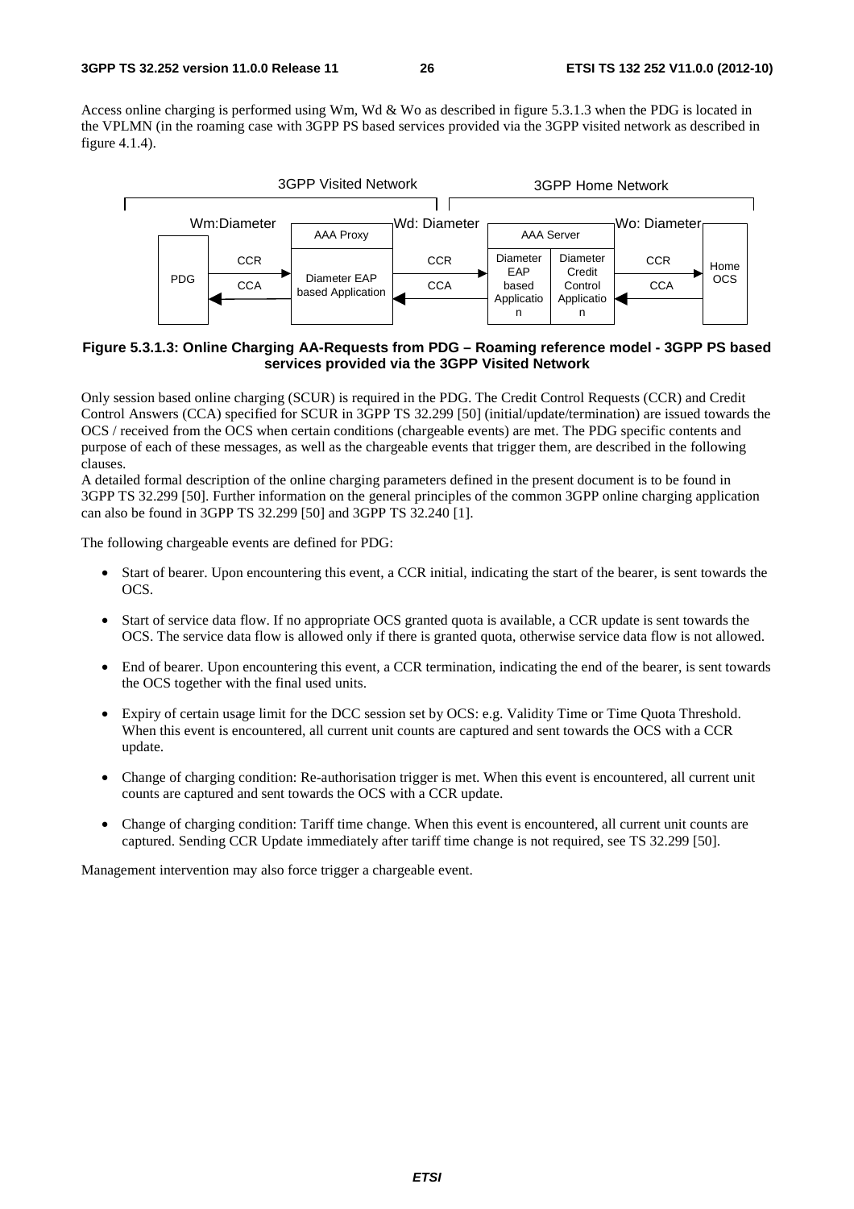Access online charging is performed using Wm, Wd & Wo as described in figure 5.3.1.3 when the PDG is located in the VPLMN (in the roaming case with 3GPP PS based services provided via the 3GPP visited network as described in figure 4.1.4).

**Figure 5.3.1.3: Online Charging AA-Requests from PDG – Roaming reference model - 3GPP PS based services provided via the 3GPP Visited Network**

Only session based online charging (SCUR) is required in the PDG. The Credit Control Requests (CCR) and Credit Control Answers (CCA) specified for SCUR in 3GPP TS 32.299 [50] (initial/update/termination) are issued towards the OCS / received from the OCS when certain conditions (chargeable events) are met. The PDG specific contents and purpose of each of these messages, as well as the chargeable events that trigger them, are described in the following clauses.

A detailed formal description of the online charging parameters defined in the present document is to be found in 3GPP TS 32.299 [50]. Further information on the general principles of the common 3GPP online charging application can also be found in 3GPP TS 32.299 [50] and 3GPP TS 32.240 [1].

The following chargeable events are defined for PDG:

- Start of bearer. Upon encountering this event, a CCR initial, indicating the start of the bearer, is sent towards the OCS.
- Start of service data flow. If no appropriate OCS granted quota is available, a CCR update is sent towards the OCS. The service data flow is allowed only if there is granted quota, otherwise service data flow is not allowed.
- End of bearer. Upon encountering this event, a CCR termination, indicating the end of the bearer, is sent towards the OCS together with the final used units.
- Expiry of certain usage limit for the DCC session set by OCS: e.g. Validity Time or Time Quota Threshold. When this event is encountered, all current unit counts are captured and sent towards the OCS with a CCR update.
- Change of charging condition: Re-authorisation trigger is met. When this event is encountered, all current unit counts are captured and sent towards the OCS with a CCR update.
- Change of charging condition: Tariff time change. When this event is encountered, all current unit counts are captured. Sending CCR Update immediately after tariff time change is not required, see TS 32.299 [50].

Management intervention may also force trigger a chargeable event.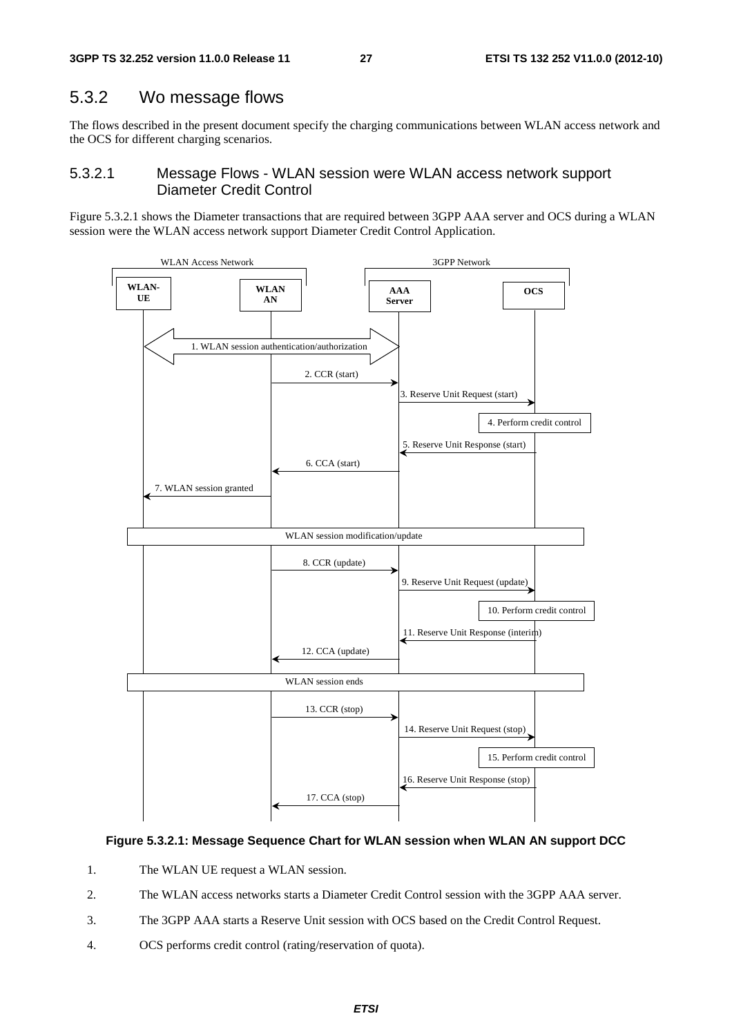### 5.3.2 Wo message flows

The flows described in the present document specify the charging communications between WLAN access network and the OCS for different charging scenarios.

#### 5.3.2.1 Message Flows - WLAN session were WLAN access network support Diameter Credit Control

Figure 5.3.2.1 shows the Diameter transactions that are required between 3GPP AAA server and OCS during a WLAN session were the WLAN access network support Diameter Credit Control Application.

WLAN Access Network | 3GPP Network

WLAN-UE | WLAN AN | AAA Server | OCS

1. WLAN session authentication/authorization
2. CCR (start)
3. Reserve Unit Request (start)
4. Perform credit control
5. Reserve Unit Response (start)
6. CCA (start)
7. WLAN session granted

WLAN session modification/update

8. CCR (update)
9. Reserve Unit Request (update)
10. Perform credit control
11. Reserve Unit Response (interim)
12. CCA (update)

WLAN session ends

13. CCR (stop)
14. Reserve Unit Request (stop)
15. Perform credit control
16. Reserve Unit Response (stop)
17. CCA (stop)

**Figure 5.3.2.1: Message Sequence Chart for WLAN session when WLAN AN support DCC**

1. The WLAN UE request a WLAN session.
2. The WLAN access networks starts a Diameter Credit Control session with the 3GPP AAA server.
3. The 3GPP AAA starts a Reserve Unit session with OCS based on the Credit Control Request.
4. OCS performs credit control (rating/reservation of quota).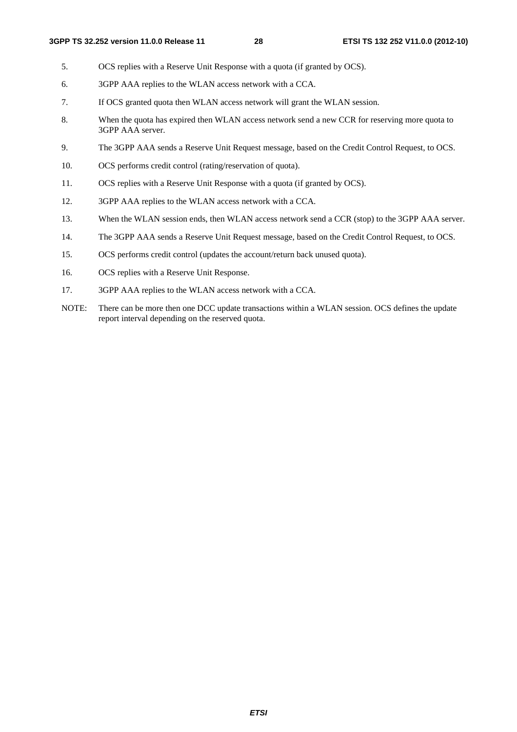5. OCS replies with a Reserve Unit Response with a quota (if granted by OCS).

6. 3GPP AAA replies to the WLAN access network with a CCA.

7. If OCS granted quota then WLAN access network will grant the WLAN session.

8. When the quota has expired then WLAN access network send a new CCR for reserving more quota to 3GPP AAA server.

9. The 3GPP AAA sends a Reserve Unit Request message, based on the Credit Control Request, to OCS.

10. OCS performs credit control (rating/reservation of quota).

11. OCS replies with a Reserve Unit Response with a quota (if granted by OCS).

12. 3GPP AAA replies to the WLAN access network with a CCA.

13. When the WLAN session ends, then WLAN access network send a CCR (stop) to the 3GPP AAA server.

14. The 3GPP AAA sends a Reserve Unit Request message, based on the Credit Control Request, to OCS.

15. OCS performs credit control (updates the account/return back unused quota).

16. OCS replies with a Reserve Unit Response.

17. 3GPP AAA replies to the WLAN access network with a CCA.

NOTE: There can be more then one DCC update transactions within a WLAN session. OCS defines the update report interval depending on the reserved quota.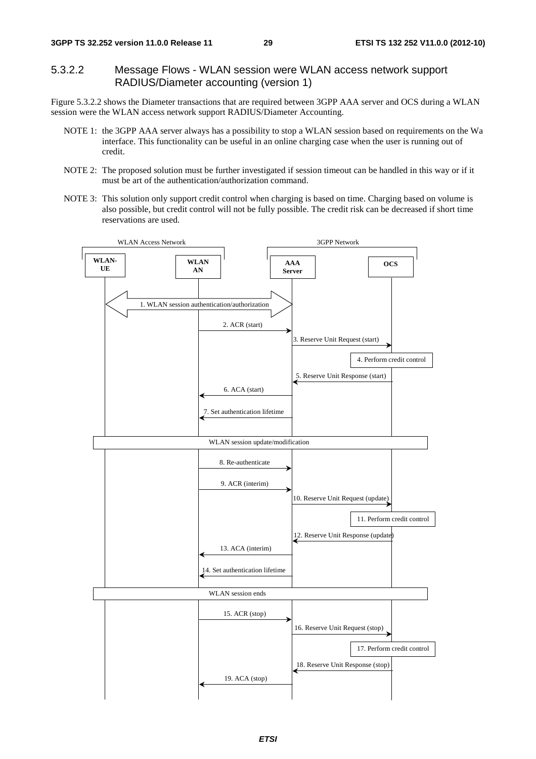### 5.3.2.2 Message Flows - WLAN session were WLAN access network support RADIUS/Diameter accounting (version 1)

Figure 5.3.2.2 shows the Diameter transactions that are required between 3GPP AAA server and OCS during a WLAN session were the WLAN access network support RADIUS/Diameter Accounting.

NOTE 1: the 3GPP AAA server always has a possibility to stop a WLAN session based on requirements on the Wa interface. This functionality can be useful in an online charging case when the user is running out of credit.

NOTE 2: The proposed solution must be further investigated if session timeout can be handled in this way or if it must be art of the authentication/authorization command.

NOTE 3: This solution only support credit control when charging is based on time. Charging based on volume is also possible, but credit control will not be fully possible. The credit risk can be decreased if short time reservations are used.

WLAN Access Network | 3GPP Network

WLAN-UE | WLAN AN | AAA Server | OCS

1. WLAN session authentication/authorization
2. ACR (start)
3. Reserve Unit Request (start)
4. Perform credit control
5. Reserve Unit Response (start)
6. ACA (start)
7. Set authentication lifetime

WLAN session update/modification

8. Re-authenticate
9. ACR (interim)
10. Reserve Unit Request (update)
11. Perform credit control
12. Reserve Unit Response (update)
13. ACA (interim)
14. Set authentication lifetime

WLAN session ends

15. ACR (stop)
16. Reserve Unit Request (stop)
17. Perform credit control
18. Reserve Unit Response (stop)
19. ACA (stop)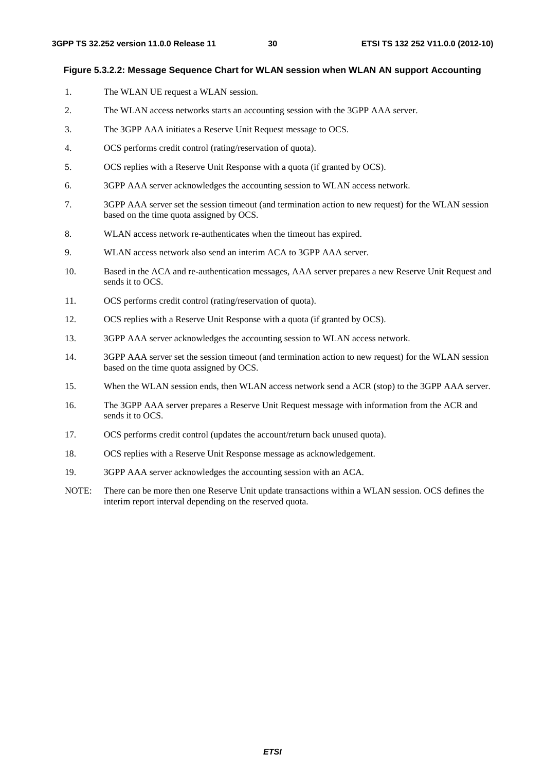**Figure 5.3.2.2: Message Sequence Chart for WLAN session when WLAN AN support Accounting**

1. The WLAN UE request a WLAN session.
2. The WLAN access networks starts an accounting session with the 3GPP AAA server.
3. The 3GPP AAA initiates a Reserve Unit Request message to OCS.
4. OCS performs credit control (rating/reservation of quota).
5. OCS replies with a Reserve Unit Response with a quota (if granted by OCS).
6. 3GPP AAA server acknowledges the accounting session to WLAN access network.
7. 3GPP AAA server set the session timeout (and termination action to new request) for the WLAN session based on the time quota assigned by OCS.
8. WLAN access network re-authenticates when the timeout has expired.
9. WLAN access network also send an interim ACA to 3GPP AAA server.
10. Based in the ACA and re-authentication messages, AAA server prepares a new Reserve Unit Request and sends it to OCS.
11. OCS performs credit control (rating/reservation of quota).
12. OCS replies with a Reserve Unit Response with a quota (if granted by OCS).
13. 3GPP AAA server acknowledges the accounting session to WLAN access network.
14. 3GPP AAA server set the session timeout (and termination action to new request) for the WLAN session based on the time quota assigned by OCS.
15. When the WLAN session ends, then WLAN access network send a ACR (stop) to the 3GPP AAA server.
16. The 3GPP AAA server prepares a Reserve Unit Request message with information from the ACR and sends it to OCS.
17. OCS performs credit control (updates the account/return back unused quota).
18. OCS replies with a Reserve Unit Response message as acknowledgement.
19. 3GPP AAA server acknowledges the accounting session with an ACA.

NOTE: There can be more then one Reserve Unit update transactions within a WLAN session. OCS defines the interim report interval depending on the reserved quota.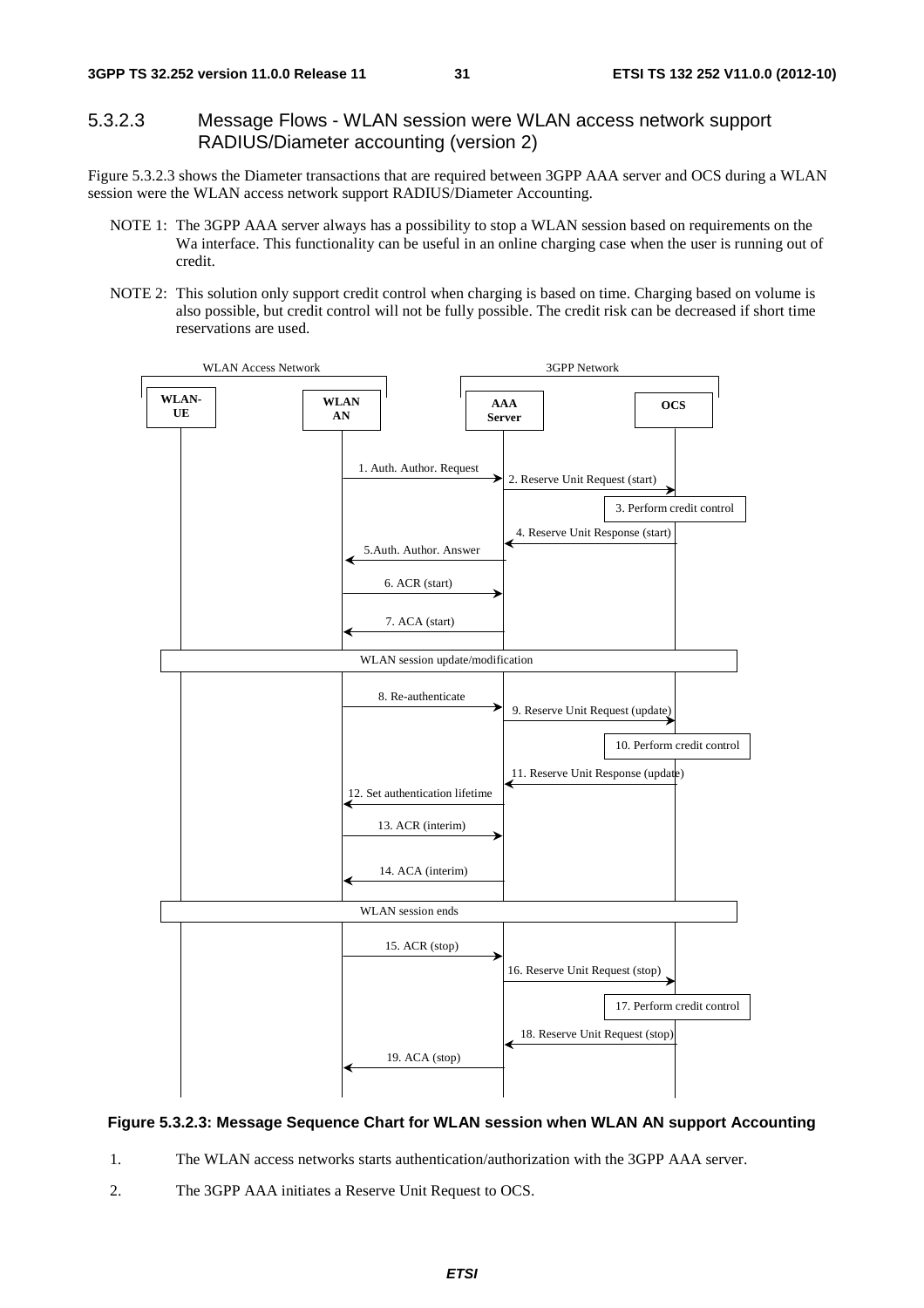### 5.3.2.3 Message Flows - WLAN session were WLAN access network support RADIUS/Diameter accounting (version 2)

Figure 5.3.2.3 shows the Diameter transactions that are required between 3GPP AAA server and OCS during a WLAN session were the WLAN access network support RADIUS/Diameter Accounting.

NOTE 1: The 3GPP AAA server always has a possibility to stop a WLAN session based on requirements on the Wa interface. This functionality can be useful in an online charging case when the user is running out of credit.

NOTE 2: This solution only support credit control when charging is based on time. Charging based on volume is also possible, but credit control will not be fully possible. The credit risk can be decreased if short time reservations are used.

WLAN Access Network | 3GPP Network

WLAN-UE | WLAN AN | AAA Server | OCS

1. Auth. Author. Request
2. Reserve Unit Request (start)
3. Perform credit control
4. Reserve Unit Response (start)
5.Auth. Author. Answer
6. ACR (start)
7. ACA (start)

WLAN session update/modification

8. Re-authenticate
9. Reserve Unit Request (update)
10. Perform credit control
11. Reserve Unit Response (update)
12. Set authentication lifetime
13. ACR (interim)
14. ACA (interim)

WLAN session ends

15. ACR (stop)
16. Reserve Unit Request (stop)
17. Perform credit control
18. Reserve Unit Request (stop)
19. ACA (stop)

**Figure 5.3.2.3: Message Sequence Chart for WLAN session when WLAN AN support Accounting**

1. The WLAN access networks starts authentication/authorization with the 3GPP AAA server.
2. The 3GPP AAA initiates a Reserve Unit Request to OCS.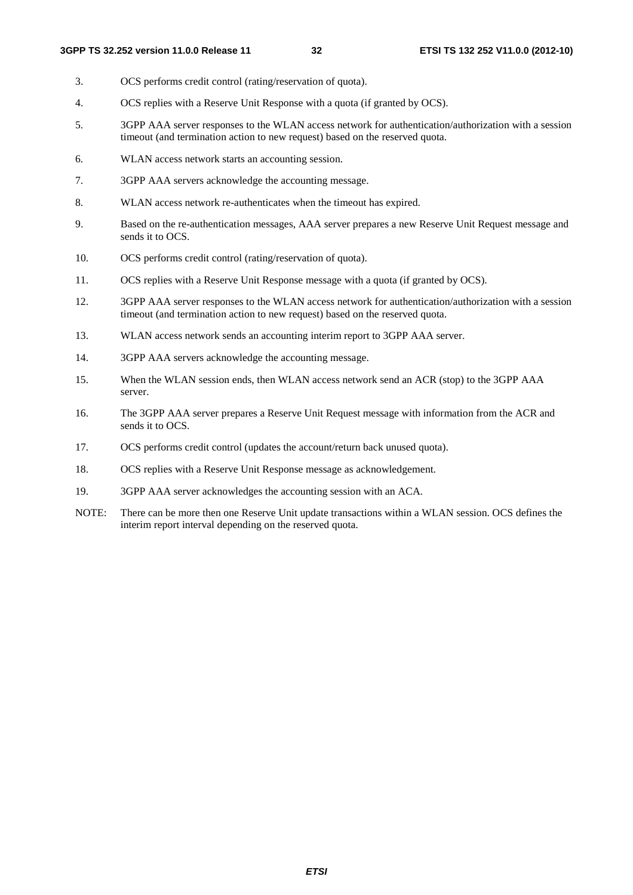3. OCS performs credit control (rating/reservation of quota).

4. OCS replies with a Reserve Unit Response with a quota (if granted by OCS).

5. 3GPP AAA server responses to the WLAN access network for authentication/authorization with a session timeout (and termination action to new request) based on the reserved quota.

6. WLAN access network starts an accounting session.

7. 3GPP AAA servers acknowledge the accounting message.

8. WLAN access network re-authenticates when the timeout has expired.

9. Based on the re-authentication messages, AAA server prepares a new Reserve Unit Request message and sends it to OCS.

10. OCS performs credit control (rating/reservation of quota).

11. OCS replies with a Reserve Unit Response message with a quota (if granted by OCS).

12. 3GPP AAA server responses to the WLAN access network for authentication/authorization with a session timeout (and termination action to new request) based on the reserved quota.

13. WLAN access network sends an accounting interim report to 3GPP AAA server.

14. 3GPP AAA servers acknowledge the accounting message.

15. When the WLAN session ends, then WLAN access network send an ACR (stop) to the 3GPP AAA server.

16. The 3GPP AAA server prepares a Reserve Unit Request message with information from the ACR and sends it to OCS.

17. OCS performs credit control (updates the account/return back unused quota).

18. OCS replies with a Reserve Unit Response message as acknowledgement.

19. 3GPP AAA server acknowledges the accounting session with an ACA.

NOTE: There can be more then one Reserve Unit update transactions within a WLAN session. OCS defines the interim report interval depending on the reserved quota.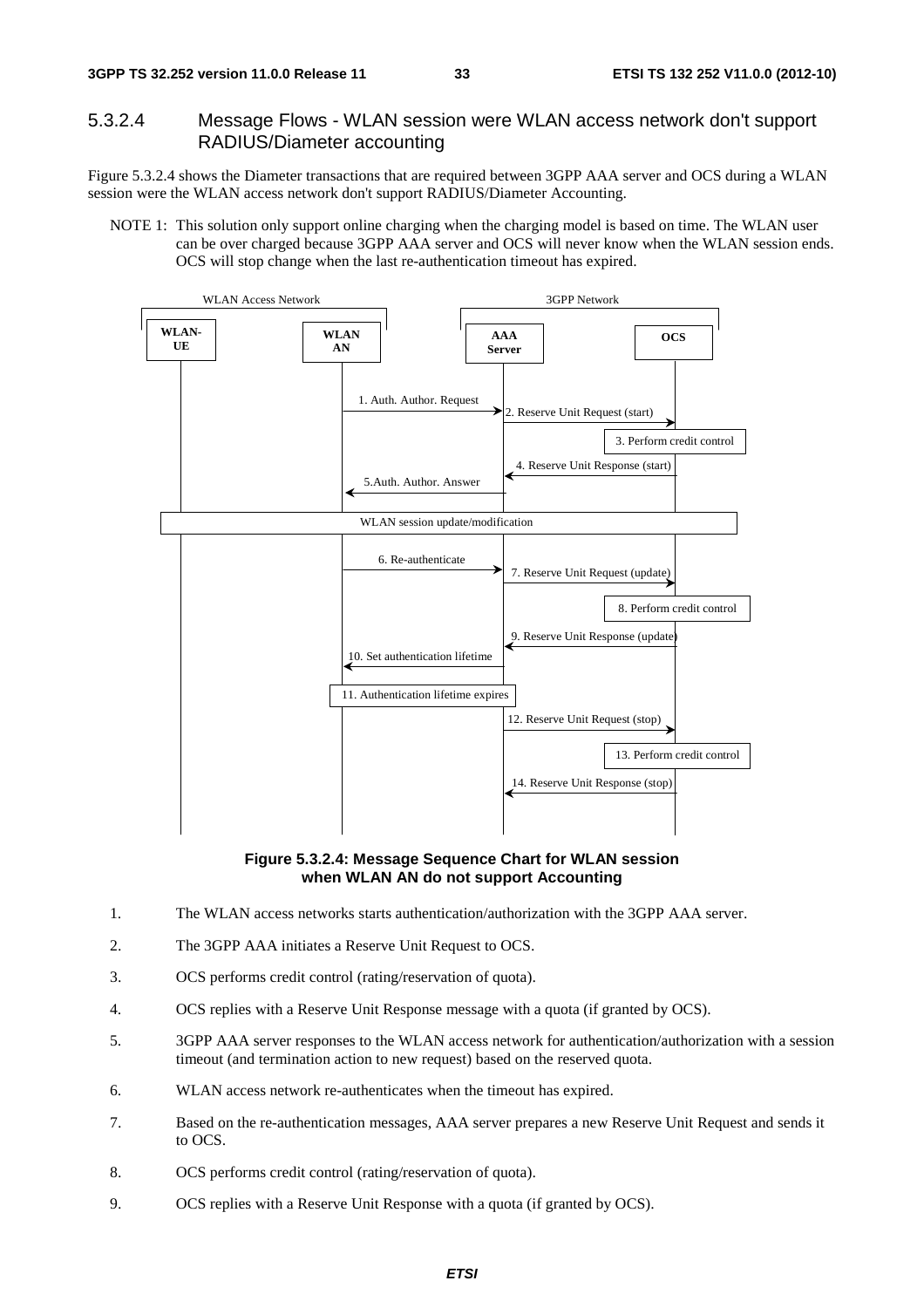### 5.3.2.4 Message Flows - WLAN session were WLAN access network don't support RADIUS/Diameter accounting

Figure 5.3.2.4 shows the Diameter transactions that are required between 3GPP AAA server and OCS during a WLAN session were the WLAN access network don't support RADIUS/Diameter Accounting.

NOTE 1: This solution only support online charging when the charging model is based on time. The WLAN user can be over charged because 3GPP AAA server and OCS will never know when the WLAN session ends. OCS will stop change when the last re-authentication timeout has expired.

**Figure 5.3.2.4: Message Sequence Chart for WLAN session when WLAN AN do not support Accounting**

1. The WLAN access networks starts authentication/authorization with the 3GPP AAA server.
2. The 3GPP AAA initiates a Reserve Unit Request to OCS.
3. OCS performs credit control (rating/reservation of quota).
4. OCS replies with a Reserve Unit Response message with a quota (if granted by OCS).
5. 3GPP AAA server responses to the WLAN access network for authentication/authorization with a session timeout (and termination action to new request) based on the reserved quota.
6. WLAN access network re-authenticates when the timeout has expired.
7. Based on the re-authentication messages, AAA server prepares a new Reserve Unit Request and sends it to OCS.
8. OCS performs credit control (rating/reservation of quota).
9. OCS replies with a Reserve Unit Response with a quota (if granted by OCS).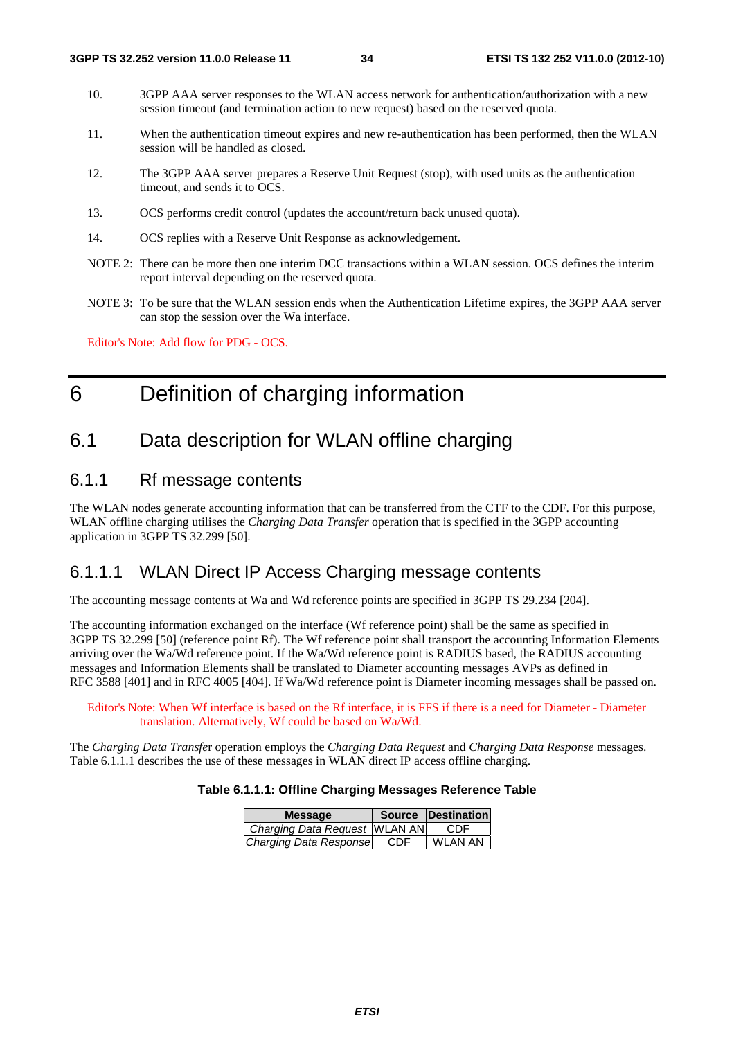10. 3GPP AAA server responses to the WLAN access network for authentication/authorization with a new session timeout (and termination action to new request) based on the reserved quota.

11. When the authentication timeout expires and new re-authentication has been performed, then the WLAN session will be handled as closed.

12. The 3GPP AAA server prepares a Reserve Unit Request (stop), with used units as the authentication timeout, and sends it to OCS.

13. OCS performs credit control (updates the account/return back unused quota).

14. OCS replies with a Reserve Unit Response as acknowledgement.

NOTE 2: There can be more then one interim DCC transactions within a WLAN session. OCS defines the interim report interval depending on the reserved quota.

NOTE 3: To be sure that the WLAN session ends when the Authentication Lifetime expires, the 3GPP AAA server can stop the session over the Wa interface.

Editor's Note: Add flow for PDG - OCS.

# 6 Definition of charging information

## 6.1 Data description for WLAN offline charging

### 6.1.1 Rf message contents

The WLAN nodes generate accounting information that can be transferred from the CTF to the CDF. For this purpose, WLAN offline charging utilises the *Charging Data Transfer* operation that is specified in the 3GPP accounting application in 3GPP TS 32.299 [50].

#### 6.1.1.1 WLAN Direct IP Access Charging message contents

The accounting message contents at Wa and Wd reference points are specified in 3GPP TS 29.234 [204].

The accounting information exchanged on the interface (Wf reference point) shall be the same as specified in 3GPP TS 32.299 [50] (reference point Rf). The Wf reference point shall transport the accounting Information Elements arriving over the Wa/Wd reference point. If the Wa/Wd reference point is RADIUS based, the RADIUS accounting messages and Information Elements shall be translated to Diameter accounting messages AVPs as defined in RFC 3588 [401] and in RFC 4005 [404]. If Wa/Wd reference point is Diameter incoming messages shall be passed on.

Editor's Note: When Wf interface is based on the Rf interface, it is FFS if there is a need for Diameter - Diameter translation. Alternatively, Wf could be based on Wa/Wd.

The *Charging Data Transfer* operation employs the *Charging Data Request* and *Charging Data Response* messages. Table 6.1.1.1 describes the use of these messages in WLAN direct IP access offline charging.

**Table 6.1.1.1: Offline Charging Messages Reference Table**

| Message | Source | Destination |
|---|---|---|
| *Charging Data Request* | WLAN AN | CDF |
| *Charging Data Response* | CDF | WLAN AN |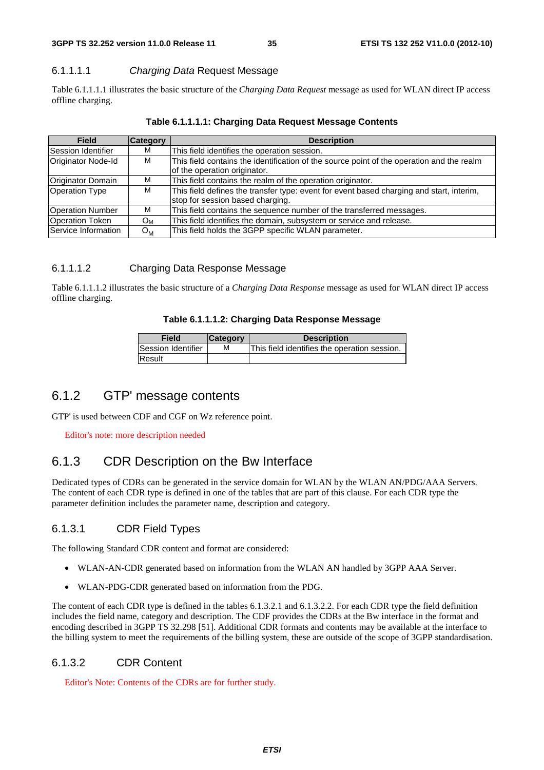#### 6.1.1.1.1 *Charging Data* Request Message

Table 6.1.1.1.1 illustrates the basic structure of the *Charging Data Request* message as used for WLAN direct IP access offline charging.

**Table 6.1.1.1.1: Charging Data Request Message Contents**

| Field | Category | Description |
|---|---|---|
| Session Identifier | M | This field identifies the operation session. |
| Originator Node-Id | M | This field contains the identification of the source point of the operation and the realm of the operation originator. |
| Originator Domain | M | This field contains the realm of the operation originator. |
| Operation Type | M | This field defines the transfer type: event for event based charging and start, interim, stop for session based charging. |
| Operation Number | M | This field contains the sequence number of the transferred messages. |
| Operation Token | $O_M$ | This field identifies the domain, subsystem or service and release. |
| Service Information | $O_M$ | This field holds the 3GPP specific WLAN parameter. |

#### 6.1.1.1.2 Charging Data Response Message

Table 6.1.1.1.2 illustrates the basic structure of a *Charging Data Response* message as used for WLAN direct IP access offline charging.

**Table 6.1.1.1.2: Charging Data Response Message**

| Field | Category | Description |
|---|---|---|
| Session Identifier | M | This field identifies the operation session. |
| Result | | |

## 6.1.2 GTP' message contents

GTP' is used between CDF and CGF on Wz reference point.

Editor's note: more description needed

## 6.1.3 CDR Description on the Bw Interface

Dedicated types of CDRs can be generated in the service domain for WLAN by the WLAN AN/PDG/AAA Servers. The content of each CDR type is defined in one of the tables that are part of this clause. For each CDR type the parameter definition includes the parameter name, description and category.

### 6.1.3.1 CDR Field Types

The following Standard CDR content and format are considered:

- WLAN-AN-CDR generated based on information from the WLAN AN handled by 3GPP AAA Server.
- WLAN-PDG-CDR generated based on information from the PDG.

The content of each CDR type is defined in the tables 6.1.3.2.1 and 6.1.3.2.2. For each CDR type the field definition includes the field name, category and description. The CDF provides the CDRs at the Bw interface in the format and encoding described in 3GPP TS 32.298 [51]. Additional CDR formats and contents may be available at the interface to the billing system to meet the requirements of the billing system, these are outside of the scope of 3GPP standardisation.

### 6.1.3.2 CDR Content

Editor's Note: Contents of the CDRs are for further study.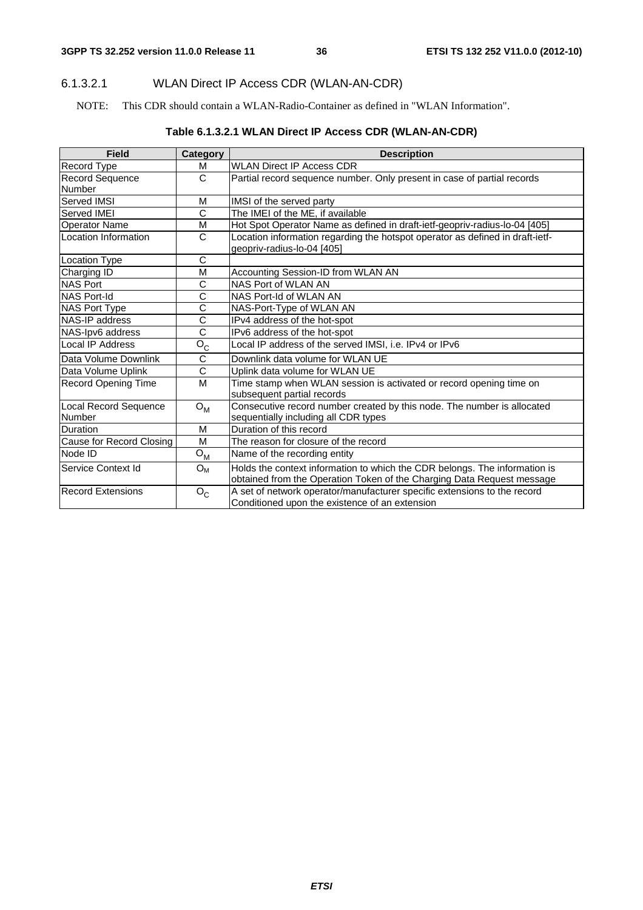#### 6.1.3.2.1 WLAN Direct IP Access CDR (WLAN-AN-CDR)

NOTE: This CDR should contain a WLAN-Radio-Container as defined in "WLAN Information".

**Table 6.1.3.2.1 WLAN Direct IP Access CDR (WLAN-AN-CDR)**

| Field | Category | Description |
| --- | --- | --- |
| Record Type | M | WLAN Direct IP Access CDR |
| Record Sequence Number | C | Partial record sequence number. Only present in case of partial records |
| Served IMSI | M | IMSI of the served party |
| Served IMEI | C | The IMEI of the ME, if available |
| Operator Name | M | Hot Spot Operator Name as defined in draft-ietf-geopriv-radius-lo-04 [405] |
| Location Information | C | Location information regarding the hotspot operator as defined in draft-ietf-geopriv-radius-lo-04 [405] |
| Location Type | C | |
| Charging ID | M | Accounting Session-ID from WLAN AN |
| NAS Port | C | NAS Port of WLAN AN |
| NAS Port-Id | C | NAS Port-Id of WLAN AN |
| NAS Port Type | C | NAS-Port-Type of WLAN AN |
| NAS-IP address | C | IPv4 address of the hot-spot |
| NAS-Ipv6 address | C | IPv6 address of the hot-spot |
| Local IP Address | $O_C$ | Local IP address of the served IMSI, i.e. IPv4 or IPv6 |
| Data Volume Downlink | C | Downlink data volume for WLAN UE |
| Data Volume Uplink | C | Uplink data volume for WLAN UE |
| Record Opening Time | M | Time stamp when WLAN session is activated or record opening time on subsequent partial records |
| Local Record Sequence Number | $O_M$ | Consecutive record number created by this node. The number is allocated sequentially including all CDR types |
| Duration | M | Duration of this record |
| Cause for Record Closing | M | The reason for closure of the record |
| Node ID | $O_M$ | Name of the recording entity |
| Service Context Id | $O_M$ | Holds the context information to which the CDR belongs. The information is obtained from the Operation Token of the Charging Data Request message |
| Record Extensions | $O_C$ | A set of network operator/manufacturer specific extensions to the record Conditioned upon the existence of an extension |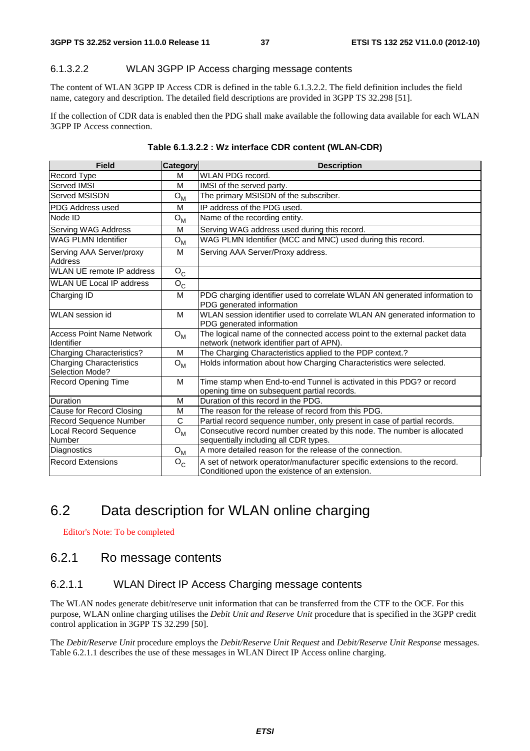#### 6.1.3.2.2 WLAN 3GPP IP Access charging message contents

The content of WLAN 3GPP IP Access CDR is defined in the table 6.1.3.2.2. The field definition includes the field name, category and description. The detailed field descriptions are provided in 3GPP TS 32.298 [51].

If the collection of CDR data is enabled then the PDG shall make available the following data available for each WLAN 3GPP IP Access connection.

**Table 6.1.3.2.2 : Wz interface CDR content (WLAN-CDR)**

| Field | Category | Description |
|---|---|---|
| Record Type | M | WLAN PDG record. |
| Served IMSI | M | IMSI of the served party. |
| Served MSISDN | $O_M$ | The primary MSISDN of the subscriber. |
| PDG Address used | M | IP address of the PDG used. |
| Node ID | $O_M$ | Name of the recording entity. |
| Serving WAG Address | M | Serving WAG address used during this record. |
| WAG PLMN Identifier | $O_M$ | WAG PLMN Identifier (MCC and MNC) used during this record. |
| Serving AAA Server/proxy Address | M | Serving AAA Server/Proxy address. |
| WLAN UE remote IP address | $O_C$ | |
| WLAN UE Local IP address | $O_C$ | |
| Charging ID | M | PDG charging identifier used to correlate WLAN AN generated information to PDG generated information |
| WLAN session id | M | WLAN session identifier used to correlate WLAN AN generated information to PDG generated information |
| Access Point Name Network Identifier | $O_M$ | The logical name of the connected access point to the external packet data network (network identifier part of APN). |
| Charging Characteristics? | M | The Charging Characteristics applied to the PDP context.? |
| Charging Characteristics Selection Mode? | $O_M$ | Holds information about how Charging Characteristics were selected. |
| Record Opening Time | M | Time stamp when End-to-end Tunnel is activated in this PDG? or record opening time on subsequent partial records. |
| Duration | M | Duration of this record in the PDG. |
| Cause for Record Closing | M | The reason for the release of record from this PDG. |
| Record Sequence Number | C | Partial record sequence number, only present in case of partial records. |
| Local Record Sequence Number | $O_M$ | Consecutive record number created by this node. The number is allocated sequentially including all CDR types. |
| Diagnostics | $O_M$ | A more detailed reason for the release of the connection. |
| Record Extensions | $O_C$ | A set of network operator/manufacturer specific extensions to the record. Conditioned upon the existence of an extension. |

## 6.2 Data description for WLAN online charging

Editor's Note: To be completed

### 6.2.1 Ro message contents

#### 6.2.1.1 WLAN Direct IP Access Charging message contents

The WLAN nodes generate debit/reserve unit information that can be transferred from the CTF to the OCF. For this purpose, WLAN online charging utilises the *Debit Unit and Reserve Unit* procedure that is specified in the 3GPP credit control application in 3GPP TS 32.299 [50].

The *Debit/Reserve Unit* procedure employs the *Debit/Reserve Unit Request* and *Debit/Reserve Unit Response* messages. Table 6.2.1.1 describes the use of these messages in WLAN Direct IP Access online charging.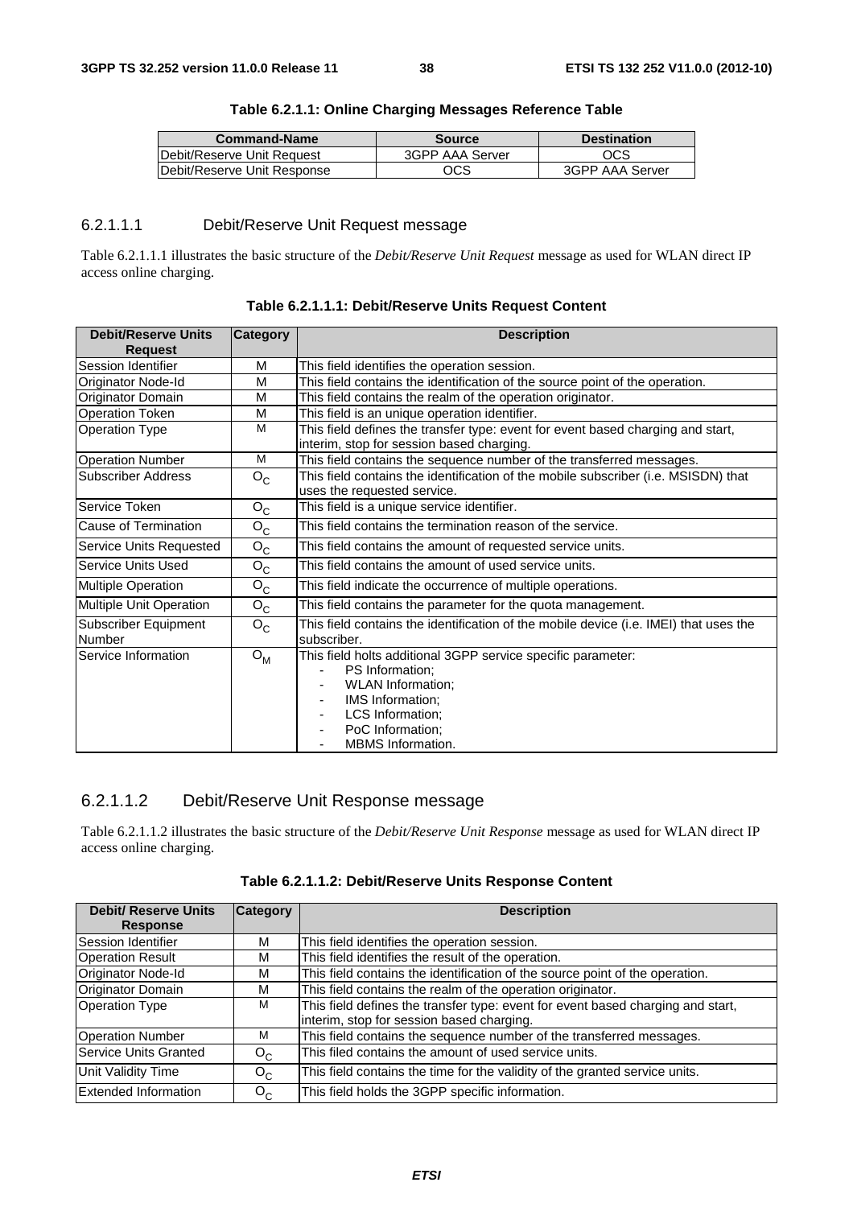**Table 6.2.1.1: Online Charging Messages Reference Table**

| Command-Name | Source | Destination |
|---|---|---|
| Debit/Reserve Unit Request | 3GPP AAA Server | OCS |
| Debit/Reserve Unit Response | OCS | 3GPP AAA Server |

#### 6.2.1.1.1 Debit/Reserve Unit Request message

Table 6.2.1.1.1 illustrates the basic structure of the *Debit/Reserve Unit Request* message as used for WLAN direct IP access online charging.

**Table 6.2.1.1.1: Debit/Reserve Units Request Content**

| Debit/Reserve Units Request | Category | Description |
|---|---|---|
| Session Identifier | M | This field identifies the operation session. |
| Originator Node-Id | M | This field contains the identification of the source point of the operation. |
| Originator Domain | M | This field contains the realm of the operation originator. |
| Operation Token | M | This field is an unique operation identifier. |
| Operation Type | M | This field defines the transfer type: event for event based charging and start, interim, stop for session based charging. |
| Operation Number | M | This field contains the sequence number of the transferred messages. |
| Subscriber Address | $O_C$ | This field contains the identification of the mobile subscriber (i.e. MSISDN) that uses the requested service. |
| Service Token | $O_C$ | This field is a unique service identifier. |
| Cause of Termination | $O_C$ | This field contains the termination reason of the service. |
| Service Units Requested | $O_C$ | This field contains the amount of requested service units. |
| Service Units Used | $O_C$ | This field contains the amount of used service units. |
| Multiple Operation | $O_C$ | This field indicate the occurrence of multiple operations. |
| Multiple Unit Operation | $O_C$ | This field contains the parameter for the quota management. |
| Subscriber Equipment Number | $O_C$ | This field contains the identification of the mobile device (i.e. IMEI) that uses the subscriber. |
| Service Information | $O_M$ | This field holts additional 3GPP service specific parameter: <br> - PS Information; <br> - WLAN Information; <br> - IMS Information; <br> - LCS Information; <br> - PoC Information; <br> - MBMS Information. |

#### 6.2.1.1.2 Debit/Reserve Unit Response message

Table 6.2.1.1.2 illustrates the basic structure of the *Debit/Reserve Unit Response* message as used for WLAN direct IP access online charging.

**Table 6.2.1.1.2: Debit/Reserve Units Response Content**

| Debit/ Reserve Units Response | Category | Description |
|---|---|---|
| Session Identifier | M | This field identifies the operation session. |
| Operation Result | M | This field identifies the result of the operation. |
| Originator Node-Id | M | This field contains the identification of the source point of the operation. |
| Originator Domain | M | This field contains the realm of the operation originator. |
| Operation Type | M | This field defines the transfer type: event for event based charging and start, interim, stop for session based charging. |
| Operation Number | M | This field contains the sequence number of the transferred messages. |
| Service Units Granted | $O_C$ | This filed contains the amount of used service units. |
| Unit Validity Time | $O_C$ | This field contains the time for the validity of the granted service units. |
| Extended Information | $O_C$ | This field holds the 3GPP specific information. |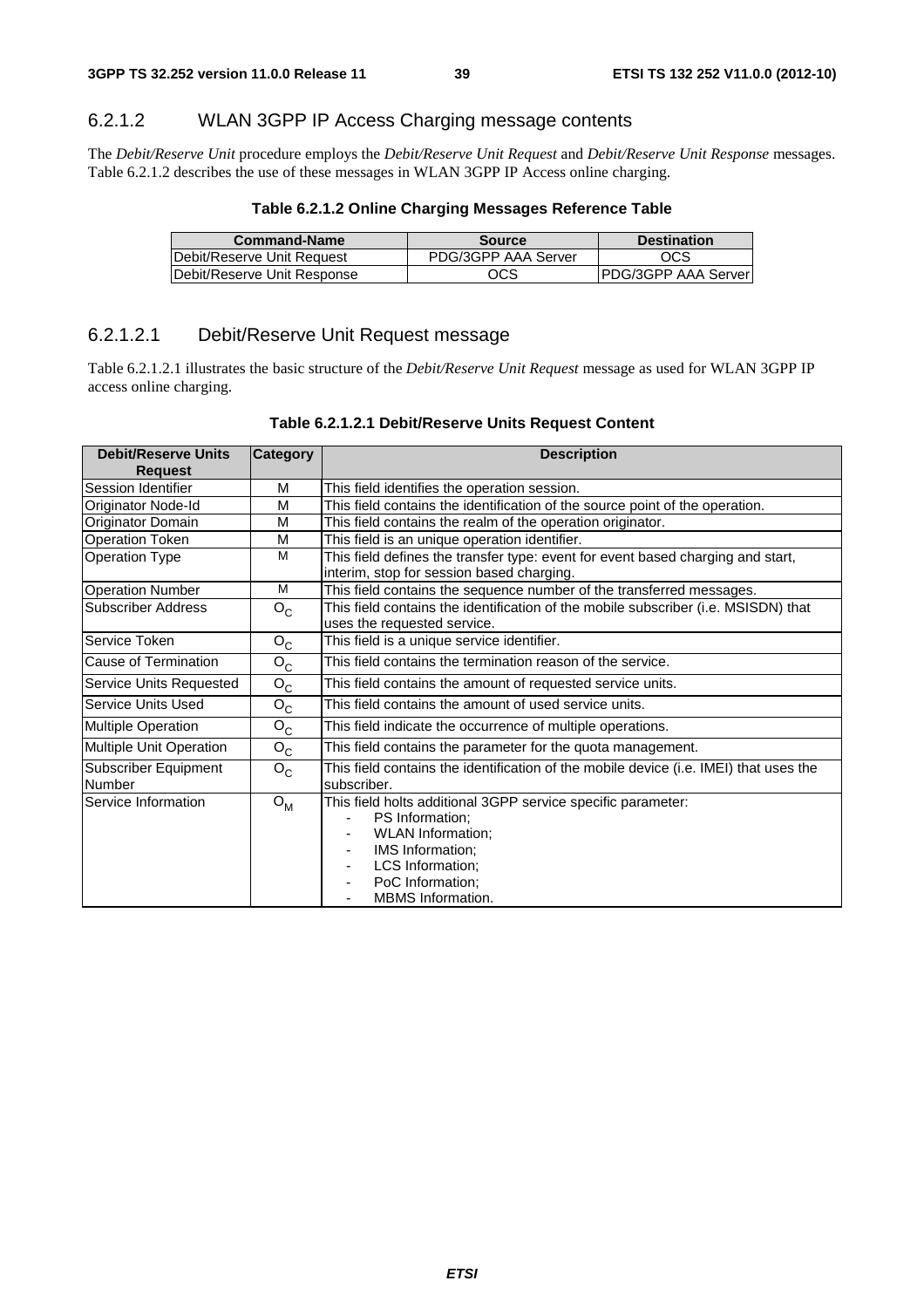### 6.2.1.2 WLAN 3GPP IP Access Charging message contents

The *Debit/Reserve Unit* procedure employs the *Debit/Reserve Unit Request* and *Debit/Reserve Unit Response* messages. Table 6.2.1.2 describes the use of these messages in WLAN 3GPP IP Access online charging.

**Table 6.2.1.2 Online Charging Messages Reference Table**

| Command-Name | Source | Destination |
|---|---|---|
| Debit/Reserve Unit Request | PDG/3GPP AAA Server | OCS |
| Debit/Reserve Unit Response | OCS | PDG/3GPP AAA Server |

#### 6.2.1.2.1 Debit/Reserve Unit Request message

Table 6.2.1.2.1 illustrates the basic structure of the *Debit/Reserve Unit Request* message as used for WLAN 3GPP IP access online charging.

**Table 6.2.1.2.1 Debit/Reserve Units Request Content**

| Debit/Reserve Units Request | Category | Description |
|---|---|---|
| Session Identifier | M | This field identifies the operation session. |
| Originator Node-Id | M | This field contains the identification of the source point of the operation. |
| Originator Domain | M | This field contains the realm of the operation originator. |
| Operation Token | M | This field is an unique operation identifier. |
| Operation Type | M | This field defines the transfer type: event for event based charging and start, interim, stop for session based charging. |
| Operation Number | M | This field contains the sequence number of the transferred messages. |
| Subscriber Address | $O_C$ | This field contains the identification of the mobile subscriber (i.e. MSISDN) that uses the requested service. |
| Service Token | $O_C$ | This field is a unique service identifier. |
| Cause of Termination | $O_C$ | This field contains the termination reason of the service. |
| Service Units Requested | $O_C$ | This field contains the amount of requested service units. |
| Service Units Used | $O_C$ | This field contains the amount of used service units. |
| Multiple Operation | $O_C$ | This field indicate the occurrence of multiple operations. |
| Multiple Unit Operation | $O_C$ | This field contains the parameter for the quota management. |
| Subscriber Equipment Number | $O_C$ | This field contains the identification of the mobile device (i.e. IMEI) that uses the subscriber. |
| Service Information | $O_M$ | This field holts additional 3GPP service specific parameter:<br>- PS Information;<br>- WLAN Information;<br>- IMS Information;<br>- LCS Information;<br>- PoC Information;<br>- MBMS Information. |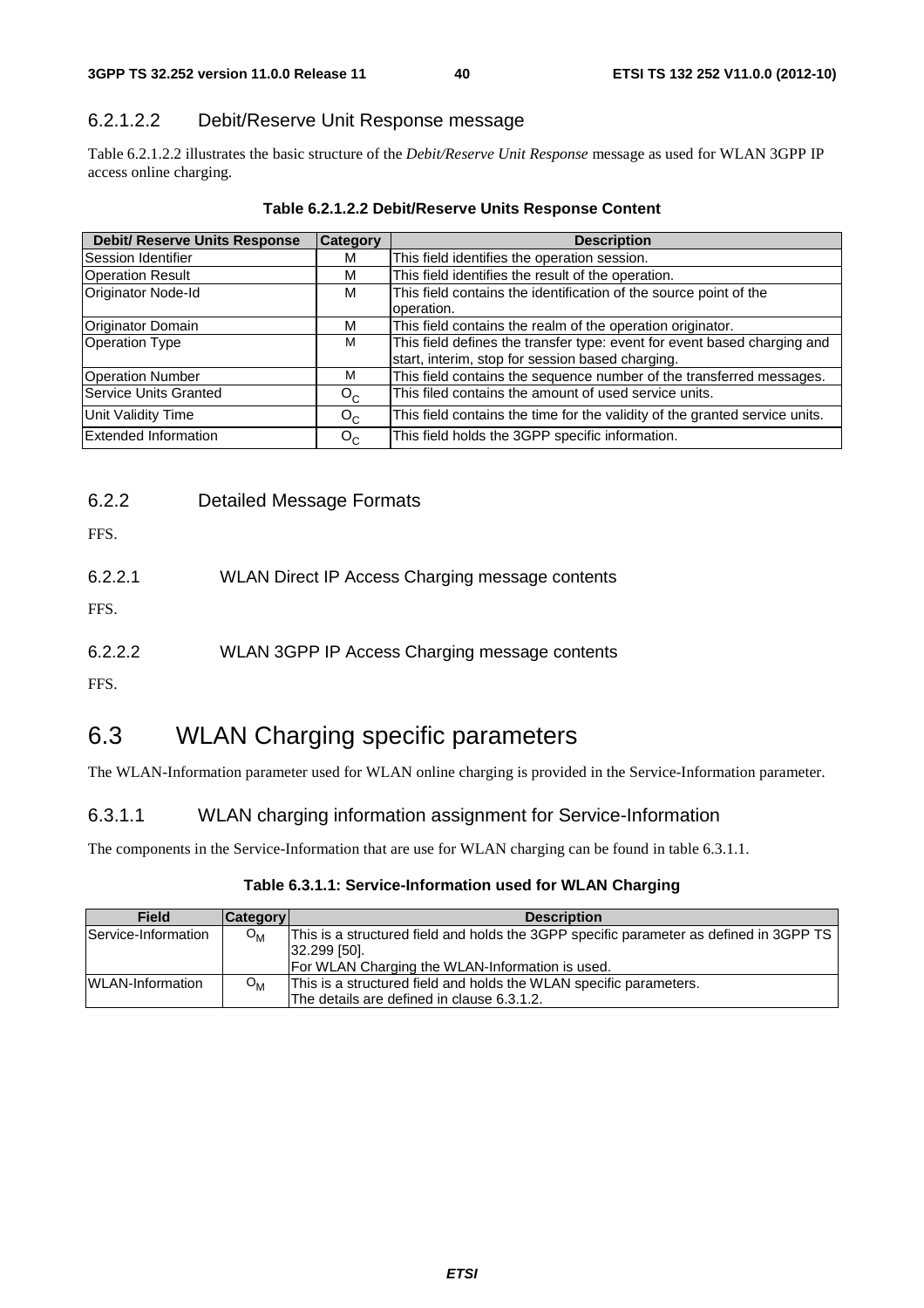#### 6.2.1.2.2 Debit/Reserve Unit Response message

Table 6.2.1.2.2 illustrates the basic structure of the *Debit/Reserve Unit Response* message as used for WLAN 3GPP IP access online charging.

**Table 6.2.1.2.2 Debit/Reserve Units Response Content**

| Debit/ Reserve Units Response | Category | Description |
|---|---|---|
| Session Identifier | M | This field identifies the operation session. |
| Operation Result | M | This field identifies the result of the operation. |
| Originator Node-Id | M | This field contains the identification of the source point of the operation. |
| Originator Domain | M | This field contains the realm of the operation originator. |
| Operation Type | M | This field defines the transfer type: event for event based charging and start, interim, stop for session based charging. |
| Operation Number | M | This field contains the sequence number of the transferred messages. |
| Service Units Granted | $O_C$ | This filed contains the amount of used service units. |
| Unit Validity Time | $O_C$ | This field contains the time for the validity of the granted service units. |
| Extended Information | $O_C$ | This field holds the 3GPP specific information. |

### 6.2.2 Detailed Message Formats

FFS.

#### 6.2.2.1 WLAN Direct IP Access Charging message contents

FFS.

#### 6.2.2.2 WLAN 3GPP IP Access Charging message contents

FFS.

## 6.3 WLAN Charging specific parameters

The WLAN-Information parameter used for WLAN online charging is provided in the Service-Information parameter.

#### 6.3.1.1 WLAN charging information assignment for Service-Information

The components in the Service-Information that are use for WLAN charging can be found in table 6.3.1.1.

**Table 6.3.1.1: Service-Information used for WLAN Charging**

| Field | Category | Description |
|---|---|---|
| Service-Information | $O_M$ | This is a structured field and holds the 3GPP specific parameter as defined in 3GPP TS 32.299 [50].<br>For WLAN Charging the WLAN-Information is used. |
| WLAN-Information | $O_M$ | This is a structured field and holds the WLAN specific parameters.<br>The details are defined in clause 6.3.1.2. |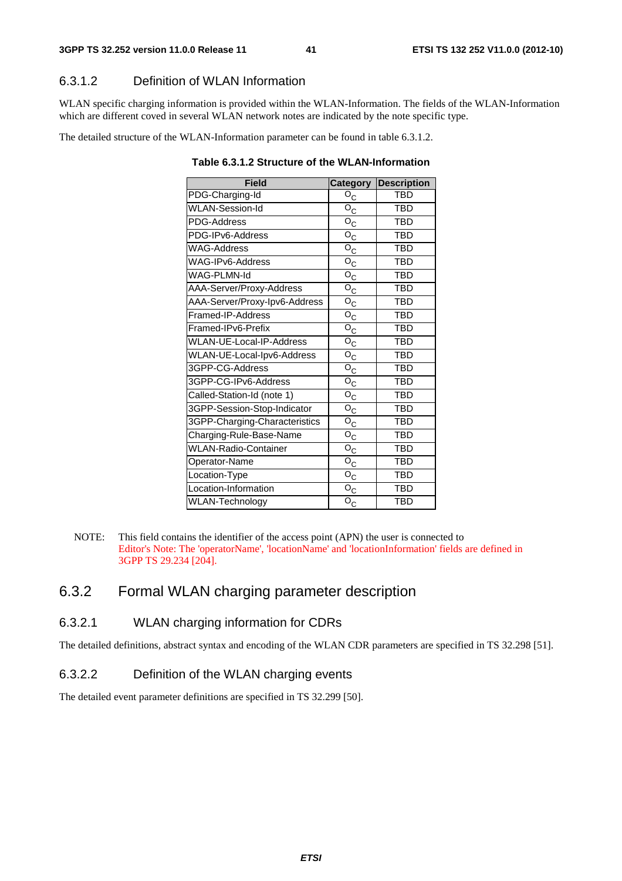### 6.3.1.2 Definition of WLAN Information

WLAN specific charging information is provided within the WLAN-Information. The fields of the WLAN-Information which are different coved in several WLAN network notes are indicated by the note specific type.

The detailed structure of the WLAN-Information parameter can be found in table 6.3.1.2.

**Table 6.3.1.2 Structure of the WLAN-Information**

| Field | Category | Description |
|---|---|---|
| PDG-Charging-Id | $O_C$ | TBD |
| WLAN-Session-Id | $O_C$ | TBD |
| PDG-Address | $O_C$ | TBD |
| PDG-IPv6-Address | $O_C$ | TBD |
| WAG-Address | $O_C$ | TBD |
| WAG-IPv6-Address | $O_C$ | TBD |
| WAG-PLMN-Id | $O_C$ | TBD |
| AAA-Server/Proxy-Address | $O_C$ | TBD |
| AAA-Server/Proxy-Ipv6-Address | $O_C$ | TBD |
| Framed-IP-Address | $O_C$ | TBD |
| Framed-IPv6-Prefix | $O_C$ | TBD |
| WLAN-UE-Local-IP-Address | $O_C$ | TBD |
| WLAN-UE-Local-Ipv6-Address | $O_C$ | TBD |
| 3GPP-CG-Address | $O_C$ | TBD |
| 3GPP-CG-IPv6-Address | $O_C$ | TBD |
| Called-Station-Id (note 1) | $O_C$ | TBD |
| 3GPP-Session-Stop-Indicator | $O_C$ | TBD |
| 3GPP-Charging-Characteristics | $O_C$ | TBD |
| Charging-Rule-Base-Name | $O_C$ | TBD |
| WLAN-Radio-Container | $O_C$ | TBD |
| Operator-Name | $O_C$ | TBD |
| Location-Type | $O_C$ | TBD |
| Location-Information | $O_C$ | TBD |
| WLAN-Technology | $O_C$ | TBD |

NOTE: This field contains the identifier of the access point (APN) the user is connected to
Editor's Note: The 'operatorName', 'locationName' and 'locationInformation' fields are defined in 3GPP TS 29.234 [204].

## 6.3.2 Formal WLAN charging parameter description

### 6.3.2.1 WLAN charging information for CDRs

The detailed definitions, abstract syntax and encoding of the WLAN CDR parameters are specified in TS 32.298 [51].

### 6.3.2.2 Definition of the WLAN charging events

The detailed event parameter definitions are specified in TS 32.299 [50].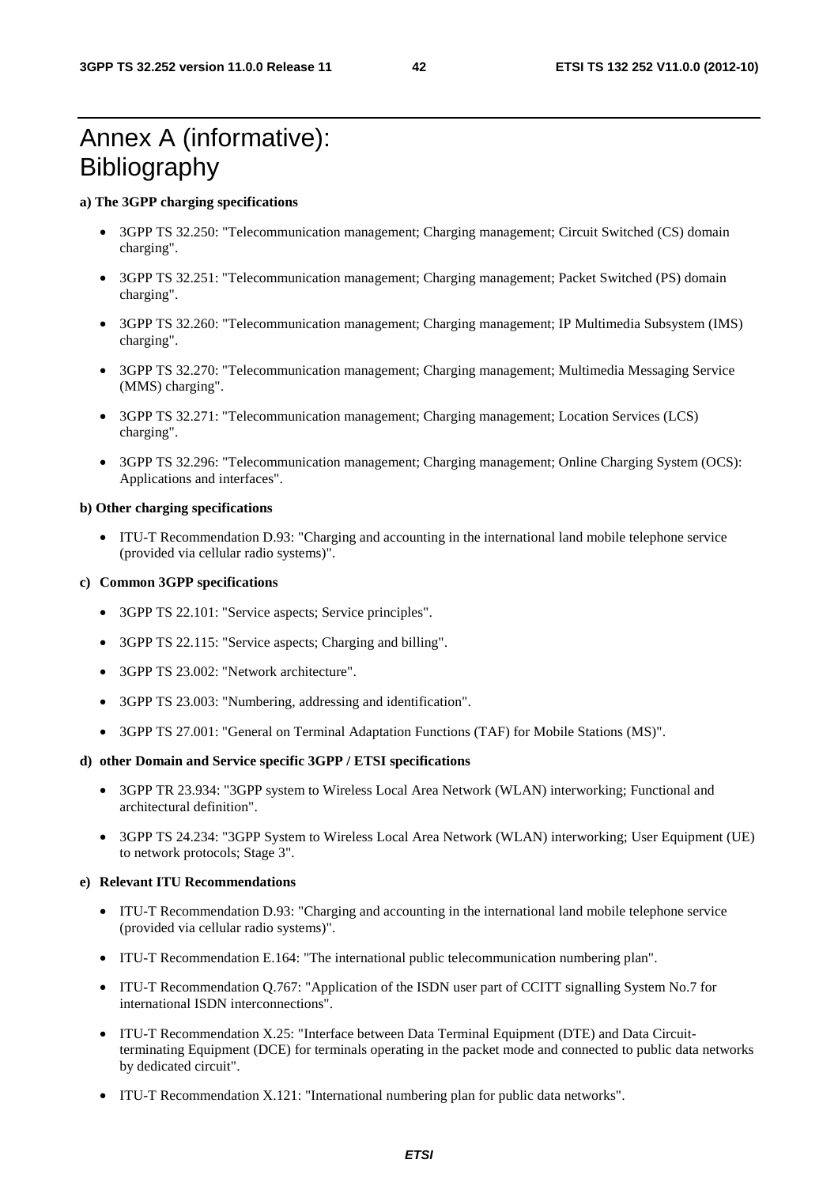# Annex A (informative): Bibliography

**a) The 3GPP charging specifications**

- 3GPP TS 32.250: "Telecommunication management; Charging management; Circuit Switched (CS) domain charging".
- 3GPP TS 32.251: "Telecommunication management; Charging management; Packet Switched (PS) domain charging".
- 3GPP TS 32.260: "Telecommunication management; Charging management; IP Multimedia Subsystem (IMS) charging".
- 3GPP TS 32.270: "Telecommunication management; Charging management; Multimedia Messaging Service (MMS) charging".
- 3GPP TS 32.271: "Telecommunication management; Charging management; Location Services (LCS) charging".
- 3GPP TS 32.296: "Telecommunication management; Charging management; Online Charging System (OCS): Applications and interfaces".

**b) Other charging specifications**

- ITU-T Recommendation D.93: "Charging and accounting in the international land mobile telephone service (provided via cellular radio systems)".

**c) Common 3GPP specifications**

- 3GPP TS 22.101: "Service aspects; Service principles".
- 3GPP TS 22.115: "Service aspects; Charging and billing".
- 3GPP TS 23.002: "Network architecture".
- 3GPP TS 23.003: "Numbering, addressing and identification".
- 3GPP TS 27.001: "General on Terminal Adaptation Functions (TAF) for Mobile Stations (MS)".

**d) other Domain and Service specific 3GPP / ETSI specifications**

- 3GPP TR 23.934: "3GPP system to Wireless Local Area Network (WLAN) interworking; Functional and architectural definition".
- 3GPP TS 24.234: "3GPP System to Wireless Local Area Network (WLAN) interworking; User Equipment (UE) to network protocols; Stage 3".

**e) Relevant ITU Recommendations**

- ITU-T Recommendation D.93: "Charging and accounting in the international land mobile telephone service (provided via cellular radio systems)".
- ITU-T Recommendation E.164: "The international public telecommunication numbering plan".
- ITU-T Recommendation Q.767: "Application of the ISDN user part of CCITT signalling System No.7 for international ISDN interconnections".
- ITU-T Recommendation X.25: "Interface between Data Terminal Equipment (DTE) and Data Circuit-terminating Equipment (DCE) for terminals operating in the packet mode and connected to public data networks by dedicated circuit".
- ITU-T Recommendation X.121: "International numbering plan for public data networks".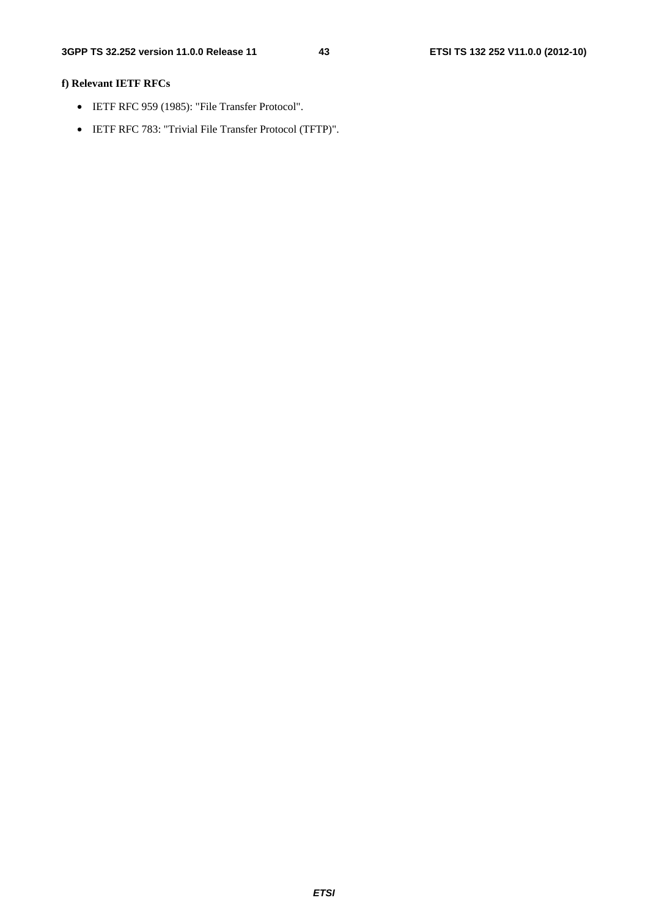**f) Relevant IETF RFCs**

- IETF RFC 959 (1985): "File Transfer Protocol".
- IETF RFC 783: "Trivial File Transfer Protocol (TFTP)".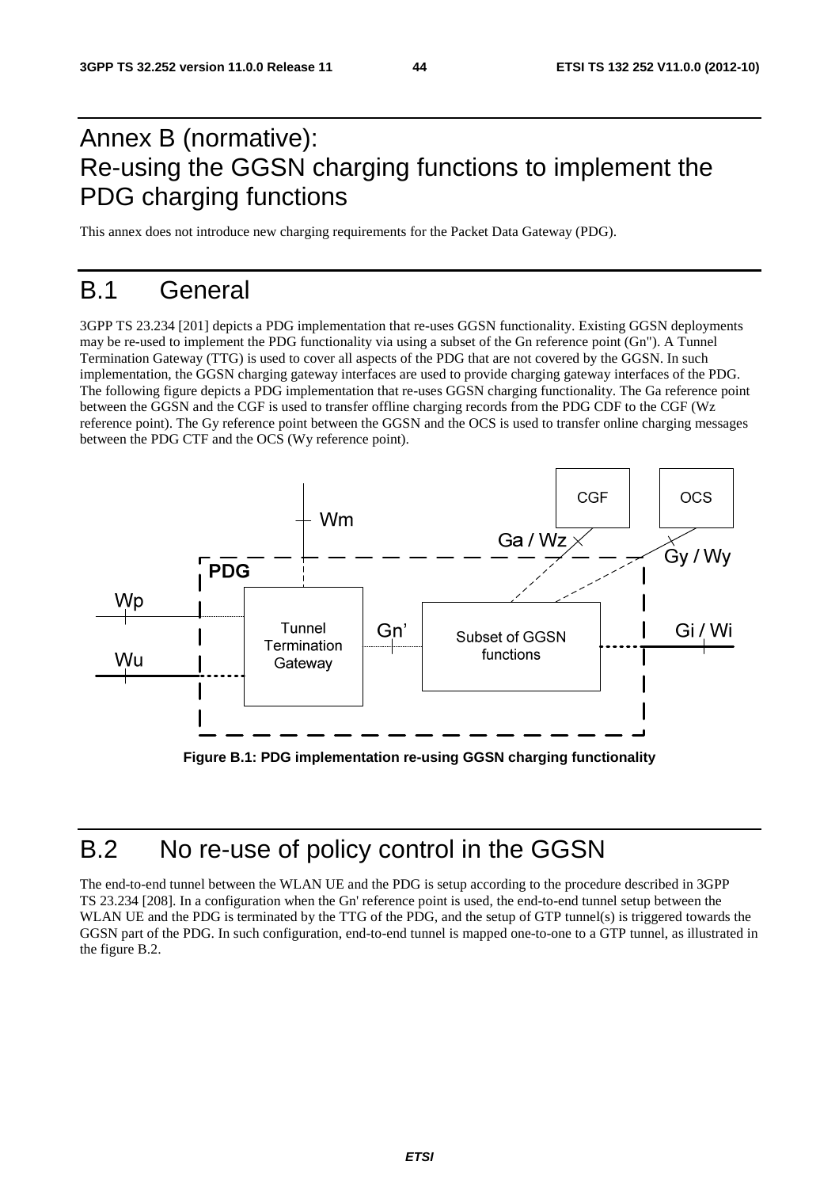# Annex B (normative): Re-using the GGSN charging functions to implement the PDG charging functions

This annex does not introduce new charging requirements for the Packet Data Gateway (PDG).

# B.1 General

3GPP TS 23.234 [201] depicts a PDG implementation that re-uses GGSN functionality. Existing GGSN deployments may be re-used to implement the PDG functionality via using a subset of the Gn reference point (Gn"). A Tunnel Termination Gateway (TTG) is used to cover all aspects of the PDG that are not covered by the GGSN. In such implementation, the GGSN charging gateway interfaces are used to provide charging gateway interfaces of the PDG. The following figure depicts a PDG implementation that re-uses GGSN charging functionality. The Ga reference point between the GGSN and the CGF is used to transfer offline charging records from the PDG CDF to the CGF (Wz reference point). The Gy reference point between the GGSN and the OCS is used to transfer online charging messages between the PDG CTF and the OCS (Wy reference point).

**Figure B.1: PDG implementation re-using GGSN charging functionality**

# B.2 No re-use of policy control in the GGSN

The end-to-end tunnel between the WLAN UE and the PDG is setup according to the procedure described in 3GPP TS 23.234 [208]. In a configuration when the Gn' reference point is used, the end-to-end tunnel setup between the WLAN UE and the PDG is terminated by the TTG of the PDG, and the setup of GTP tunnel(s) is triggered towards the GGSN part of the PDG. In such configuration, end-to-end tunnel is mapped one-to-one to a GTP tunnel, as illustrated in the figure B.2.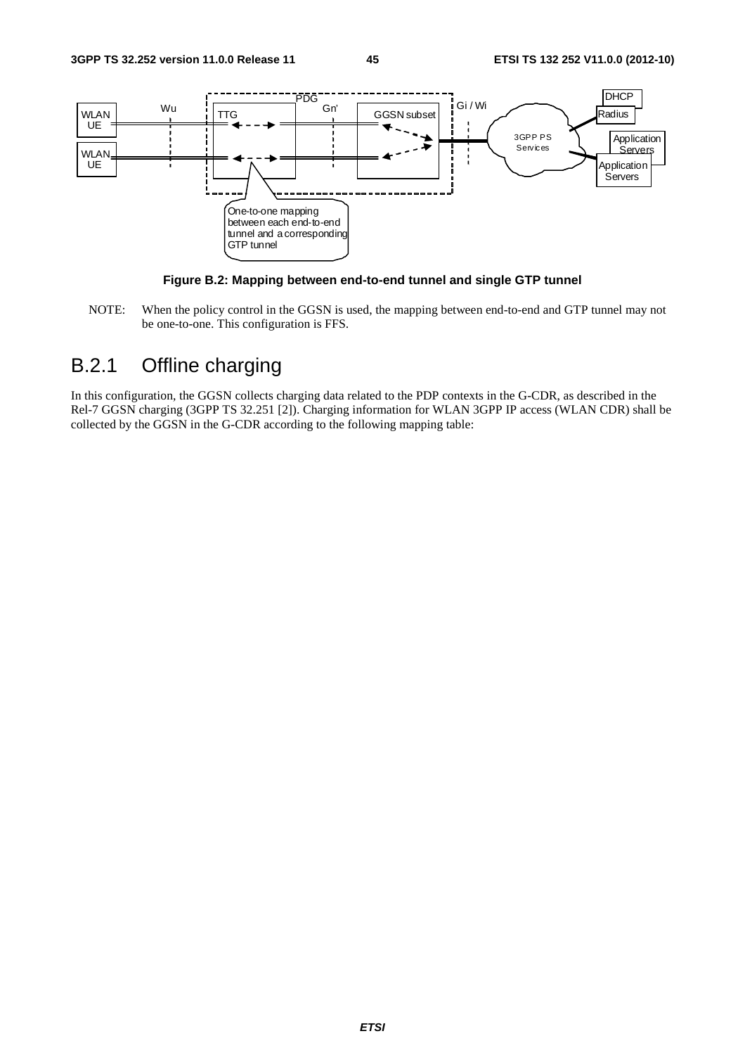**Figure B.2: Mapping between end-to-end tunnel and single GTP tunnel**

NOTE: When the policy control in the GGSN is used, the mapping between end-to-end and GTP tunnel may not be one-to-one. This configuration is FFS.

## B.2.1 Offline charging

In this configuration, the GGSN collects charging data related to the PDP contexts in the G-CDR, as described in the Rel-7 GGSN charging (3GPP TS 32.251 [2]). Charging information for WLAN 3GPP IP access (WLAN CDR) shall be collected by the GGSN in the G-CDR according to the following mapping table: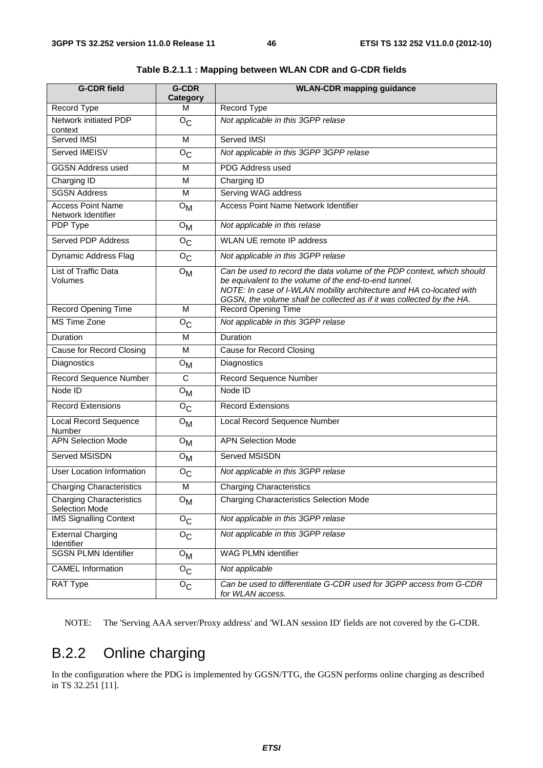**Table B.2.1.1 : Mapping between WLAN CDR and G-CDR fields**

| G-CDR field | G-CDR Category | WLAN-CDR mapping guidance |
|---|---|---|
| Record Type | M | Record Type |
| Network initiated PDP context | $O_C$ | *Not applicable in this 3GPP relase* |
| Served IMSI | M | Served IMSI |
| Served IMEISV | $O_C$ | *Not applicable in this 3GPP 3GPP relase* |
| GGSN Address used | M | PDG Address used |
| Charging ID | M | Charging ID |
| SGSN Address | M | Serving WAG address |
| Access Point Name Network Identifier | $O_M$ | Access Point Name Network Identifier |
| PDP Type | $O_M$ | *Not applicable in this relase* |
| Served PDP Address | $O_C$ | WLAN UE remote IP address |
| Dynamic Address Flag | $O_C$ | *Not applicable in this 3GPP relase* |
| List of Traffic Data Volumes | $O_M$ | *Can be used to record the data volume of the PDP context, which should be equivalent to the volume of the end-to-end tunnel.* *NOTE: In case of I-WLAN mobility architecture and HA co-located with GGSN, the volume shall be collected as if it was collected by the HA.* |
| Record Opening Time | M | Record Opening Time |
| MS Time Zone | $O_C$ | *Not applicable in this 3GPP relase* |
| Duration | M | Duration |
| Cause for Record Closing | M | Cause for Record Closing |
| Diagnostics | $O_M$ | Diagnostics |
| Record Sequence Number | C | Record Sequence Number |
| Node ID | $O_M$ | Node ID |
| Record Extensions | $O_C$ | Record Extensions |
| Local Record Sequence Number | $O_M$ | Local Record Sequence Number |
| APN Selection Mode | $O_M$ | APN Selection Mode |
| Served MSISDN | $O_M$ | Served MSISDN |
| User Location Information | $O_C$ | *Not applicable in this 3GPP relase* |
| Charging Characteristics | M | Charging Characteristics |
| Charging Characteristics Selection Mode | $O_M$ | Charging Characteristics Selection Mode |
| IMS Signalling Context | $O_C$ | *Not applicable in this 3GPP relase* |
| External Charging Identifier | $O_C$ | *Not applicable in this 3GPP relase* |
| SGSN PLMN Identifier | $O_M$ | WAG PLMN identifier |
| CAMEL Information | $O_C$ | *Not applicable* |
| RAT Type | $O_C$ | *Can be used to differentiate G-CDR used for 3GPP access from G-CDR for WLAN access.* |

NOTE: The 'Serving AAA server/Proxy address' and 'WLAN session ID' fields are not covered by the G-CDR.

## B.2.2 Online charging

In the configuration where the PDG is implemented by GGSN/TTG, the GGSN performs online charging as described in TS 32.251 [11].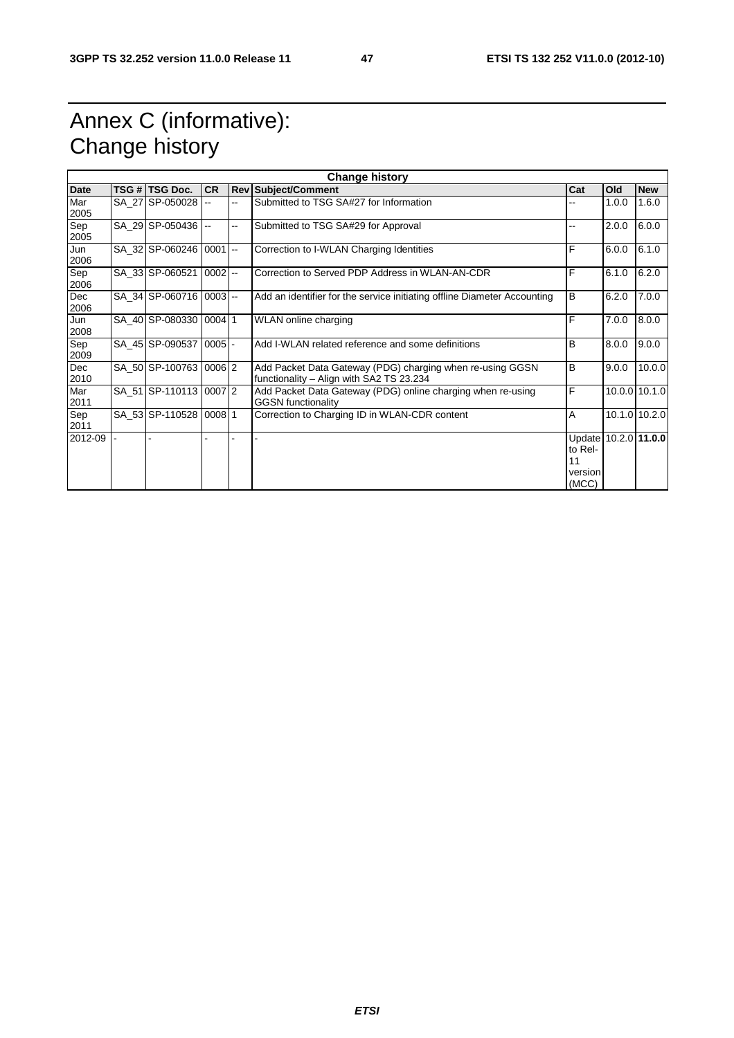# Annex C (informative): Change history

| Change history | | | | | | | | |
|---|---|---|---|---|---|---|---|---|
| **Date** | **TSG #** | **TSG Doc.** | **CR** | **Rev** | **Subject/Comment** | **Cat** | **Old** | **New** |
| Mar 2005 | SA_27 | SP-050028 | -- | -- | Submitted to TSG SA#27 for Information | -- | 1.0.0 | 1.6.0 |
| Sep 2005 | SA_29 | SP-050436 | -- | -- | Submitted to TSG SA#29 for Approval | -- | 2.0.0 | 6.0.0 |
| Jun 2006 | SA_32 | SP-060246 | 0001 | -- | Correction to I-WLAN Charging Identities | F | 6.0.0 | 6.1.0 |
| Sep 2006 | SA_33 | SP-060521 | 0002 | -- | Correction to Served PDP Address in WLAN-AN-CDR | F | 6.1.0 | 6.2.0 |
| Dec 2006 | SA_34 | SP-060716 | 0003 | -- | Add an identifier for the service initiating offline Diameter Accounting | B | 6.2.0 | 7.0.0 |
| Jun 2008 | SA_40 | SP-080330 | 0004 | 1 | WLAN online charging | F | 7.0.0 | 8.0.0 |
| Sep 2009 | SA_45 | SP-090537 | 0005 | - | Add I-WLAN related reference and some definitions | B | 8.0.0 | 9.0.0 |
| Dec 2010 | SA_50 | SP-100763 | 0006 | 2 | Add Packet Data Gateway (PDG) charging when re-using GGSN functionality – Align with SA2 TS 23.234 | B | 9.0.0 | 10.0.0 |
| Mar 2011 | SA_51 | SP-110113 | 0007 | 2 | Add Packet Data Gateway (PDG) online charging when re-using GGSN functionality | F | 10.0.0 | 10.1.0 |
| Sep 2011 | SA_53 | SP-110528 | 0008 | 1 | Correction to Charging ID in WLAN-CDR content | A | 10.1.0 | 10.2.0 |
| 2012-09 | - | - | - | - | - | Update to Rel-11 version (MCC) | 10.2.0 | **11.0.0** |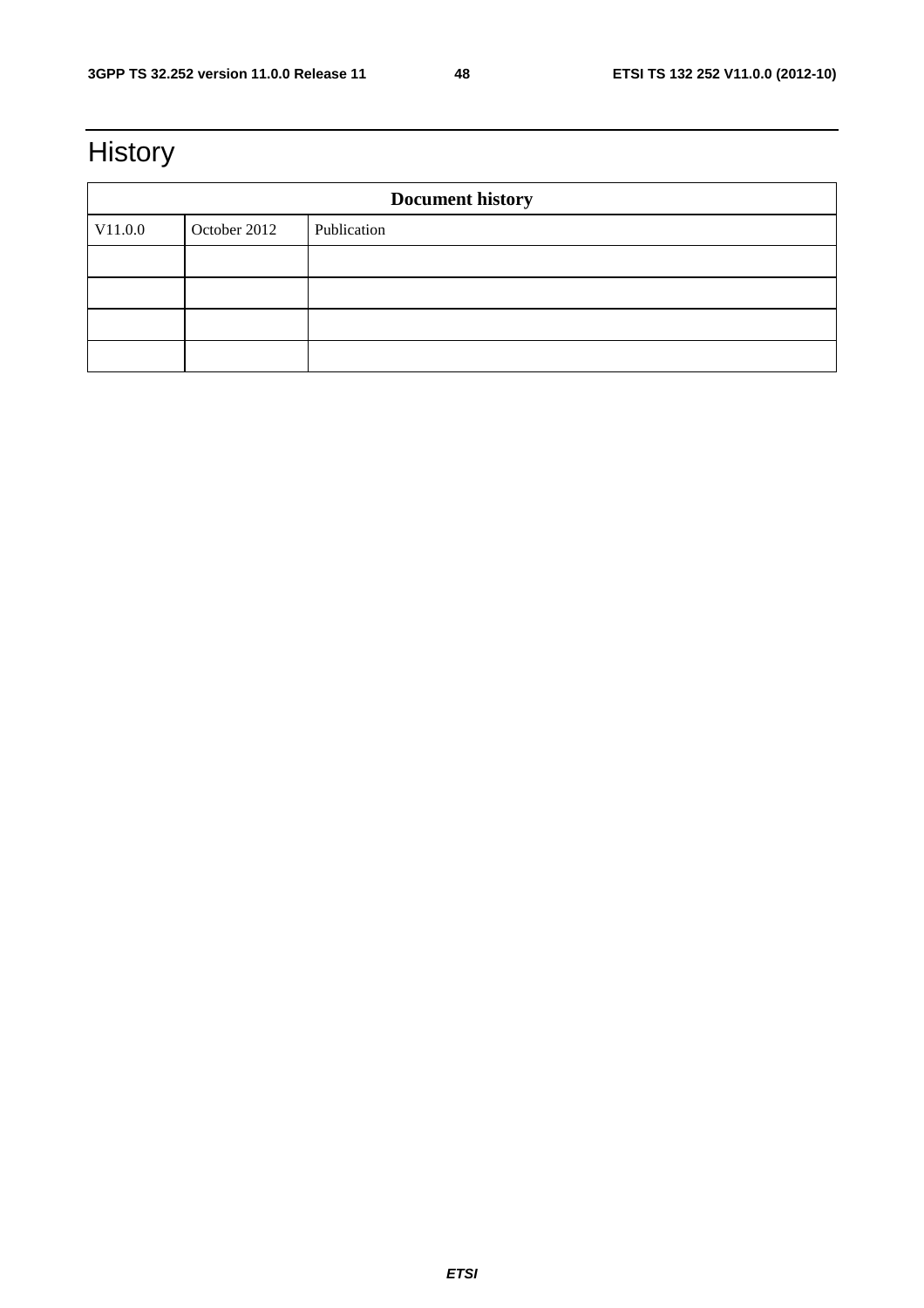# History

| Document history | | |
|---|---|---|
| V11.0.0 | October 2012 | Publication |
| | | |
| | | |
| | | |
| | | |